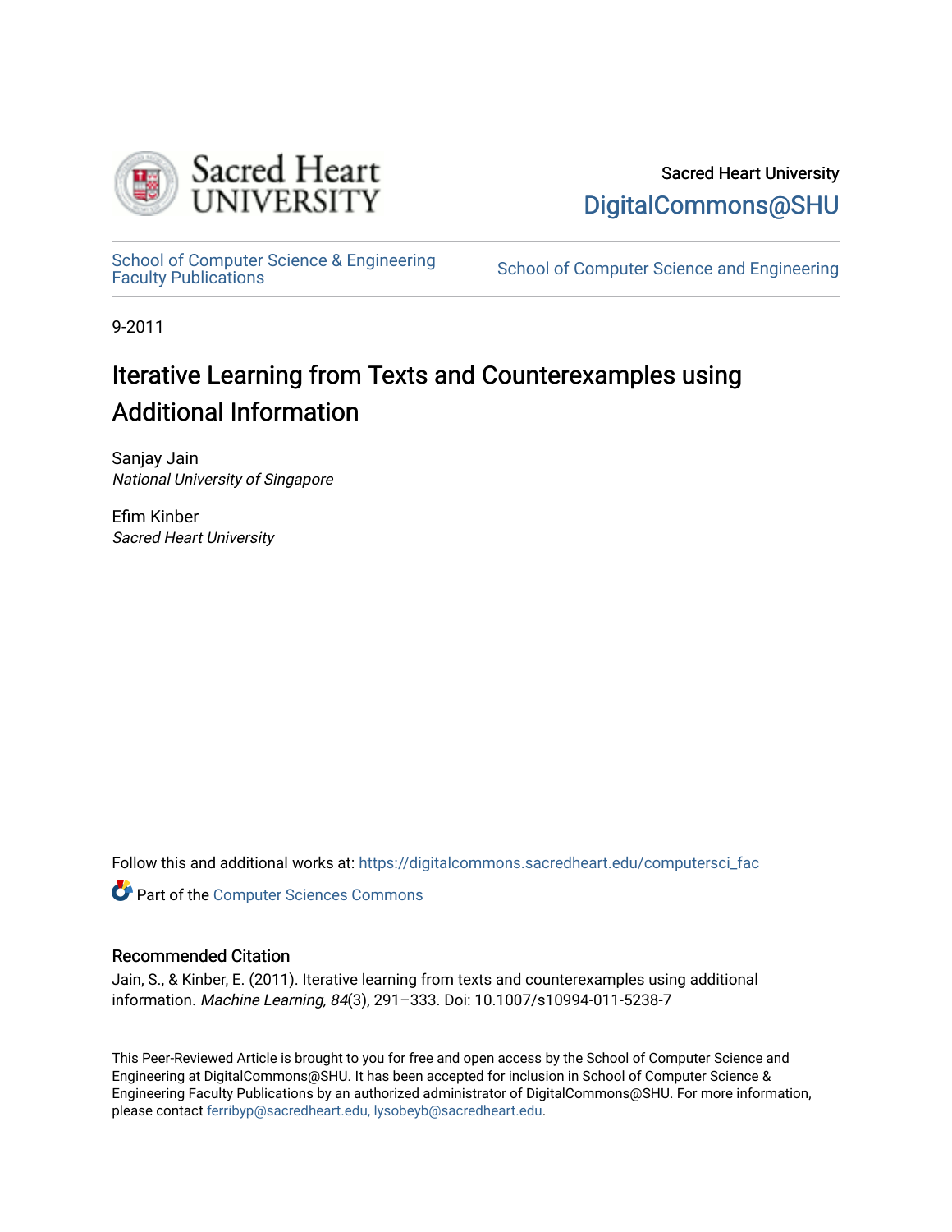Sacred Heart University

DigitalCommons@SHU

School of Computer Science & Engineering Faculty Publications

School of Computer Science and Engineering

9-2011

# Iterative Learning from Texts and Counterexamples using Additional Information

Sanjay Jain
*National University of Singapore*

Efim Kinber
*Sacred Heart University*

Follow this and additional works at: https://digitalcommons.sacredheart.edu/computersci_fac

Part of the Computer Sciences Commons

## Recommended Citation

Jain, S., & Kinber, E. (2011). Iterative learning from texts and counterexamples using additional information. *Machine Learning, 84*(3), 291–333. Doi: 10.1007/s10994-011-5238-7

This Peer-Reviewed Article is brought to you for free and open access by the School of Computer Science and Engineering at DigitalCommons@SHU. It has been accepted for inclusion in School of Computer Science & Engineering Faculty Publications by an authorized administrator of DigitalCommons@SHU. For more information, please contact ferribyp@sacredheart.edu, lysobeyb@sacredheart.edu.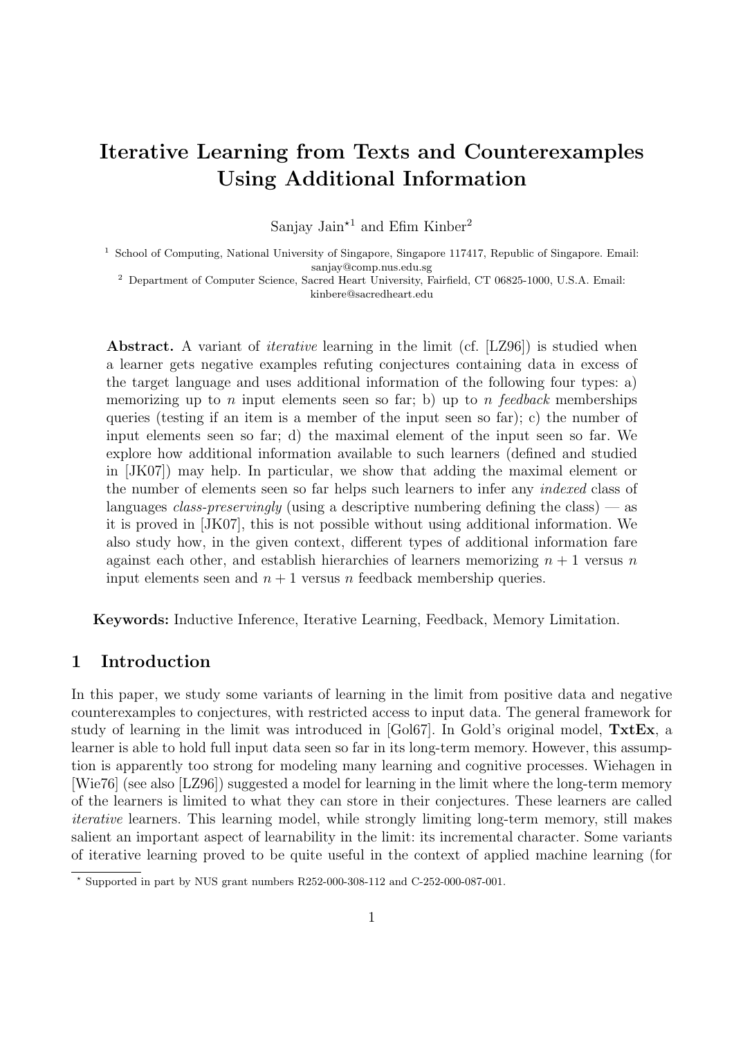# Iterative Learning from Texts and Counterexamples Using Additional Information

Sanjay Jain[⋆1] and Efim Kinber[2]

[1] School of Computing, National University of Singapore, Singapore 117417, Republic of Singapore. Email: sanjay@comp.nus.edu.sg

[2] Department of Computer Science, Sacred Heart University, Fairfield, CT 06825-1000, U.S.A. Email: kinbere@sacredheart.edu

**Abstract.** A variant of *iterative* learning in the limit (cf. [LZ96]) is studied when a learner gets negative examples refuting conjectures containing data in excess of the target language and uses additional information of the following four types: a) memorizing up to $n$ input elements seen so far; b) up to $n$ *feedback* memberships queries (testing if an item is a member of the input seen so far); c) the number of input elements seen so far; d) the maximal element of the input seen so far. We explore how additional information available to such learners (defined and studied in [JK07]) may help. In particular, we show that adding the maximal element or the number of elements seen so far helps such learners to infer any *indexed* class of languages *class-preservingly* (using a descriptive numbering defining the class) — as it is proved in [JK07], this is not possible without using additional information. We also study how, in the given context, different types of additional information fare against each other, and establish hierarchies of learners memorizing $n+1$ versus $n$ input elements seen and $n+1$ versus $n$ feedback membership queries.

**Keywords:** Inductive Inference, Iterative Learning, Feedback, Memory Limitation.

## 1 Introduction

In this paper, we study some variants of learning in the limit from positive data and negative counterexamples to conjectures, with restricted access to input data. The general framework for study of learning in the limit was introduced in [Gol67]. In Gold's original model, **TxtEx**, a learner is able to hold full input data seen so far in its long-term memory. However, this assumption is apparently too strong for modeling many learning and cognitive processes. Wiehagen in [Wie76] (see also [LZ96]) suggested a model for learning in the limit where the long-term memory of the learners is limited to what they can store in their conjectures. These learners are called *iterative* learners. This learning model, while strongly limiting long-term memory, still makes salient an important aspect of learnability in the limit: its incremental character. Some variants of iterative learning proved to be quite useful in the context of applied machine learning (for

[⋆] Supported in part by NUS grant numbers R252-000-308-112 and C-252-000-087-001.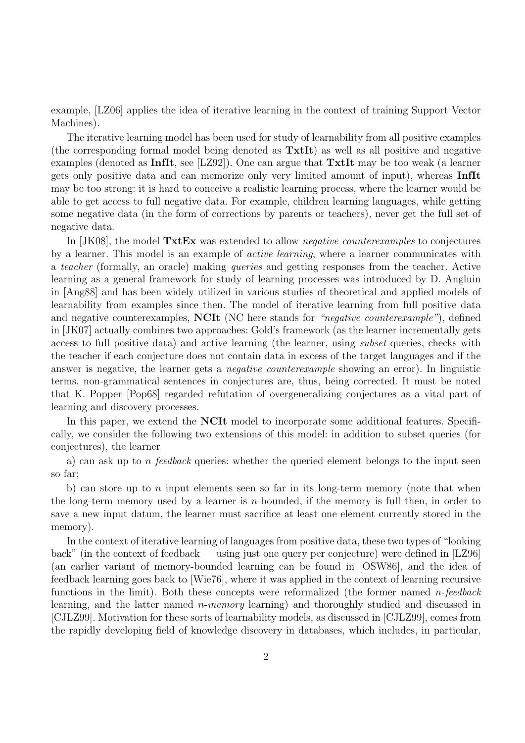example, [LZ06] applies the idea of iterative learning in the context of training Support Vector Machines).

The iterative learning model has been used for study of learnability from all positive examples (the corresponding formal model being denoted as **TxtIt**) as well as all positive and negative examples (denoted as **InfIt**, see [LZ92]). One can argue that **TxtIt** may be too weak (a learner gets only positive data and can memorize only very limited amount of input), whereas **InfIt** may be too strong: it is hard to conceive a realistic learning process, where the learner would be able to get access to full negative data. For example, children learning languages, while getting some negative data (in the form of corrections by parents or teachers), never get the full set of negative data.

In [JK08], the model **TxtEx** was extended to allow *negative counterexamples* to conjectures by a learner. This model is an example of *active learning*, where a learner communicates with a *teacher* (formally, an oracle) making *queries* and getting responses from the teacher. Active learning as a general framework for study of learning processes was introduced by D. Angluin in [Ang88] and has been widely utilized in various studies of theoretical and applied models of learnability from examples since then. The model of iterative learning from full positive data and negative counterexamples, **NCIt** (NC here stands for *"negative counterexample"*), defined in [JK07] actually combines two approaches: Gold's framework (as the learner incrementally gets access to full positive data) and active learning (the learner, using *subset* queries, checks with the teacher if each conjecture does not contain data in excess of the target languages and if the answer is negative, the learner gets a *negative counterexample* showing an error). In linguistic terms, non-grammatical sentences in conjectures are, thus, being corrected. It must be noted that K. Popper [Pop68] regarded refutation of overgeneralizing conjectures as a vital part of learning and discovery processes.

In this paper, we extend the **NCIt** model to incorporate some additional features. Specifically, we consider the following two extensions of this model: in addition to subset queries (for conjectures), the learner

a) can ask up to $n$ *feedback* queries: whether the queried element belongs to the input seen so far;

b) can store up to $n$ input elements seen so far in its long-term memory (note that when the long-term memory used by a learner is $n$-bounded, if the memory is full then, in order to save a new input datum, the learner must sacrifice at least one element currently stored in the memory).

In the context of iterative learning of languages from positive data, these two types of "looking back" (in the context of feedback — using just one query per conjecture) were defined in [LZ96] (an earlier variant of memory-bounded learning can be found in [OSW86], and the idea of feedback learning goes back to [Wie76], where it was applied in the context of learning recursive functions in the limit). Both these concepts were reformalized (the former named $n$-*feedback* learning, and the latter named $n$-*memory* learning) and thoroughly studied and discussed in [CJLZ99]. Motivation for these sorts of learnability models, as discussed in [CJLZ99], comes from the rapidly developing field of knowledge discovery in databases, which includes, in particular,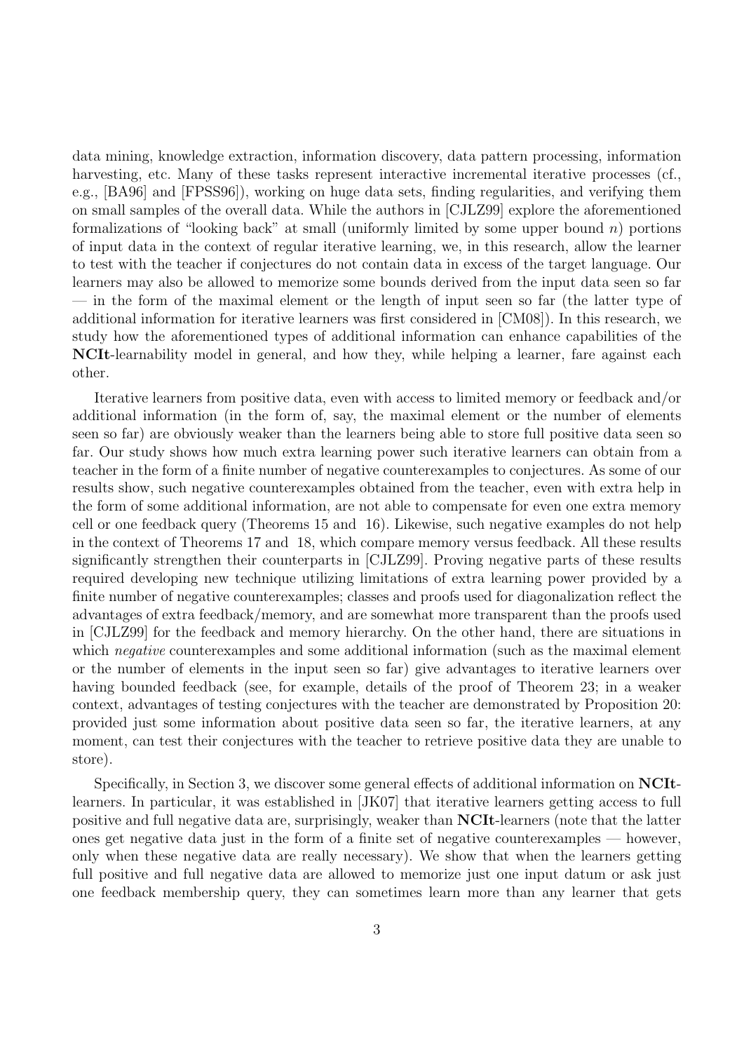data mining, knowledge extraction, information discovery, data pattern processing, information harvesting, etc. Many of these tasks represent interactive incremental iterative processes (cf., e.g., [BA96] and [FPSS96]), working on huge data sets, finding regularities, and verifying them on small samples of the overall data. While the authors in [CJLZ99] explore the aforementioned formalizations of "looking back" at small (uniformly limited by some upper bound $n$) portions of input data in the context of regular iterative learning, we, in this research, allow the learner to test with the teacher if conjectures do not contain data in excess of the target language. Our learners may also be allowed to memorize some bounds derived from the input data seen so far — in the form of the maximal element or the length of input seen so far (the latter type of additional information for iterative learners was first considered in [CM08]). In this research, we study how the aforementioned types of additional information can enhance capabilities of the **NCIt**-learnability model in general, and how they, while helping a learner, fare against each other.

Iterative learners from positive data, even with access to limited memory or feedback and/or additional information (in the form of, say, the maximal element or the number of elements seen so far) are obviously weaker than the learners being able to store full positive data seen so far. Our study shows how much extra learning power such iterative learners can obtain from a teacher in the form of a finite number of negative counterexamples to conjectures. As some of our results show, such negative counterexamples obtained from the teacher, even with extra help in the form of some additional information, are not able to compensate for even one extra memory cell or one feedback query (Theorems 15 and 16). Likewise, such negative examples do not help in the context of Theorems 17 and 18, which compare memory versus feedback. All these results significantly strengthen their counterparts in [CJLZ99]. Proving negative parts of these results required developing new technique utilizing limitations of extra learning power provided by a finite number of negative counterexamples; classes and proofs used for diagonalization reflect the advantages of extra feedback/memory, and are somewhat more transparent than the proofs used in [CJLZ99] for the feedback and memory hierarchy. On the other hand, there are situations in which *negative* counterexamples and some additional information (such as the maximal element or the number of elements in the input seen so far) give advantages to iterative learners over having bounded feedback (see, for example, details of the proof of Theorem 23; in a weaker context, advantages of testing conjectures with the teacher are demonstrated by Proposition 20: provided just some information about positive data seen so far, the iterative learners, at any moment, can test their conjectures with the teacher to retrieve positive data they are unable to store).

Specifically, in Section 3, we discover some general effects of additional information on **NCIt**-learners. In particular, it was established in [JK07] that iterative learners getting access to full positive and full negative data are, surprisingly, weaker than **NCIt**-learners (note that the latter ones get negative data just in the form of a finite set of negative counterexamples — however, only when these negative data are really necessary). We show that when the learners getting full positive and full negative data are allowed to memorize just one input datum or ask just one feedback membership query, they can sometimes learn more than any learner that gets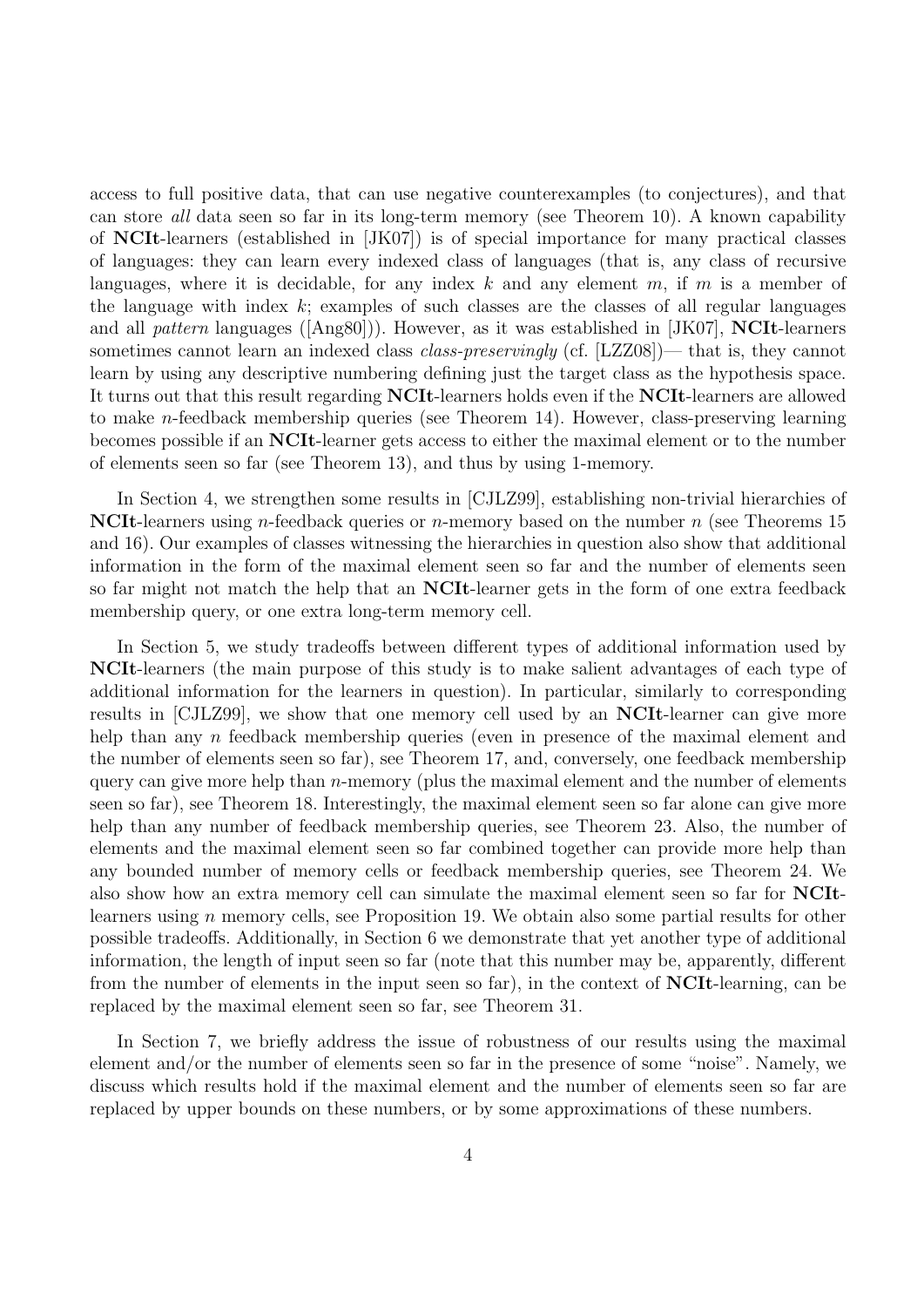access to full positive data, that can use negative counterexamples (to conjectures), and that can store *all* data seen so far in its long-term memory (see Theorem 10). A known capability of **NCIt**-learners (established in [JK07]) is of special importance for many practical classes of languages: they can learn every indexed class of languages (that is, any class of recursive languages, where it is decidable, for any index $k$ and any element $m$, if $m$ is a member of the language with index $k$; examples of such classes are the classes of all regular languages and all *pattern* languages ([Ang80])). However, as it was established in [JK07], **NCIt**-learners sometimes cannot learn an indexed class *class-preservingly* (cf. [LZZ08])— that is, they cannot learn by using any descriptive numbering defining just the target class as the hypothesis space. It turns out that this result regarding **NCIt**-learners holds even if the **NCIt**-learners are allowed to make $n$-feedback membership queries (see Theorem 14). However, class-preserving learning becomes possible if an **NCIt**-learner gets access to either the maximal element or to the number of elements seen so far (see Theorem 13), and thus by using 1-memory.

In Section 4, we strengthen some results in [CJLZ99], establishing non-trivial hierarchies of **NCIt**-learners using $n$-feedback queries or $n$-memory based on the number $n$ (see Theorems 15 and 16). Our examples of classes witnessing the hierarchies in question also show that additional information in the form of the maximal element seen so far and the number of elements seen so far might not match the help that an **NCIt**-learner gets in the form of one extra feedback membership query, or one extra long-term memory cell.

In Section 5, we study tradeoffs between different types of additional information used by **NCIt**-learners (the main purpose of this study is to make salient advantages of each type of additional information for the learners in question). In particular, similarly to corresponding results in [CJLZ99], we show that one memory cell used by an **NCIt**-learner can give more help than any $n$ feedback membership queries (even in presence of the maximal element and the number of elements seen so far), see Theorem 17, and, conversely, one feedback membership query can give more help than $n$-memory (plus the maximal element and the number of elements seen so far), see Theorem 18. Interestingly, the maximal element seen so far alone can give more help than any number of feedback membership queries, see Theorem 23. Also, the number of elements and the maximal element seen so far combined together can provide more help than any bounded number of memory cells or feedback membership queries, see Theorem 24. We also show how an extra memory cell can simulate the maximal element seen so far for **NCIt**-learners using $n$ memory cells, see Proposition 19. We obtain also some partial results for other possible tradeoffs. Additionally, in Section 6 we demonstrate that yet another type of additional information, the length of input seen so far (note that this number may be, apparently, different from the number of elements in the input seen so far), in the context of **NCIt**-learning, can be replaced by the maximal element seen so far, see Theorem 31.

In Section 7, we briefly address the issue of robustness of our results using the maximal element and/or the number of elements seen so far in the presence of some "noise". Namely, we discuss which results hold if the maximal element and the number of elements seen so far are replaced by upper bounds on these numbers, or by some approximations of these numbers.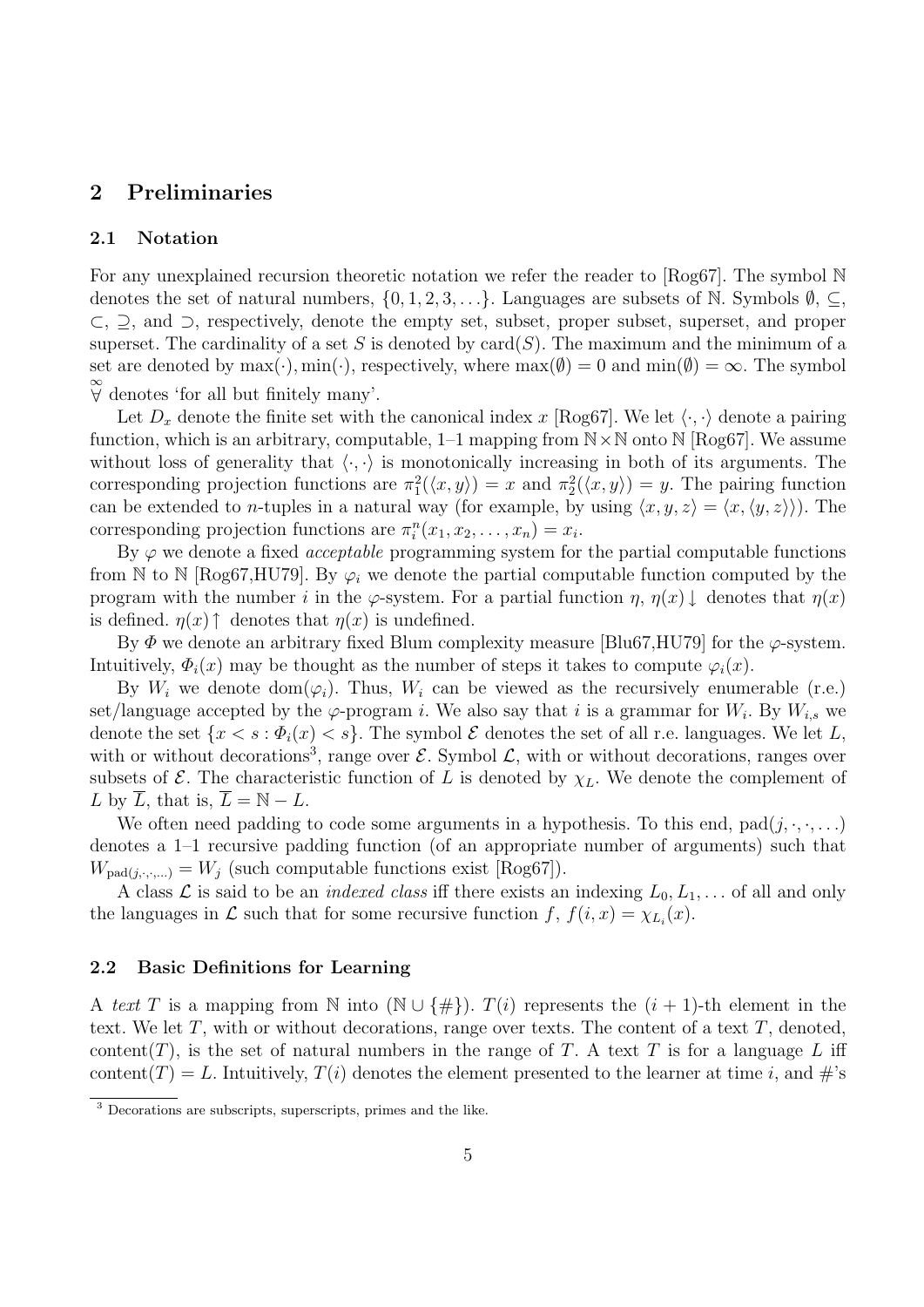## 2 Preliminaries

### 2.1 Notation

For any unexplained recursion theoretic notation we refer the reader to [Rog67]. The symbol $\mathbb{N}$ denotes the set of natural numbers, $\{0, 1, 2, 3, \ldots\}$. Languages are subsets of $\mathbb{N}$. Symbols $\emptyset$, $\subseteq$, $\subset$, $\supseteq$, and $\supset$, respectively, denote the empty set, subset, proper subset, superset, and proper superset. The cardinality of a set $S$ is denoted by $\mathrm{card}(S)$. The maximum and the minimum of a set are denoted by $\max(\cdot), \min(\cdot)$, respectively, where $\max(\emptyset) = 0$ and $\min(\emptyset) = \infty$. The symbol $\overset{\infty}{\forall}$ denotes 'for all but finitely many'.

Let $D_x$ denote the finite set with the canonical index $x$ [Rog67]. We let $\langle \cdot, \cdot \rangle$ denote a pairing function, which is an arbitrary, computable, 1–1 mapping from $\mathbb{N} \times \mathbb{N}$ onto $\mathbb{N}$ [Rog67]. We assume without loss of generality that $\langle \cdot, \cdot \rangle$ is monotonically increasing in both of its arguments. The corresponding projection functions are $\pi_1^2(\langle x, y \rangle) = x$ and $\pi_2^2(\langle x, y \rangle) = y$. The pairing function can be extended to $n$-tuples in a natural way (for example, by using $\langle x, y, z \rangle = \langle x, \langle y, z \rangle \rangle$). The corresponding projection functions are $\pi_i^n(x_1, x_2, \ldots, x_n) = x_i$.

By $\varphi$ we denote a fixed *acceptable* programming system for the partial computable functions from $\mathbb{N}$ to $\mathbb{N}$ [Rog67,HU79]. By $\varphi_i$ we denote the partial computable function computed by the program with the number $i$ in the $\varphi$-system. For a partial function $\eta$, $\eta(x)\downarrow$ denotes that $\eta(x)$ is defined. $\eta(x)\uparrow$ denotes that $\eta(x)$ is undefined.

By $\Phi$ we denote an arbitrary fixed Blum complexity measure [Blu67,HU79] for the $\varphi$-system. Intuitively, $\Phi_i(x)$ may be thought as the number of steps it takes to compute $\varphi_i(x)$.

By $W_i$ we denote $\mathrm{dom}(\varphi_i)$. Thus, $W_i$ can be viewed as the recursively enumerable (r.e.) set/language accepted by the $\varphi$-program $i$. We also say that $i$ is a grammar for $W_i$. By $W_{i,s}$ we denote the set $\{x < s : \Phi_i(x) < s\}$. The symbol $\mathcal{E}$ denotes the set of all r.e. languages. We let $L$, with or without decorations[3], range over $\mathcal{E}$. Symbol $\mathcal{L}$, with or without decorations, ranges over subsets of $\mathcal{E}$. The characteristic function of $L$ is denoted by $\chi_L$. We denote the complement of $L$ by $\overline{L}$, that is, $\overline{L} = \mathbb{N} - L$.

We often need padding to code some arguments in a hypothesis. To this end, $\mathrm{pad}(j, \cdot, \cdot, \ldots)$ denotes a 1–1 recursive padding function (of an appropriate number of arguments) such that $W_{\mathrm{pad}(j,\cdot,\cdot,\ldots)} = W_j$ (such computable functions exist [Rog67]).

A class $\mathcal{L}$ is said to be an *indexed class* iff there exists an indexing $L_0, L_1, \ldots$ of all and only the languages in $\mathcal{L}$ such that for some recursive function $f$, $f(i, x) = \chi_{L_i}(x)$.

### 2.2 Basic Definitions for Learning

A *text* $T$ is a mapping from $\mathbb{N}$ into $(\mathbb{N} \cup \{\#\})$. $T(i)$ represents the $(i+1)$-th element in the text. We let $T$, with or without decorations, range over texts. The content of a text $T$, denoted, $\mathrm{content}(T)$, is the set of natural numbers in the range of $T$. A text $T$ is for a language $L$ iff $\mathrm{content}(T) = L$. Intuitively, $T(i)$ denotes the element presented to the learner at time $i$, and #'s

[3] Decorations are subscripts, superscripts, primes and the like.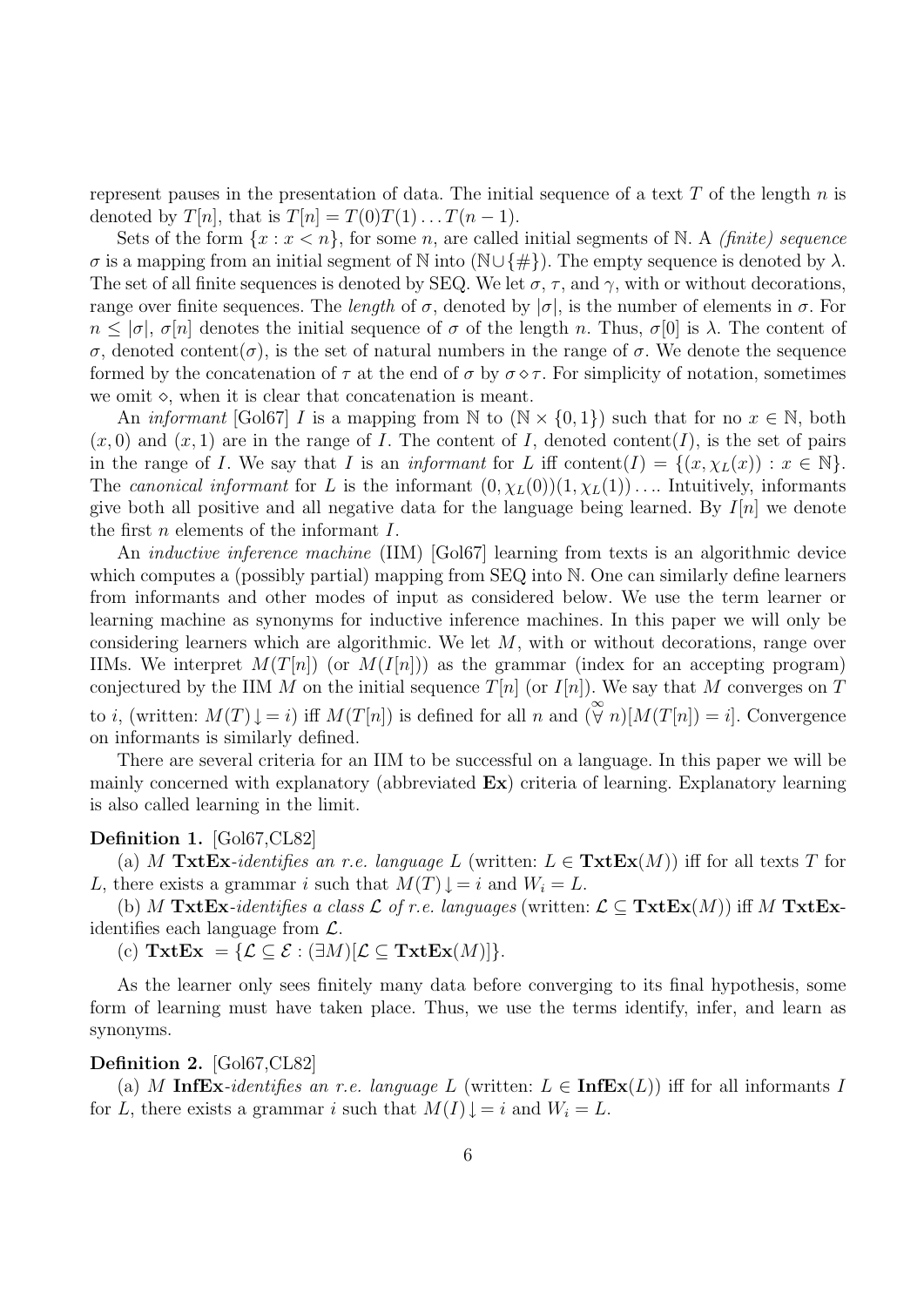represent pauses in the presentation of data. The initial sequence of a text $T$ of the length $n$ is denoted by $T[n]$, that is $T[n] = T(0)T(1)\dots T(n-1)$.

Sets of the form $\{x : x < n\}$, for some $n$, are called initial segments of $\mathbb{N}$. A *(finite) sequence* $\sigma$ is a mapping from an initial segment of $\mathbb{N}$ into $(\mathbb{N} \cup \{\#\})$. The empty sequence is denoted by $\lambda$. The set of all finite sequences is denoted by SEQ. We let $\sigma$, $\tau$, and $\gamma$, with or without decorations, range over finite sequences. The *length* of $\sigma$, denoted by $|\sigma|$, is the number of elements in $\sigma$. For $n \leq |\sigma|$, $\sigma[n]$ denotes the initial sequence of $\sigma$ of the length $n$. Thus, $\sigma[0]$ is $\lambda$. The content of $\sigma$, denoted content$(\sigma)$, is the set of natural numbers in the range of $\sigma$. We denote the sequence formed by the concatenation of $\tau$ at the end of $\sigma$ by $\sigma \diamond \tau$. For simplicity of notation, sometimes we omit $\diamond$, when it is clear that concatenation is meant.

An *informant* [Gol67] $I$ is a mapping from $\mathbb{N}$ to $(\mathbb{N} \times \{0, 1\})$ such that for no $x \in \mathbb{N}$, both $(x, 0)$ and $(x, 1)$ are in the range of $I$. The content of $I$, denoted content$(I)$, is the set of pairs in the range of $I$. We say that $I$ is an *informant* for $L$ iff content$(I) = \{(x, \chi_L(x)) : x \in \mathbb{N}\}$. The *canonical informant* for $L$ is the informant $(0, \chi_L(0))(1, \chi_L(1))\dots$. Intuitively, informants give both all positive and all negative data for the language being learned. By $I[n]$ we denote the first $n$ elements of the informant $I$.

An *inductive inference machine* (IIM) [Gol67] learning from texts is an algorithmic device which computes a (possibly partial) mapping from SEQ into $\mathbb{N}$. One can similarly define learners from informants and other modes of input as considered below. We use the term learner or learning machine as synonyms for inductive inference machines. In this paper we will only be considering learners which are algorithmic. We let $M$, with or without decorations, range over IIMs. We interpret $M(T[n])$ (or $M(I[n])$) as the grammar (index for an accepting program) conjectured by the IIM $M$ on the initial sequence $T[n]$ (or $I[n]$). We say that $M$ converges on $T$ to $i$, (written: $M(T)\downarrow = i$) iff $M(T[n])$ is defined for all $n$ and $(\stackrel{\infty}{\forall} n)[M(T[n]) = i]$. Convergence on informants is similarly defined.

There are several criteria for an IIM to be successful on a language. In this paper we will be mainly concerned with explanatory (abbreviated **Ex**) criteria of learning. Explanatory learning is also called learning in the limit.

**Definition 1.** [Gol67,CL82]

(a) $M$ **TxtEx**-*identifies an r.e. language* $L$ (written: $L \in \mathbf{TxtEx}(M)$) iff for all texts $T$ for $L$, there exists a grammar $i$ such that $M(T)\downarrow = i$ and $W_i = L$.

(b) $M$ **TxtEx**-*identifies a class* $\mathcal{L}$ *of r.e. languages* (written: $\mathcal{L} \subseteq \mathbf{TxtEx}(M)$) iff $M$ **TxtEx**-identifies each language from $\mathcal{L}$.

(c) $\mathbf{TxtEx} = \{\mathcal{L} \subseteq \mathcal{E} : (\exists M)[\mathcal{L} \subseteq \mathbf{TxtEx}(M)]\}$.

As the learner only sees finitely many data before converging to its final hypothesis, some form of learning must have taken place. Thus, we use the terms identify, infer, and learn as synonyms.

**Definition 2.** [Gol67,CL82]

(a) $M$ **InfEx**-*identifies an r.e. language* $L$ (written: $L \in \mathbf{InfEx}(L)$) iff for all informants $I$ for $L$, there exists a grammar $i$ such that $M(I)\downarrow = i$ and $W_i = L$.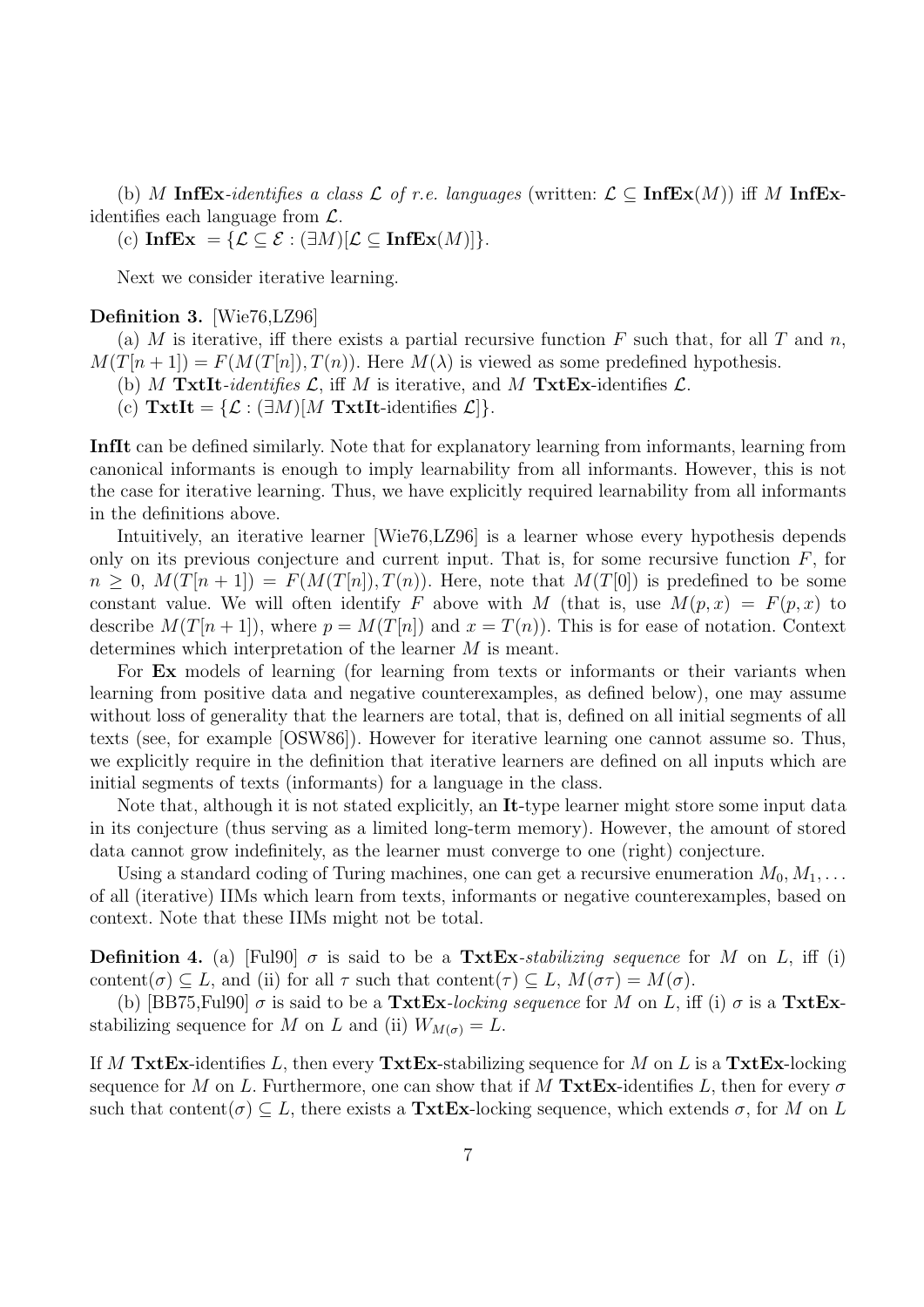(b) $M$ **InfEx**-*identifies a class* $\mathcal{L}$ *of r.e. languages* (written: $\mathcal{L} \subseteq \mathbf{InfEx}(M)$) iff $M$ **InfEx**-identifies each language from $\mathcal{L}$.

(c) $\mathbf{InfEx} = \{\mathcal{L} \subseteq \mathcal{E} : (\exists M)[\mathcal{L} \subseteq \mathbf{InfEx}(M)]\}$.

Next we consider iterative learning.

**Definition 3.** [Wie76,LZ96]

(a) $M$ is iterative, iff there exists a partial recursive function $F$ such that, for all $T$ and $n$, $M(T[n+1]) = F(M(T[n]), T(n))$. Here $M(\lambda)$ is viewed as some predefined hypothesis.

(b) $M$ **TxtIt**-*identifies* $\mathcal{L}$, iff $M$ is iterative, and $M$ **TxtEx**-identifies $\mathcal{L}$.

(c) $\mathbf{TxtIt} = \{\mathcal{L} : (\exists M)[M \ \mathbf{TxtIt}\text{-identifies } \mathcal{L}]\}$.

**InfIt** can be defined similarly. Note that for explanatory learning from informants, learning from canonical informants is enough to imply learnability from all informants. However, this is not the case for iterative learning. Thus, we have explicitly required learnability from all informants in the definitions above.

Intuitively, an iterative learner [Wie76,LZ96] is a learner whose every hypothesis depends only on its previous conjecture and current input. That is, for some recursive function $F$, for $n \geq 0$, $M(T[n+1]) = F(M(T[n]), T(n))$. Here, note that $M(T[0])$ is predefined to be some constant value. We will often identify $F$ above with $M$ (that is, use $M(p,x) = F(p,x)$ to describe $M(T[n+1])$, where $p = M(T[n])$ and $x = T(n)$). This is for ease of notation. Context determines which interpretation of the learner $M$ is meant.

For **Ex** models of learning (for learning from texts or informants or their variants when learning from positive data and negative counterexamples, as defined below), one may assume without loss of generality that the learners are total, that is, defined on all initial segments of all texts (see, for example [OSW86]). However for iterative learning one cannot assume so. Thus, we explicitly require in the definition that iterative learners are defined on all inputs which are initial segments of texts (informants) for a language in the class.

Note that, although it is not stated explicitly, an **It**-type learner might store some input data in its conjecture (thus serving as a limited long-term memory). However, the amount of stored data cannot grow indefinitely, as the learner must converge to one (right) conjecture.

Using a standard coding of Turing machines, one can get a recursive enumeration $M_0, M_1, \ldots$ of all (iterative) IIMs which learn from texts, informants or negative counterexamples, based on context. Note that these IIMs might not be total.

**Definition 4.** (a) [Ful90] $\sigma$ is said to be a **TxtEx**-*stabilizing sequence* for $M$ on $L$, iff (i) $\text{content}(\sigma) \subseteq L$, and (ii) for all $\tau$ such that $\text{content}(\tau) \subseteq L$, $M(\sigma\tau) = M(\sigma)$.

(b) [BB75,Ful90] $\sigma$ is said to be a **TxtEx**-*locking sequence* for $M$ on $L$, iff (i) $\sigma$ is a **TxtEx**-stabilizing sequence for $M$ on $L$ and (ii) $W_{M(\sigma)} = L$.

If $M$ **TxtEx**-identifies $L$, then every **TxtEx**-stabilizing sequence for $M$ on $L$ is a **TxtEx**-locking sequence for $M$ on $L$. Furthermore, one can show that if $M$ **TxtEx**-identifies $L$, then for every $\sigma$ such that $\text{content}(\sigma) \subseteq L$, there exists a **TxtEx**-locking sequence, which extends $\sigma$, for $M$ on $L$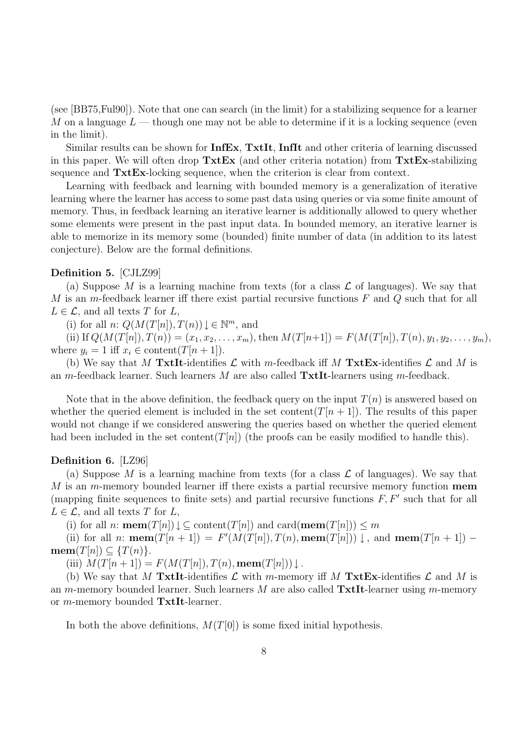(see [BB75,Ful90]). Note that one can search (in the limit) for a stabilizing sequence for a learner $M$ on a language $L$ — though one may not be able to determine if it is a locking sequence (even in the limit).

Similar results can be shown for **InfEx**, **TxtIt**, **InfIt** and other criteria of learning discussed in this paper. We will often drop **TxtEx** (and other criteria notation) from **TxtEx**-stabilizing sequence and **TxtEx**-locking sequence, when the criterion is clear from context.

Learning with feedback and learning with bounded memory is a generalization of iterative learning where the learner has access to some past data using queries or via some finite amount of memory. Thus, in feedback learning an iterative learner is additionally allowed to query whether some elements were present in the past input data. In bounded memory, an iterative learner is able to memorize in its memory some (bounded) finite number of data (in addition to its latest conjecture). Below are the formal definitions.

**Definition 5.** [CJLZ99]

(a) Suppose $M$ is a learning machine from texts (for a class $\mathcal{L}$ of languages). We say that $M$ is an $m$-feedback learner iff there exist partial recursive functions $F$ and $Q$ such that for all $L \in \mathcal{L}$, and all texts $T$ for $L$,

(i) for all $n$: $Q(M(T[n]), T(n))\downarrow \in \mathbb{N}^m$, and

(ii) If $Q(M(T[n]), T(n)) = (x_1, x_2, \ldots, x_m)$, then $M(T[n+1]) = F(M(T[n]), T(n), y_1, y_2, \ldots, y_m)$, where $y_i = 1$ iff $x_i \in \text{content}(T[n+1])$.

(b) We say that $M$ **TxtIt**-identifies $\mathcal{L}$ with $m$-feedback iff $M$ **TxtEx**-identifies $\mathcal{L}$ and $M$ is an $m$-feedback learner. Such learners $M$ are also called **TxtIt**-learners using $m$-feedback.

Note that in the above definition, the feedback query on the input $T(n)$ is answered based on whether the queried element is included in the set content$(T[n+1])$. The results of this paper would not change if we considered answering the queries based on whether the queried element had been included in the set content$(T[n])$ (the proofs can be easily modified to handle this).

**Definition 6.** [LZ96]

(a) Suppose $M$ is a learning machine from texts (for a class $\mathcal{L}$ of languages). We say that $M$ is an $m$-memory bounded learner iff there exists a partial recursive memory function **mem** (mapping finite sequences to finite sets) and partial recursive functions $F, F'$ such that for all $L \in \mathcal{L}$, and all texts $T$ for $L$,

(i) for all $n$: $\mathbf{mem}(T[n])\downarrow \subseteq \text{content}(T[n])$ and $\text{card}(\mathbf{mem}(T[n])) \leq m$

(ii) for all $n$: $\mathbf{mem}(T[n+1]) = F'(M(T[n]), T(n), \mathbf{mem}(T[n]))\downarrow$, and $\mathbf{mem}(T[n+1]) - \mathbf{mem}(T[n]) \subseteq \{T(n)\}$.

(iii) $M(T[n+1]) = F(M(T[n]), T(n), \mathbf{mem}(T[n]))\downarrow$.

(b) We say that $M$ **TxtIt**-identifies $\mathcal{L}$ with $m$-memory iff $M$ **TxtEx**-identifies $\mathcal{L}$ and $M$ is an $m$-memory bounded learner. Such learners $M$ are also called **TxtIt**-learner using $m$-memory or $m$-memory bounded **TxtIt**-learner.

In both the above definitions, $M(T[0])$ is some fixed initial hypothesis.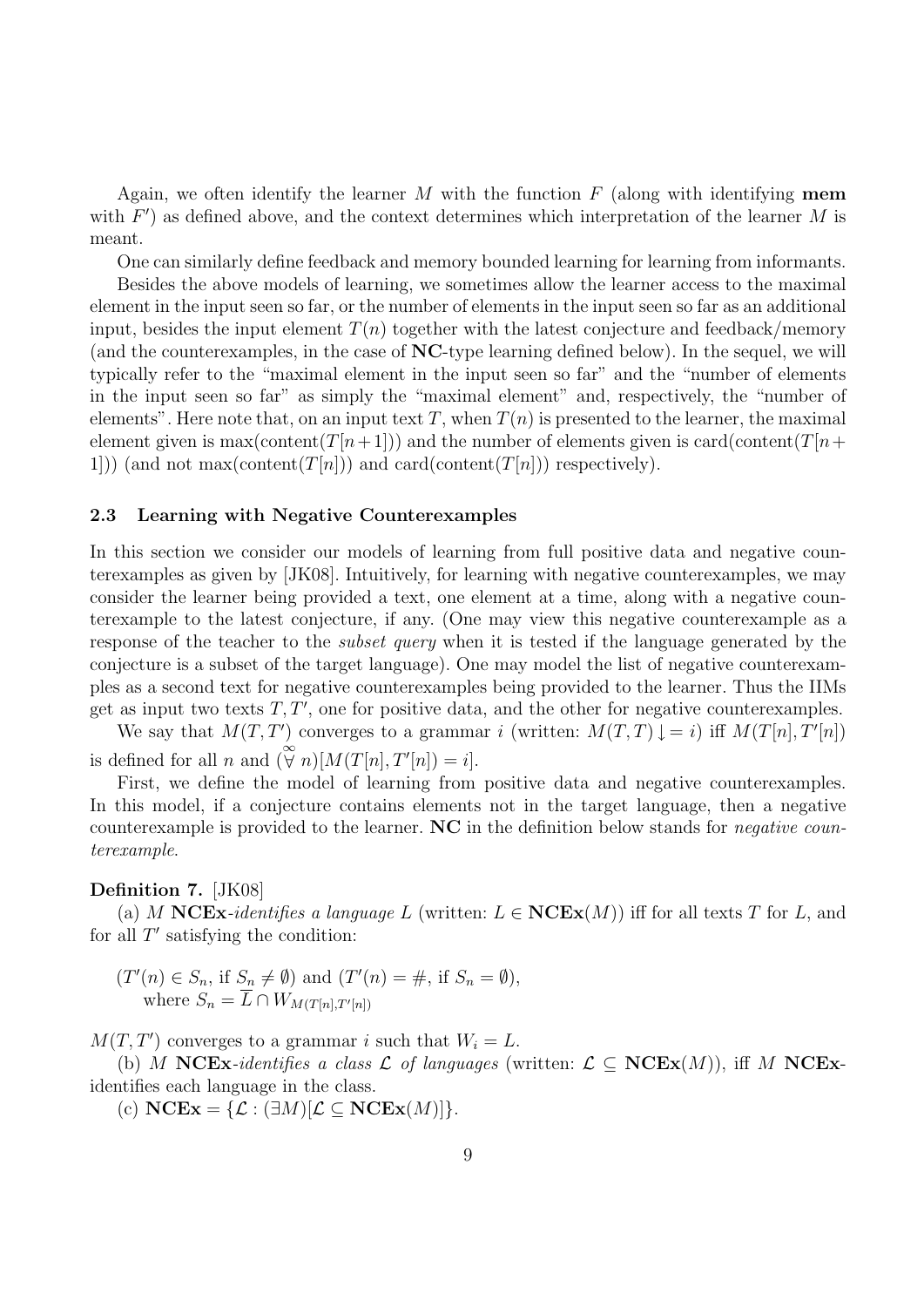Again, we often identify the learner $M$ with the function $F$ (along with identifying **mem** with $F'$) as defined above, and the context determines which interpretation of the learner $M$ is meant.

One can similarly define feedback and memory bounded learning for learning from informants.

Besides the above models of learning, we sometimes allow the learner access to the maximal element in the input seen so far, or the number of elements in the input seen so far as an additional input, besides the input element $T(n)$ together with the latest conjecture and feedback/memory (and the counterexamples, in the case of **NC**-type learning defined below). In the sequel, we will typically refer to the "maximal element in the input seen so far" and the "number of elements in the input seen so far" as simply the "maximal element" and, respectively, the "number of elements". Here note that, on an input text $T$, when $T(n)$ is presented to the learner, the maximal element given is $\max(\text{content}(T[n+1]))$ and the number of elements given is $\text{card}(\text{content}(T[n+1]))$ (and not $\max(\text{content}(T[n]))$ and $\text{card}(\text{content}(T[n]))$ respectively).

### 2.3 Learning with Negative Counterexamples

In this section we consider our models of learning from full positive data and negative counterexamples as given by [JK08]. Intuitively, for learning with negative counterexamples, we may consider the learner being provided a text, one element at a time, along with a negative counterexample to the latest conjecture, if any. (One may view this negative counterexample as a response of the teacher to the *subset query* when it is tested if the language generated by the conjecture is a subset of the target language). One may model the list of negative counterexamples as a second text for negative counterexamples being provided to the learner. Thus the IIMs get as input two texts $T, T'$, one for positive data, and the other for negative counterexamples.

We say that $M(T, T')$ converges to a grammar $i$ (written: $M(T, T) \downarrow = i$) iff $M(T[n], T'[n])$ is defined for all $n$ and $(\overset{\infty}{\forall} n)[M(T[n], T'[n]) = i]$.

First, we define the model of learning from positive data and negative counterexamples. In this model, if a conjecture contains elements not in the target language, then a negative counterexample is provided to the learner. **NC** in the definition below stands for *negative counterexample*.

**Definition 7.** [JK08]

(a) $M$ **NCEx**-*identifies a language* $L$ (written: $L \in \mathbf{NCEx}(M)$) iff for all texts $T$ for $L$, and for all $T'$ satisfying the condition:

$(T'(n) \in S_n$, if $S_n \neq \emptyset)$ and $(T'(n) = \#$, if $S_n = \emptyset)$,
where $S_n = \overline{L} \cap W_{M(T[n], T'[n])}$

$M(T, T')$ converges to a grammar $i$ such that $W_i = L$.

(b) $M$ **NCEx**-*identifies a class* $\mathcal{L}$ *of languages* (written: $\mathcal{L} \subseteq \mathbf{NCEx}(M)$), iff $M$ **NCEx**-identifies each language in the class.

(c) $\mathbf{NCEx} = \{\mathcal{L} : (\exists M)[\mathcal{L} \subseteq \mathbf{NCEx}(M)]\}$.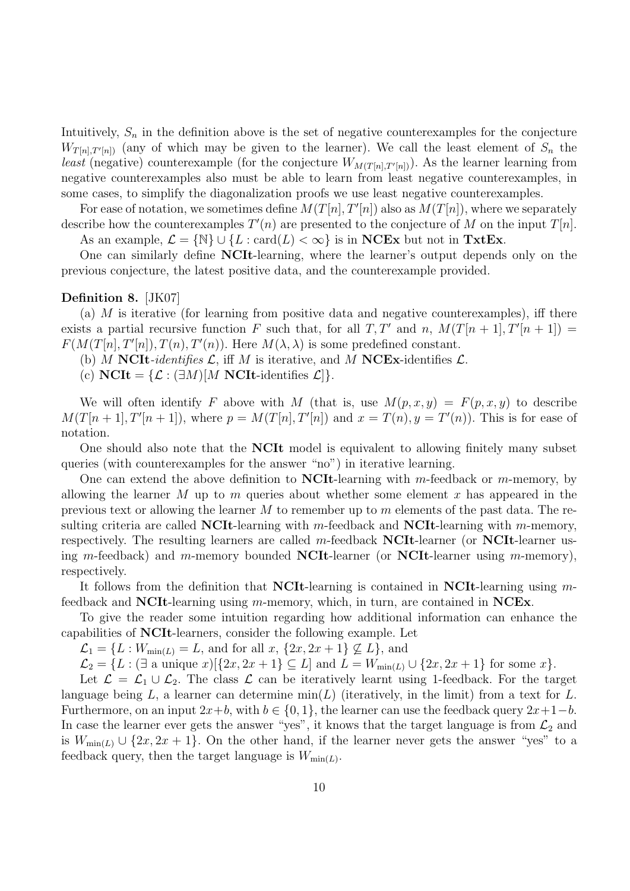Intuitively, $S_n$ in the definition above is the set of negative counterexamples for the conjecture $W_{T[n],T'[n])}$ (any of which may be given to the learner). We call the least element of $S_n$ the *least* (negative) counterexample (for the conjecture $W_{M(T[n],T'[n])}$). As the learner learning from negative counterexamples also must be able to learn from least negative counterexamples, in some cases, to simplify the diagonalization proofs we use least negative counterexamples.

For ease of notation, we sometimes define $M(T[n], T'[n])$ also as $M(T[n])$, where we separately describe how the counterexamples $T'(n)$ are presented to the conjecture of $M$ on the input $T[n]$.

As an example, $\mathcal{L} = \{\mathbb{N}\} \cup \{L : \text{card}(L) < \infty\}$ is in **NCEx** but not in **TxtEx**.

One can similarly define **NCIt**-learning, where the learner's output depends only on the previous conjecture, the latest positive data, and the counterexample provided.

**Definition 8.** [JK07]

(a) $M$ is iterative (for learning from positive data and negative counterexamples), iff there exists a partial recursive function $F$ such that, for all $T, T'$ and $n$, $M(T[n+1], T'[n+1]) = F(M(T[n], T'[n]), T(n), T'(n))$. Here $M(\lambda, \lambda)$ is some predefined constant.

(b) $M$ **NCIt**-*identifies* $\mathcal{L}$, iff $M$ is iterative, and $M$ **NCEx**-identifies $\mathcal{L}$.

(c) $\mathbf{NCIt} = \{\mathcal{L} : (\exists M)[M \ \mathbf{NCIt}\text{-identifies } \mathcal{L}]\}$.

We will often identify $F$ above with $M$ (that is, use $M(p, x, y) = F(p, x, y)$ to describe $M(T[n+1], T'[n+1])$, where $p = M(T[n], T'[n])$ and $x = T(n), y = T'(n)$). This is for ease of notation.

One should also note that the **NCIt** model is equivalent to allowing finitely many subset queries (with counterexamples for the answer "no") in iterative learning.

One can extend the above definition to **NCIt**-learning with $m$-feedback or $m$-memory, by allowing the learner $M$ up to $m$ queries about whether some element $x$ has appeared in the previous text or allowing the learner $M$ to remember up to $m$ elements of the past data. The resulting criteria are called **NCIt**-learning with $m$-feedback and **NCIt**-learning with $m$-memory, respectively. The resulting learners are called $m$-feedback **NCIt**-learner (or **NCIt**-learner using $m$-feedback) and $m$-memory bounded **NCIt**-learner (or **NCIt**-learner using $m$-memory), respectively.

It follows from the definition that **NCIt**-learning is contained in **NCIt**-learning using $m$-feedback and **NCIt**-learning using $m$-memory, which, in turn, are contained in **NCEx**.

To give the reader some intuition regarding how additional information can enhance the capabilities of **NCIt**-learners, consider the following example. Let

$\mathcal{L}_1 = \{L : W_{\min(L)} = L, \text{ and for all } x, \{2x, 2x+1\} \not\subseteq L\}$, and

$\mathcal{L}_2 = \{L : (\exists \text{ a unique } x)[\{2x, 2x+1\} \subseteq L] \text{ and } L = W_{\min(L)} \cup \{2x, 2x+1\} \text{ for some } x\}$.

Let $\mathcal{L} = \mathcal{L}_1 \cup \mathcal{L}_2$. The class $\mathcal{L}$ can be iteratively learnt using 1-feedback. For the target language being $L$, a learner can determine $\min(L)$ (iteratively, in the limit) from a text for $L$. Furthermore, on an input $2x+b$, with $b \in \{0, 1\}$, the learner can use the feedback query $2x+1-b$. In case the learner ever gets the answer "yes", it knows that the target language is from $\mathcal{L}_2$ and is $W_{\min(L)} \cup \{2x, 2x+1\}$. On the other hand, if the learner never gets the answer "yes" to a feedback query, then the target language is $W_{\min(L)}$.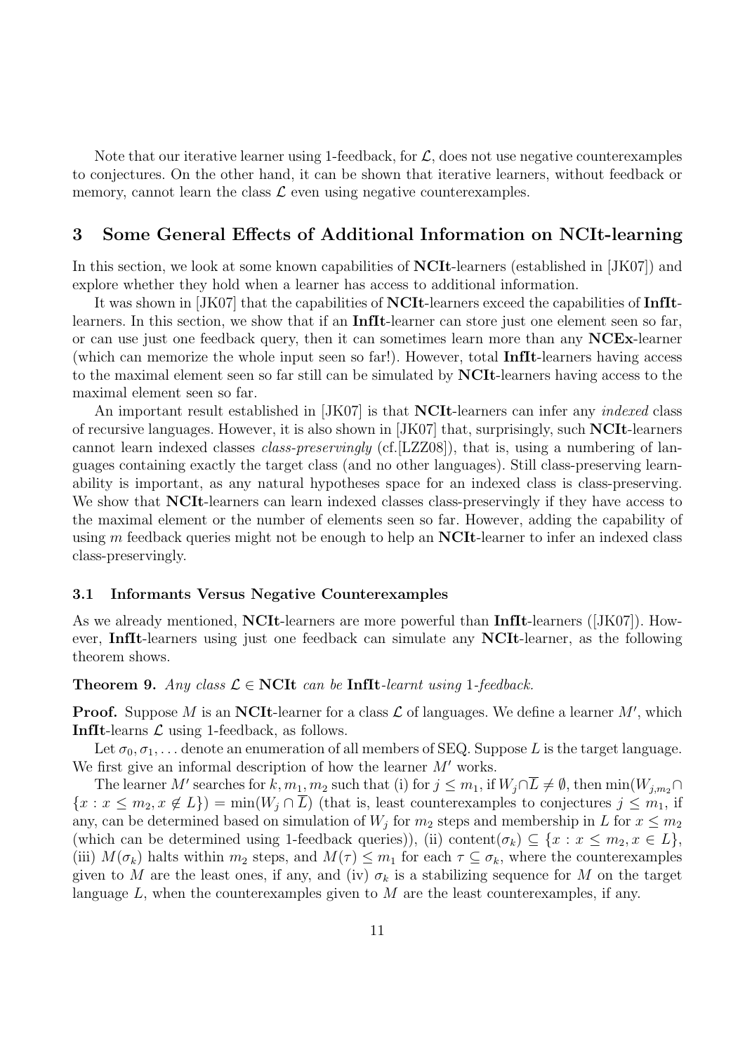Note that our iterative learner using 1-feedback, for $\mathcal{L}$, does not use negative counterexamples to conjectures. On the other hand, it can be shown that iterative learners, without feedback or memory, cannot learn the class $\mathcal{L}$ even using negative counterexamples.

## 3 Some General Effects of Additional Information on NCIt-learning

In this section, we look at some known capabilities of **NCIt**-learners (established in [JK07]) and explore whether they hold when a learner has access to additional information.

It was shown in [JK07] that the capabilities of **NCIt**-learners exceed the capabilities of **InfIt**-learners. In this section, we show that if an **InfIt**-learner can store just one element seen so far, or can use just one feedback query, then it can sometimes learn more than any **NCEx**-learner (which can memorize the whole input seen so far!). However, total **InfIt**-learners having access to the maximal element seen so far still can be simulated by **NCIt**-learners having access to the maximal element seen so far.

An important result established in [JK07] is that **NCIt**-learners can infer any *indexed* class of recursive languages. However, it is also shown in [JK07] that, surprisingly, such **NCIt**-learners cannot learn indexed classes *class-preservingly* (cf.[LZZ08]), that is, using a numbering of languages containing exactly the target class (and no other languages). Still class-preserving learnability is important, as any natural hypotheses space for an indexed class is class-preserving. We show that **NCIt**-learners can learn indexed classes class-preservingly if they have access to the maximal element or the number of elements seen so far. However, adding the capability of using $m$ feedback queries might not be enough to help an **NCIt**-learner to infer an indexed class class-preservingly.

### 3.1 Informants Versus Negative Counterexamples

As we already mentioned, **NCIt**-learners are more powerful than **InfIt**-learners ([JK07]). However, **InfIt**-learners using just one feedback can simulate any **NCIt**-learner, as the following theorem shows.

**Theorem 9.** *Any class $\mathcal{L} \in$ **NCIt** can be **InfIt**-learnt using 1-feedback.*

**Proof.** Suppose $M$ is an **NCIt**-learner for a class $\mathcal{L}$ of languages. We define a learner $M'$, which **InfIt**-learns $\mathcal{L}$ using 1-feedback, as follows.

Let $\sigma_0, \sigma_1, \ldots$ denote an enumeration of all members of SEQ. Suppose $L$ is the target language. We first give an informal description of how the learner $M'$ works.

The learner $M'$ searches for $k, m_1, m_2$ such that (i) for $j \leq m_1$, if $W_j \cap \overline{L} \neq \emptyset$, then $\min(W_{j,m_2} \cap \{x : x \leq m_2, x \notin L\}) = \min(W_j \cap \overline{L})$ (that is, least counterexamples to conjectures $j \leq m_1$, if any, can be determined based on simulation of $W_j$ for $m_2$ steps and membership in $L$ for $x \leq m_2$ (which can be determined using 1-feedback queries)), (ii) content$(\sigma_k) \subseteq \{x : x \leq m_2, x \in L\}$, (iii) $M(\sigma_k)$ halts within $m_2$ steps, and $M(\tau) \leq m_1$ for each $\tau \subseteq \sigma_k$, where the counterexamples given to $M$ are the least ones, if any, and (iv) $\sigma_k$ is a stabilizing sequence for $M$ on the target language $L$, when the counterexamples given to $M$ are the least counterexamples, if any.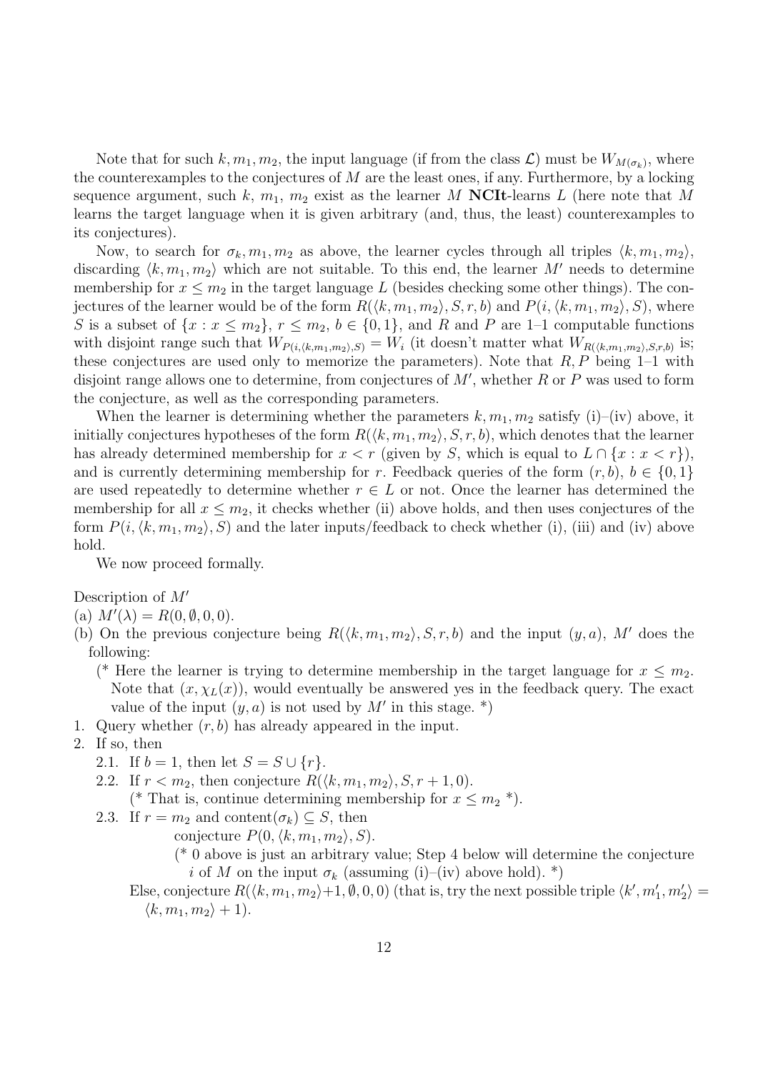Note that for such $k, m_1, m_2$, the input language (if from the class $\mathcal{L}$) must be $W_{M(\sigma_k)}$, where the counterexamples to the conjectures of $M$ are the least ones, if any. Furthermore, by a locking sequence argument, such $k$, $m_1$, $m_2$ exist as the learner $M$ **NCIt**-learns $L$ (here note that $M$ learns the target language when it is given arbitrary (and, thus, the least) counterexamples to its conjectures).

Now, to search for $\sigma_k, m_1, m_2$ as above, the learner cycles through all triples $\langle k, m_1, m_2 \rangle$, discarding $\langle k, m_1, m_2 \rangle$ which are not suitable. To this end, the learner $M'$ needs to determine membership for $x \leq m_2$ in the target language $L$ (besides checking some other things). The conjectures of the learner would be of the form $R(\langle k, m_1, m_2 \rangle, S, r, b)$ and $P(i, \langle k, m_1, m_2 \rangle, S)$, where $S$ is a subset of $\{x : x \leq m_2\}$, $r \leq m_2$, $b \in \{0, 1\}$, and $R$ and $P$ are 1–1 computable functions with disjoint range such that $W_{P(i,\langle k,m_1,m_2\rangle,S)} = W_i$ (it doesn't matter what $W_{R(\langle k,m_1,m_2\rangle,S,r,b)}$ is; these conjectures are used only to memorize the parameters). Note that $R, P$ being 1–1 with disjoint range allows one to determine, from conjectures of $M'$, whether $R$ or $P$ was used to form the conjecture, as well as the corresponding parameters.

When the learner is determining whether the parameters $k, m_1, m_2$ satisfy (i)–(iv) above, it initially conjectures hypotheses of the form $R(\langle k, m_1, m_2 \rangle, S, r, b)$, which denotes that the learner has already determined membership for $x < r$ (given by $S$, which is equal to $L \cap \{x : x < r\}$), and is currently determining membership for $r$. Feedback queries of the form $(r, b)$, $b \in \{0, 1\}$ are used repeatedly to determine whether $r \in L$ or not. Once the learner has determined the membership for all $x \leq m_2$, it checks whether (ii) above holds, and then uses conjectures of the form $P(i, \langle k, m_1, m_2 \rangle, S)$ and the later inputs/feedback to check whether (i), (iii) and (iv) above hold.

We now proceed formally.

Description of $M'$

(a) $M'(\lambda) = R(0, \emptyset, 0, 0)$.

(b) On the previous conjecture being $R(\langle k, m_1, m_2 \rangle, S, r, b)$ and the input $(y, a)$, $M'$ does the following:

(* Here the learner is trying to determine membership in the target language for $x \leq m_2$. Note that $(x, \chi_L(x))$, would eventually be answered yes in the feedback query. The exact value of the input $(y, a)$ is not used by $M'$ in this stage. *)

1. Query whether $(r, b)$ has already appeared in the input.
2. If so, then
   - 2.1. If $b = 1$, then let $S = S \cup \{r\}$.
   - 2.2. If $r < m_2$, then conjecture $R(\langle k, m_1, m_2 \rangle, S, r + 1, 0)$.
     (* That is, continue determining membership for $x \leq m_2$ *).
   - 2.3. If $r = m_2$ and content$(\sigma_k) \subseteq S$, then
     conjecture $P(0, \langle k, m_1, m_2 \rangle, S)$.
     (* 0 above is just an arbitrary value; Step 4 below will determine the conjecture $i$ of $M$ on the input $\sigma_k$ (assuming (i)–(iv) above hold). *)
     Else, conjecture $R(\langle k, m_1, m_2 \rangle + 1, \emptyset, 0, 0)$ (that is, try the next possible triple $\langle k', m'_1, m'_2 \rangle = \langle k, m_1, m_2 \rangle + 1$).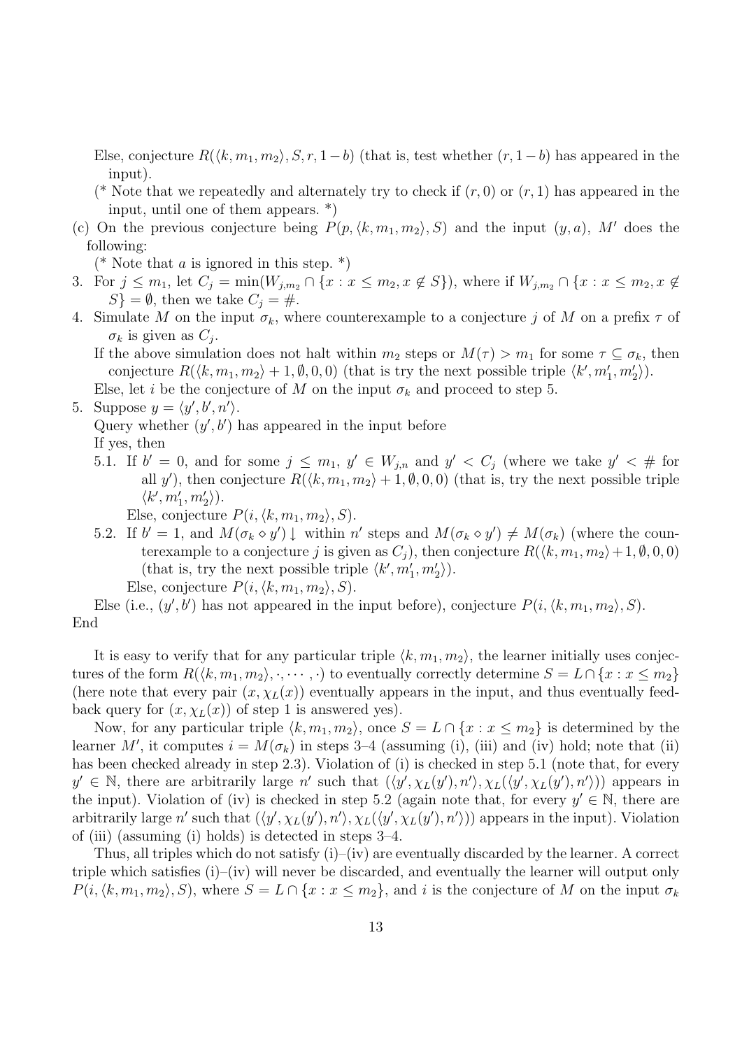Else, conjecture $R(\langle k, m_1, m_2 \rangle, S, r, 1-b)$ (that is, test whether $(r, 1-b)$ has appeared in the input).

(* Note that we repeatedly and alternately try to check if $(r, 0)$ or $(r, 1)$ has appeared in the input, until one of them appears. *)

(c) On the previous conjecture being $P(p, \langle k, m_1, m_2 \rangle, S)$ and the input $(y, a)$, $M'$ does the following:

(* Note that $a$ is ignored in this step. *)

3. For $j \le m_1$, let $C_j = \min(W_{j,m_2} \cap \{x : x \le m_2, x \notin S\})$, where if $W_{j,m_2} \cap \{x : x \le m_2, x \notin S\} = \emptyset$, then we take $C_j = \#$.

4. Simulate $M$ on the input $\sigma_k$, where counterexample to a conjecture $j$ of $M$ on a prefix $\tau$ of $\sigma_k$ is given as $C_j$.

   If the above simulation does not halt within $m_2$ steps or $M(\tau) > m_1$ for some $\tau \subseteq \sigma_k$, then conjecture $R(\langle k, m_1, m_2 \rangle + 1, \emptyset, 0, 0)$ (that is try the next possible triple $\langle k', m_1', m_2' \rangle$).

   Else, let $i$ be the conjecture of $M$ on the input $\sigma_k$ and proceed to step 5.

5. Suppose $y = \langle y', b', n' \rangle$.

   Query whether $(y', b')$ has appeared in the input before

   If yes, then

   5.1. If $b' = 0$, and for some $j \le m_1$, $y' \in W_{j,n}$ and $y' < C_j$ (where we take $y' < \#$ for all $y'$), then conjecture $R(\langle k, m_1, m_2 \rangle + 1, \emptyset, 0, 0)$ (that is, try the next possible triple $\langle k', m_1', m_2' \rangle$).

   Else, conjecture $P(i, \langle k, m_1, m_2 \rangle, S)$.

   5.2. If $b' = 1$, and $M(\sigma_k \diamond y') \downarrow$ within $n'$ steps and $M(\sigma_k \diamond y') \neq M(\sigma_k)$ (where the counterexample to a conjecture $j$ is given as $C_j$), then conjecture $R(\langle k, m_1, m_2 \rangle + 1, \emptyset, 0, 0)$ (that is, try the next possible triple $\langle k', m_1', m_2' \rangle$).

   Else, conjecture $P(i, \langle k, m_1, m_2 \rangle, S)$.

   Else (i.e., $(y', b')$ has not appeared in the input before), conjecture $P(i, \langle k, m_1, m_2 \rangle, S)$.

End

It is easy to verify that for any particular triple $\langle k, m_1, m_2 \rangle$, the learner initially uses conjectures of the form $R(\langle k, m_1, m_2 \rangle, \cdot, \cdots, \cdot)$ to eventually correctly determine $S = L \cap \{x : x \le m_2\}$ (here note that every pair $(x, \chi_L(x))$ eventually appears in the input, and thus eventually feedback query for $(x, \chi_L(x))$ of step 1 is answered yes).

Now, for any particular triple $\langle k, m_1, m_2 \rangle$, once $S = L \cap \{x : x \le m_2\}$ is determined by the learner $M'$, it computes $i = M(\sigma_k)$ in steps 3–4 (assuming (i), (iii) and (iv) hold; note that (ii) has been checked already in step 2.3). Violation of (i) is checked in step 5.1 (note that, for every $y' \in \mathbb{N}$, there are arbitrarily large $n'$ such that $(\langle y', \chi_L(y'), n' \rangle, \chi_L(\langle y', \chi_L(y'), n' \rangle))$ appears in the input). Violation of (iv) is checked in step 5.2 (again note that, for every $y' \in \mathbb{N}$, there are arbitrarily large $n'$ such that $(\langle y', \chi_L(y'), n' \rangle, \chi_L(\langle y', \chi_L(y'), n' \rangle))$ appears in the input). Violation of (iii) (assuming (i) holds) is detected in steps 3–4.

Thus, all triples which do not satisfy (i)–(iv) are eventually discarded by the learner. A correct triple which satisfies (i)–(iv) will never be discarded, and eventually the learner will output only $P(i, \langle k, m_1, m_2 \rangle, S)$, where $S = L \cap \{x : x \le m_2\}$, and $i$ is the conjecture of $M$ on the input $\sigma_k$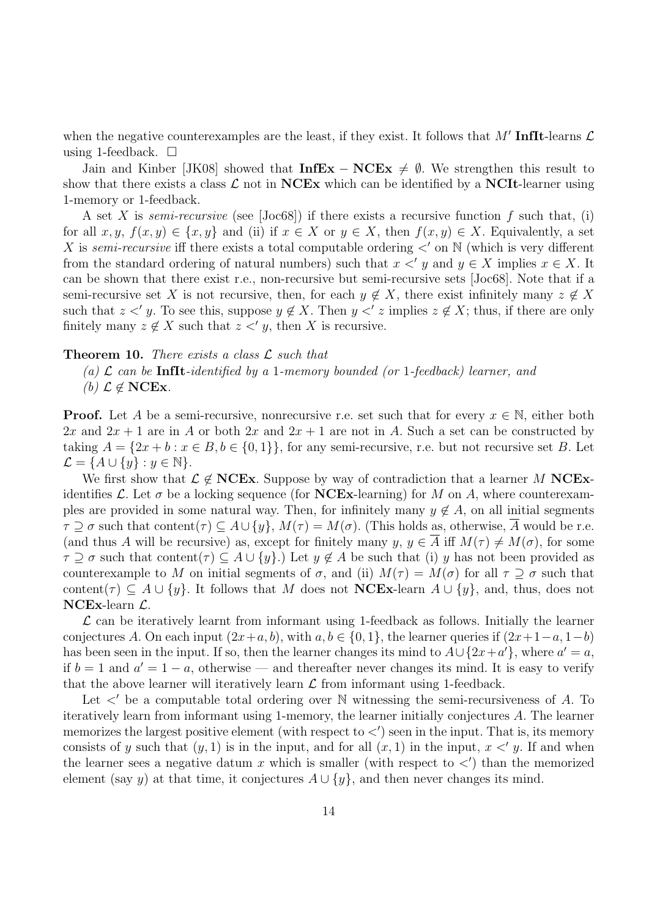when the negative counterexamples are the least, if they exist. It follows that $M'$ **InfIt**-learns $\mathcal{L}$ using 1-feedback. $\square$

Jain and Kinber [JK08] showed that $\mathbf{InfEx} - \mathbf{NCEx} \neq \emptyset$. We strengthen this result to show that there exists a class $\mathcal{L}$ not in **NCEx** which can be identified by a **NCIt**-learner using 1-memory or 1-feedback.

A set $X$ is *semi-recursive* (see [Joc68]) if there exists a recursive function $f$ such that, (i) for all $x, y$, $f(x, y) \in \{x, y\}$ and (ii) if $x \in X$ or $y \in X$, then $f(x, y) \in X$. Equivalently, a set $X$ is *semi-recursive* iff there exists a total computable ordering $<'$ on $\mathbb{N}$ (which is very different from the standard ordering of natural numbers) such that $x <' y$ and $y \in X$ implies $x \in X$. It can be shown that there exist r.e., non-recursive but semi-recursive sets [Joc68]. Note that if a semi-recursive set $X$ is not recursive, then, for each $y \notin X$, there exist infinitely many $z \notin X$ such that $z <' y$. To see this, suppose $y \notin X$. Then $y <' z$ implies $z \notin X$; thus, if there are only finitely many $z \notin X$ such that $z <' y$, then $X$ is recursive.

**Theorem 10.** *There exists a class $\mathcal{L}$ such that*

*(a) $\mathcal{L}$ can be **InfIt**-identified by a 1-memory bounded (or 1-feedback) learner, and*

*(b) $\mathcal{L} \notin$ **NCEx**.*

**Proof.** Let $A$ be a semi-recursive, nonrecursive r.e. set such that for every $x \in \mathbb{N}$, either both $2x$ and $2x+1$ are in $A$ or both $2x$ and $2x+1$ are not in $A$. Such a set can be constructed by taking $A = \{2x + b : x \in B, b \in \{0, 1\}\}$, for any semi-recursive, r.e. but not recursive set $B$. Let $\mathcal{L} = \{A \cup \{y\} : y \in \mathbb{N}\}$.

We first show that $\mathcal{L} \notin$ **NCEx**. Suppose by way of contradiction that a learner $M$ **NCEx**-identifies $\mathcal{L}$. Let $\sigma$ be a locking sequence (for **NCEx**-learning) for $M$ on $A$, where counterexamples are provided in some natural way. Then, for infinitely many $y \notin A$, on all initial segments $\tau \supseteq \sigma$ such that $\text{content}(\tau) \subseteq A \cup \{y\}$, $M(\tau) = M(\sigma)$. (This holds as, otherwise, $\overline{A}$ would be r.e. (and thus $A$ will be recursive) as, except for finitely many $y$, $y \in \overline{A}$ iff $M(\tau) \neq M(\sigma)$, for some $\tau \supseteq \sigma$ such that $\text{content}(\tau) \subseteq A \cup \{y\}$.) Let $y \notin A$ be such that (i) $y$ has not been provided as counterexample to $M$ on initial segments of $\sigma$, and (ii) $M(\tau) = M(\sigma)$ for all $\tau \supseteq \sigma$ such that $\text{content}(\tau) \subseteq A \cup \{y\}$. It follows that $M$ does not **NCEx**-learn $A \cup \{y\}$, and, thus, does not **NCEx**-learn $\mathcal{L}$.

$\mathcal{L}$ can be iteratively learnt from informant using 1-feedback as follows. Initially the learner conjectures $A$. On each input $(2x+a, b)$, with $a, b \in \{0, 1\}$, the learner queries if $(2x+1-a, 1-b)$ has been seen in the input. If so, then the learner changes its mind to $A \cup \{2x+a'\}$, where $a' = a$, if $b = 1$ and $a' = 1 - a$, otherwise — and thereafter never changes its mind. It is easy to verify that the above learner will iteratively learn $\mathcal{L}$ from informant using 1-feedback.

Let $<'$ be a computable total ordering over $\mathbb{N}$ witnessing the semi-recursiveness of $A$. To iteratively learn from informant using 1-memory, the learner initially conjectures $A$. The learner memorizes the largest positive element (with respect to $<'$) seen in the input. That is, its memory consists of $y$ such that $(y, 1)$ is in the input, and for all $(x, 1)$ in the input, $x <' y$. If and when the learner sees a negative datum $x$ which is smaller (with respect to $<'$) than the memorized element (say $y$) at that time, it conjectures $A \cup \{y\}$, and then never changes its mind.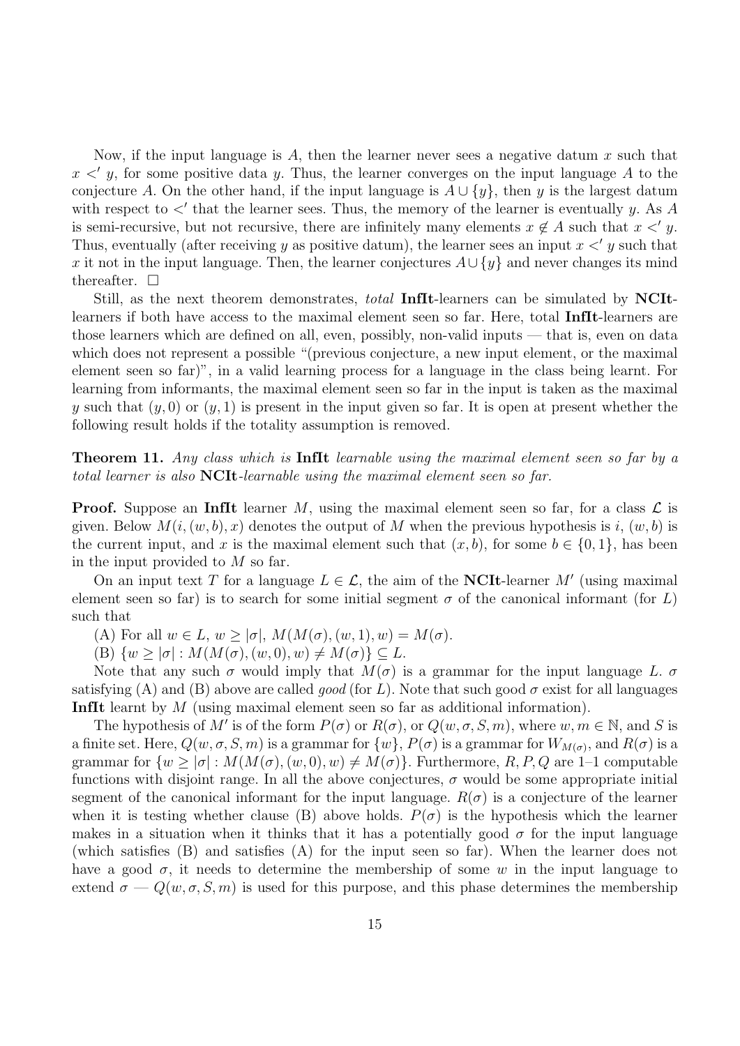Now, if the input language is $A$, then the learner never sees a negative datum $x$ such that $x <' y$, for some positive data $y$. Thus, the learner converges on the input language $A$ to the conjecture $A$. On the other hand, if the input language is $A \cup \{y\}$, then $y$ is the largest datum with respect to $<'$ that the learner sees. Thus, the memory of the learner is eventually $y$. As $A$ is semi-recursive, but not recursive, there are infinitely many elements $x \notin A$ such that $x <' y$. Thus, eventually (after receiving $y$ as positive datum), the learner sees an input $x <' y$ such that $x$ it not in the input language. Then, the learner conjectures $A \cup \{y\}$ and never changes its mind thereafter. $\square$

Still, as the next theorem demonstrates, *total* **InfIt**-learners can be simulated by **NCIt**-learners if both have access to the maximal element seen so far. Here, total **InfIt**-learners are those learners which are defined on all, even, possibly, non-valid inputs — that is, even on data which does not represent a possible "(previous conjecture, a new input element, or the maximal element seen so far)", in a valid learning process for a language in the class being learnt. For learning from informants, the maximal element seen so far in the input is taken as the maximal $y$ such that $(y, 0)$ or $(y, 1)$ is present in the input given so far. It is open at present whether the following result holds if the totality assumption is removed.

**Theorem 11.** *Any class which is* **InfIt** *learnable using the maximal element seen so far by a total learner is also* **NCIt***-learnable using the maximal element seen so far.*

**Proof.** Suppose an **InfIt** learner $M$, using the maximal element seen so far, for a class $\mathcal{L}$ is given. Below $M(i, (w, b), x)$ denotes the output of $M$ when the previous hypothesis is $i$, $(w, b)$ is the current input, and $x$ is the maximal element such that $(x, b)$, for some $b \in \{0, 1\}$, has been in the input provided to $M$ so far.

On an input text $T$ for a language $L \in \mathcal{L}$, the aim of the **NCIt**-learner $M'$ (using maximal element seen so far) is to search for some initial segment $\sigma$ of the canonical informant (for $L$) such that

(A) For all $w \in L$, $w \geq |\sigma|$, $M(M(\sigma), (w, 1), w) = M(\sigma)$.

(B) $\{w \geq |\sigma| : M(M(\sigma), (w, 0), w) \neq M(\sigma)\} \subseteq L$.

Note that any such $\sigma$ would imply that $M(\sigma)$ is a grammar for the input language $L$. $\sigma$ satisfying (A) and (B) above are called *good* (for $L$). Note that such good $\sigma$ exist for all languages **InfIt** learnt by $M$ (using maximal element seen so far as additional information).

The hypothesis of $M'$ is of the form $P(\sigma)$ or $R(\sigma)$, or $Q(w, \sigma, S, m)$, where $w, m \in \mathbb{N}$, and $S$ is a finite set. Here, $Q(w, \sigma, S, m)$ is a grammar for $\{w\}$, $P(\sigma)$ is a grammar for $W_{M(\sigma)}$, and $R(\sigma)$ is a grammar for $\{w \geq |\sigma| : M(M(\sigma), (w, 0), w) \neq M(\sigma)\}$. Furthermore, $R, P, Q$ are 1–1 computable functions with disjoint range. In all the above conjectures, $\sigma$ would be some appropriate initial segment of the canonical informant for the input language. $R(\sigma)$ is a conjecture of the learner when it is testing whether clause (B) above holds. $P(\sigma)$ is the hypothesis which the learner makes in a situation when it thinks that it has a potentially good $\sigma$ for the input language (which satisfies (B) and satisfies (A) for the input seen so far). When the learner does not have a good $\sigma$, it needs to determine the membership of some $w$ in the input language to extend $\sigma$ — $Q(w, \sigma, S, m)$ is used for this purpose, and this phase determines the membership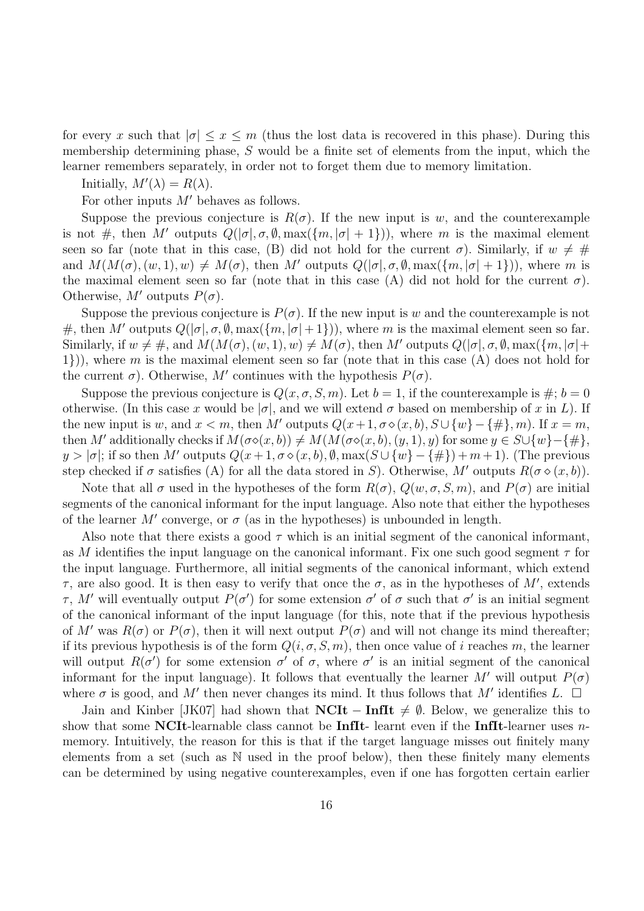for every $x$ such that $|\sigma| \leq x \leq m$ (thus the lost data is recovered in this phase). During this membership determining phase, $S$ would be a finite set of elements from the input, which the learner remembers separately, in order not to forget them due to memory limitation.

Initially, $M'(\lambda) = R(\lambda)$.

For other inputs $M'$ behaves as follows.

Suppose the previous conjecture is $R(\sigma)$. If the new input is $w$, and the counterexample is not $\#$, then $M'$ outputs $Q(|\sigma|, \sigma, \emptyset, \max(\{m, |\sigma|+1\}))$, where $m$ is the maximal element seen so far (note that in this case, (B) did not hold for the current $\sigma$). Similarly, if $w \neq \#$ and $M(M(\sigma), (w, 1), w) \neq M(\sigma)$, then $M'$ outputs $Q(|\sigma|, \sigma, \emptyset, \max(\{m, |\sigma|+1\}))$, where $m$ is the maximal element seen so far (note that in this case (A) did not hold for the current $\sigma$). Otherwise, $M'$ outputs $P(\sigma)$.

Suppose the previous conjecture is $P(\sigma)$. If the new input is $w$ and the counterexample is not $\#$, then $M'$ outputs $Q(|\sigma|, \sigma, \emptyset, \max(\{m, |\sigma|+1\}))$, where $m$ is the maximal element seen so far. Similarly, if $w \neq \#$, and $M(M(\sigma), (w, 1), w) \neq M(\sigma)$, then $M'$ outputs $Q(|\sigma|, \sigma, \emptyset, \max(\{m, |\sigma|+1\}))$, where $m$ is the maximal element seen so far (note that in this case (A) does not hold for the current $\sigma$). Otherwise, $M'$ continues with the hypothesis $P(\sigma)$.

Suppose the previous conjecture is $Q(x, \sigma, S, m)$. Let $b = 1$, if the counterexample is $\#$; $b = 0$ otherwise. (In this case $x$ would be $|\sigma|$, and we will extend $\sigma$ based on membership of $x$ in $L$). If the new input is $w$, and $x < m$, then $M'$ outputs $Q(x+1, \sigma \diamond (x, b), S \cup \{w\} - \{\#\}, m)$. If $x = m$, then $M'$ additionally checks if $M(\sigma \diamond (x, b)) \neq M(M(\sigma \diamond (x, b), (y, 1), y)$ for some $y \in S \cup \{w\} - \{\#\}$, $y > |\sigma|$; if so then $M'$ outputs $Q(x+1, \sigma \diamond (x, b), \emptyset, \max(S \cup \{w\} - \{\#\}) + m + 1)$. (The previous step checked if $\sigma$ satisfies (A) for all the data stored in $S$). Otherwise, $M'$ outputs $R(\sigma \diamond (x, b))$.

Note that all $\sigma$ used in the hypotheses of the form $R(\sigma)$, $Q(w, \sigma, S, m)$, and $P(\sigma)$ are initial segments of the canonical informant for the input language. Also note that either the hypotheses of the learner $M'$ converge, or $\sigma$ (as in the hypotheses) is unbounded in length.

Also note that there exists a good $\tau$ which is an initial segment of the canonical informant, as $M$ identifies the input language on the canonical informant. Fix one such good segment $\tau$ for the input language. Furthermore, all initial segments of the canonical informant, which extend $\tau$, are also good. It is then easy to verify that once the $\sigma$, as in the hypotheses of $M'$, extends $\tau$, $M'$ will eventually output $P(\sigma')$ for some extension $\sigma'$ of $\sigma$ such that $\sigma'$ is an initial segment of the canonical informant of the input language (for this, note that if the previous hypothesis of $M'$ was $R(\sigma)$ or $P(\sigma)$, then it will next output $P(\sigma)$ and will not change its mind thereafter; if its previous hypothesis is of the form $Q(i, \sigma, S, m)$, then once value of $i$ reaches $m$, the learner will output $R(\sigma')$ for some extension $\sigma'$ of $\sigma$, where $\sigma'$ is an initial segment of the canonical informant for the input language). It follows that eventually the learner $M'$ will output $P(\sigma)$ where $\sigma$ is good, and $M'$ then never changes its mind. It thus follows that $M'$ identifies $L$. $\square$

Jain and Kinber [JK07] had shown that $\mathbf{NCIt} - \mathbf{InfIt} \neq \emptyset$. Below, we generalize this to show that some **NCIt**-learnable class cannot be **InfIt**- learnt even if the **InfIt**-learner uses $n$-memory. Intuitively, the reason for this is that if the target language misses out finitely many elements from a set (such as $\mathbb{N}$ used in the proof below), then these finitely many elements can be determined by using negative counterexamples, even if one has forgotten certain earlier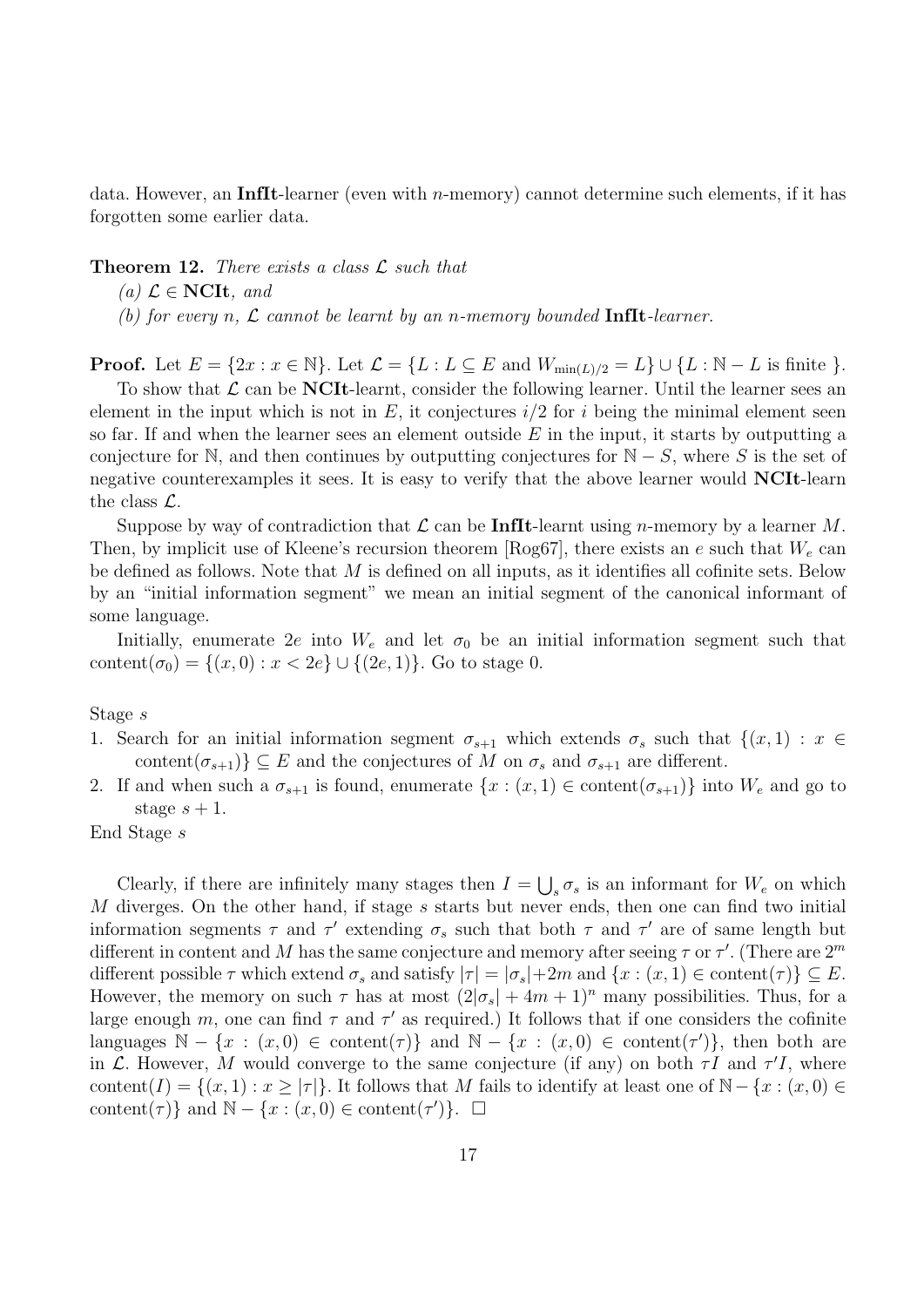data. However, an **InfIt**-learner (even with $n$-memory) cannot determine such elements, if it has forgotten some earlier data.

**Theorem 12.** *There exists a class $\mathcal{L}$ such that*

*(a) $\mathcal{L} \in$ **NCIt**, and*

*(b) for every $n$, $\mathcal{L}$ cannot be learnt by an $n$-memory bounded **InfIt**-learner.*

**Proof.** Let $E = \{2x : x \in \mathbb{N}\}$. Let $\mathcal{L} = \{L : L \subseteq E \text{ and } W_{\min(L)/2} = L\} \cup \{L : \mathbb{N} - L \text{ is finite }\}$.

To show that $\mathcal{L}$ can be **NCIt**-learnt, consider the following learner. Until the learner sees an element in the input which is not in $E$, it conjectures $i/2$ for $i$ being the minimal element seen so far. If and when the learner sees an element outside $E$ in the input, it starts by outputting a conjecture for $\mathbb{N}$, and then continues by outputting conjectures for $\mathbb{N} - S$, where $S$ is the set of negative counterexamples it sees. It is easy to verify that the above learner would **NCIt**-learn the class $\mathcal{L}$.

Suppose by way of contradiction that $\mathcal{L}$ can be **InfIt**-learnt using $n$-memory by a learner $M$. Then, by implicit use of Kleene's recursion theorem [Rog67], there exists an $e$ such that $W_e$ can be defined as follows. Note that $M$ is defined on all inputs, as it identifies all cofinite sets. Below by an "initial information segment" we mean an initial segment of the canonical informant of some language.

Initially, enumerate $2e$ into $W_e$ and let $\sigma_0$ be an initial information segment such that $\text{content}(\sigma_0) = \{(x, 0) : x < 2e\} \cup \{(2e, 1)\}$. Go to stage 0.

Stage $s$

1. Search for an initial information segment $\sigma_{s+1}$ which extends $\sigma_s$ such that $\{(x, 1) : x \in \text{content}(\sigma_{s+1})\} \subseteq E$ and the conjectures of $M$ on $\sigma_s$ and $\sigma_{s+1}$ are different.
2. If and when such a $\sigma_{s+1}$ is found, enumerate $\{x : (x, 1) \in \text{content}(\sigma_{s+1})\}$ into $W_e$ and go to stage $s + 1$.

End Stage $s$

Clearly, if there are infinitely many stages then $I = \bigcup_s \sigma_s$ is an informant for $W_e$ on which $M$ diverges. On the other hand, if stage $s$ starts but never ends, then one can find two initial information segments $\tau$ and $\tau'$ extending $\sigma_s$ such that both $\tau$ and $\tau'$ are of same length but different in content and $M$ has the same conjecture and memory after seeing $\tau$ or $\tau'$. (There are $2^m$ different possible $\tau$ which extend $\sigma_s$ and satisfy $|\tau| = |\sigma_s| + 2m$ and $\{x : (x, 1) \in \text{content}(\tau)\} \subseteq E$. However, the memory on such $\tau$ has at most $(2|\sigma_s| + 4m + 1)^n$ many possibilities. Thus, for a large enough $m$, one can find $\tau$ and $\tau'$ as required.) It follows that if one considers the cofinite languages $\mathbb{N} - \{x : (x, 0) \in \text{content}(\tau)\}$ and $\mathbb{N} - \{x : (x, 0) \in \text{content}(\tau')\}$, then both are in $\mathcal{L}$. However, $M$ would converge to the same conjecture (if any) on both $\tau I$ and $\tau' I$, where $\text{content}(I) = \{(x, 1) : x \geq |\tau|\}$. It follows that $M$ fails to identify at least one of $\mathbb{N} - \{x : (x, 0) \in \text{content}(\tau)\}$ and $\mathbb{N} - \{x : (x, 0) \in \text{content}(\tau')\}$. $\square$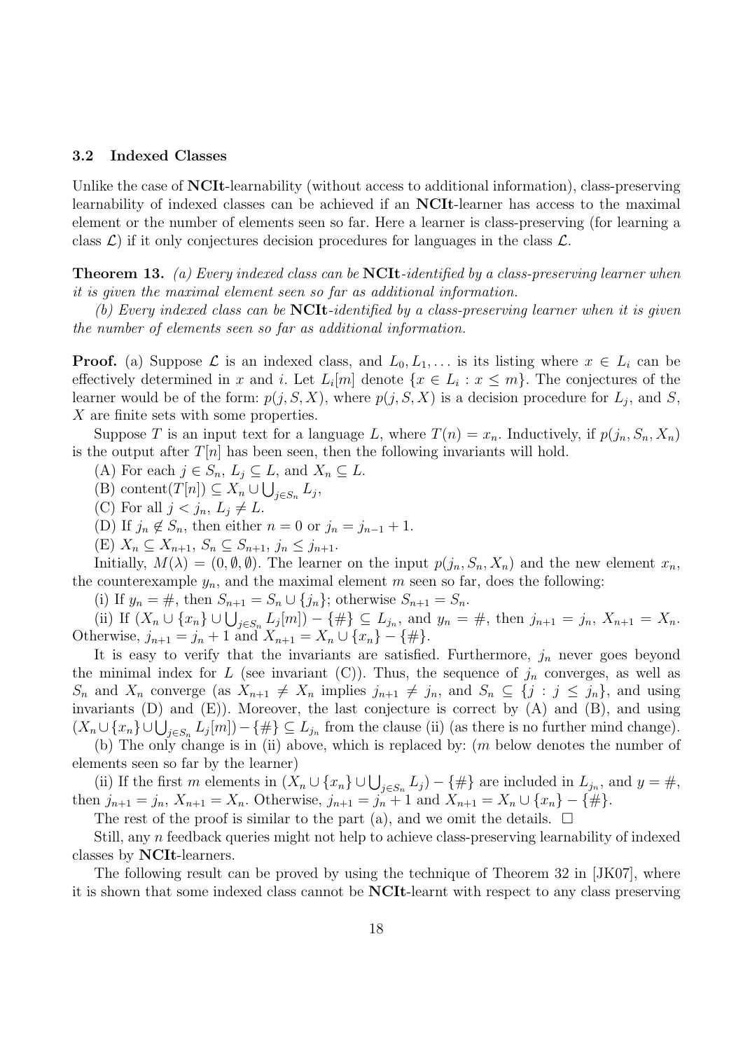### 3.2 Indexed Classes

Unlike the case of **NCIt**-learnability (without access to additional information), class-preserving learnability of indexed classes can be achieved if an **NCIt**-learner has access to the maximal element or the number of elements seen so far. Here a learner is class-preserving (for learning a class $\mathcal{L}$) if it only conjectures decision procedures for languages in the class $\mathcal{L}$.

**Theorem 13.** *(a) Every indexed class can be* **NCIt***-identified by a class-preserving learner when it is given the maximal element seen so far as additional information.*

*(b) Every indexed class can be* **NCIt***-identified by a class-preserving learner when it is given the number of elements seen so far as additional information.*

**Proof.** (a) Suppose $\mathcal{L}$ is an indexed class, and $L_0, L_1, \ldots$ is its listing where $x \in L_i$ can be effectively determined in $x$ and $i$. Let $L_i[m]$ denote $\{x \in L_i : x \leq m\}$. The conjectures of the learner would be of the form: $p(j, S, X)$, where $p(j, S, X)$ is a decision procedure for $L_j$, and $S$, $X$ are finite sets with some properties.

Suppose $T$ is an input text for a language $L$, where $T(n) = x_n$. Inductively, if $p(j_n, S_n, X_n)$ is the output after $T[n]$ has been seen, then the following invariants will hold.

(A) For each $j \in S_n$, $L_j \subseteq L$, and $X_n \subseteq L$.

(B) $\text{content}(T[n]) \subseteq X_n \cup \bigcup_{j \in S_n} L_j$,

(C) For all $j < j_n$, $L_j \neq L$.

(D) If $j_n \notin S_n$, then either $n = 0$ or $j_n = j_{n-1} + 1$.

(E) $X_n \subseteq X_{n+1}$, $S_n \subseteq S_{n+1}$, $j_n \leq j_{n+1}$.

Initially, $M(\lambda) = (0, \emptyset, \emptyset)$. The learner on the input $p(j_n, S_n, X_n)$ and the new element $x_n$, the counterexample $y_n$, and the maximal element $m$ seen so far, does the following:

(i) If $y_n = \#$, then $S_{n+1} = S_n \cup \{j_n\}$; otherwise $S_{n+1} = S_n$.

(ii) If $(X_n \cup \{x_n\} \cup \bigcup_{j \in S_n} L_j[m]) - \{\#\} \subseteq L_{j_n}$, and $y_n = \#$, then $j_{n+1} = j_n$, $X_{n+1} = X_n$. Otherwise, $j_{n+1} = j_n + 1$ and $X_{n+1} = X_n \cup \{x_n\} - \{\#\}$.

It is easy to verify that the invariants are satisfied. Furthermore, $j_n$ never goes beyond the minimal index for $L$ (see invariant (C)). Thus, the sequence of $j_n$ converges, as well as $S_n$ and $X_n$ converge (as $X_{n+1} \neq X_n$ implies $j_{n+1} \neq j_n$, and $S_n \subseteq \{j : j \leq j_n\}$, and using invariants (D) and (E)). Moreover, the last conjecture is correct by (A) and (B), and using $(X_n \cup \{x_n\} \cup \bigcup_{j \in S_n} L_j[m]) - \{\#\} \subseteq L_{j_n}$ from the clause (ii) (as there is no further mind change).

(b) The only change is in (ii) above, which is replaced by: ($m$ below denotes the number of elements seen so far by the learner)

(ii) If the first $m$ elements in $(X_n \cup \{x_n\} \cup \bigcup_{j \in S_n} L_j) - \{\#\}$ are included in $L_{j_n}$, and $y = \#$, then $j_{n+1} = j_n$, $X_{n+1} = X_n$. Otherwise, $j_{n+1} = j_n + 1$ and $X_{n+1} = X_n \cup \{x_n\} - \{\#\}$.

The rest of the proof is similar to the part (a), and we omit the details. $\square$

Still, any $n$ feedback queries might not help to achieve class-preserving learnability of indexed classes by **NCIt**-learners.

The following result can be proved by using the technique of Theorem 32 in [JK07], where it is shown that some indexed class cannot be **NCIt**-learnt with respect to any class preserving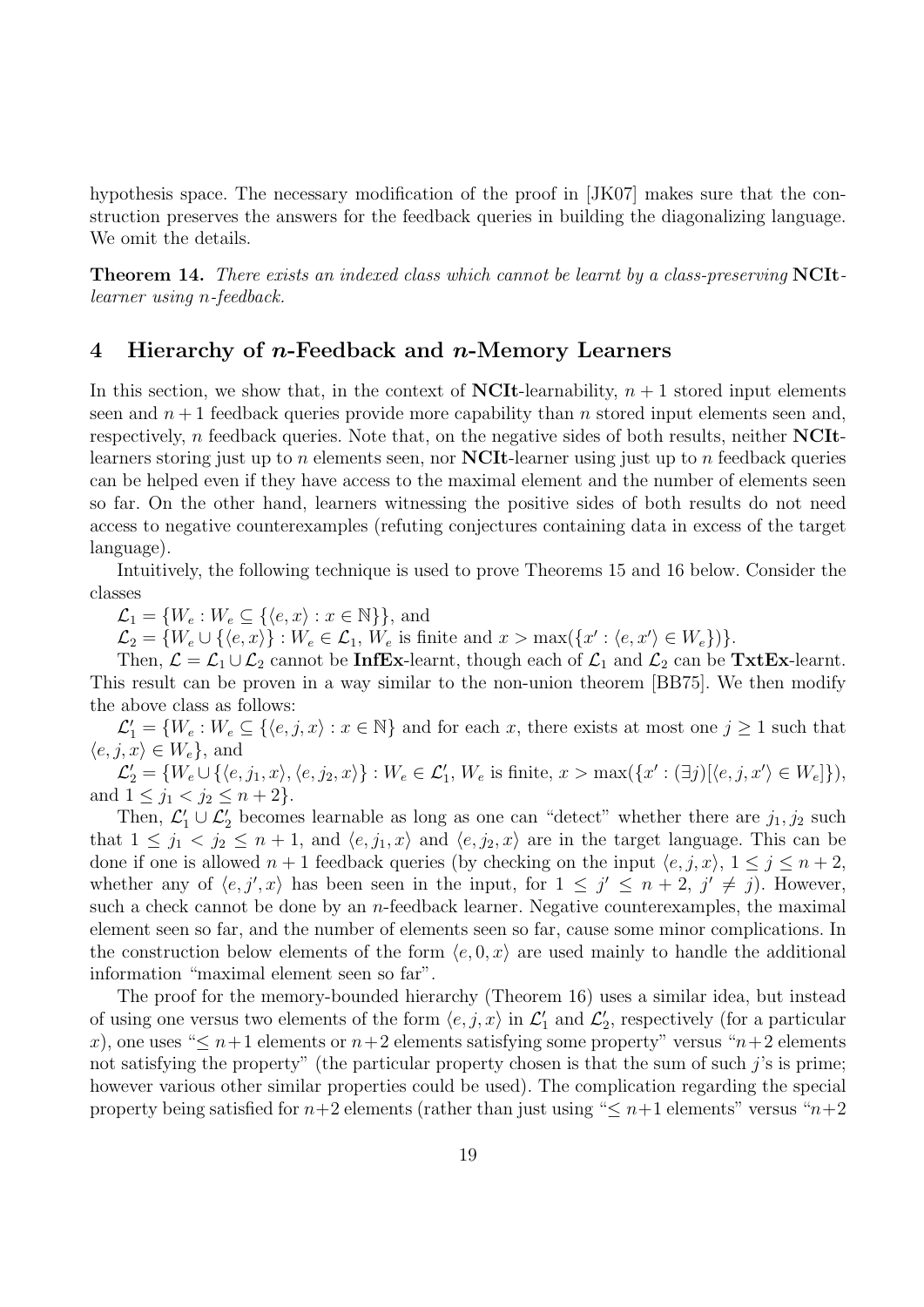hypothesis space. The necessary modification of the proof in [JK07] makes sure that the construction preserves the answers for the feedback queries in building the diagonalizing language. We omit the details.

**Theorem 14.** *There exists an indexed class which cannot be learnt by a class-preserving* **NCIt**-*learner using n-feedback.*

## 4 Hierarchy of $n$-Feedback and $n$-Memory Learners

In this section, we show that, in the context of **NCIt**-learnability, $n+1$ stored input elements seen and $n+1$ feedback queries provide more capability than $n$ stored input elements seen and, respectively, $n$ feedback queries. Note that, on the negative sides of both results, neither **NCIt**-learners storing just up to $n$ elements seen, nor **NCIt**-learner using just up to $n$ feedback queries can be helped even if they have access to the maximal element and the number of elements seen so far. On the other hand, learners witnessing the positive sides of both results do not need access to negative counterexamples (refuting conjectures containing data in excess of the target language).

Intuitively, the following technique is used to prove Theorems 15 and 16 below. Consider the classes

$\mathcal{L}_1 = \{W_e : W_e \subseteq \{\langle e, x\rangle : x \in \mathbb{N}\}\}$, and

$\mathcal{L}_2 = \{W_e \cup \{\langle e, x\rangle\} : W_e \in \mathcal{L}_1, W_e$ is finite and $x > \max(\{x' : \langle e, x'\rangle \in W_e\})\}$.

Then, $\mathcal{L} = \mathcal{L}_1 \cup \mathcal{L}_2$ cannot be **InfEx**-learnt, though each of $\mathcal{L}_1$ and $\mathcal{L}_2$ can be **TxtEx**-learnt. This result can be proven in a way similar to the non-union theorem [BB75]. We then modify the above class as follows:

$\mathcal{L}'_1 = \{W_e : W_e \subseteq \{\langle e, j, x\rangle : x \in \mathbb{N}\}$ and for each $x$, there exists at most one $j \geq 1$ such that $\langle e, j, x\rangle \in W_e\}$, and

$\mathcal{L}'_2 = \{W_e \cup \{\langle e, j_1, x\rangle, \langle e, j_2, x\rangle\} : W_e \in \mathcal{L}'_1$, $W_e$ is finite, $x > \max(\{x' : (\exists j)[\langle e, j, x'\rangle \in W_e]\})$, and $1 \leq j_1 < j_2 \leq n+2\}$.

Then, $\mathcal{L}'_1 \cup \mathcal{L}'_2$ becomes learnable as long as one can "detect" whether there are $j_1, j_2$ such that $1 \leq j_1 < j_2 \leq n+1$, and $\langle e, j_1, x\rangle$ and $\langle e, j_2, x\rangle$ are in the target language. This can be done if one is allowed $n+1$ feedback queries (by checking on the input $\langle e, j, x\rangle$, $1 \leq j \leq n+2$, whether any of $\langle e, j', x\rangle$ has been seen in the input, for $1 \leq j' \leq n+2$, $j' \neq j$). However, such a check cannot be done by an $n$-feedback learner. Negative counterexamples, the maximal element seen so far, and the number of elements seen so far, cause some minor complications. In the construction below elements of the form $\langle e, 0, x\rangle$ are used mainly to handle the additional information "maximal element seen so far".

The proof for the memory-bounded hierarchy (Theorem 16) uses a similar idea, but instead of using one versus two elements of the form $\langle e, j, x\rangle$ in $\mathcal{L}'_1$ and $\mathcal{L}'_2$, respectively (for a particular $x$), one uses "$\leq n+1$ elements or $n+2$ elements satisfying some property" versus "$n+2$ elements not satisfying the property" (the particular property chosen is that the sum of such $j$'s is prime; however various other similar properties could be used). The complication regarding the special property being satisfied for $n+2$ elements (rather than just using "$\leq n+1$ elements" versus "$n+2$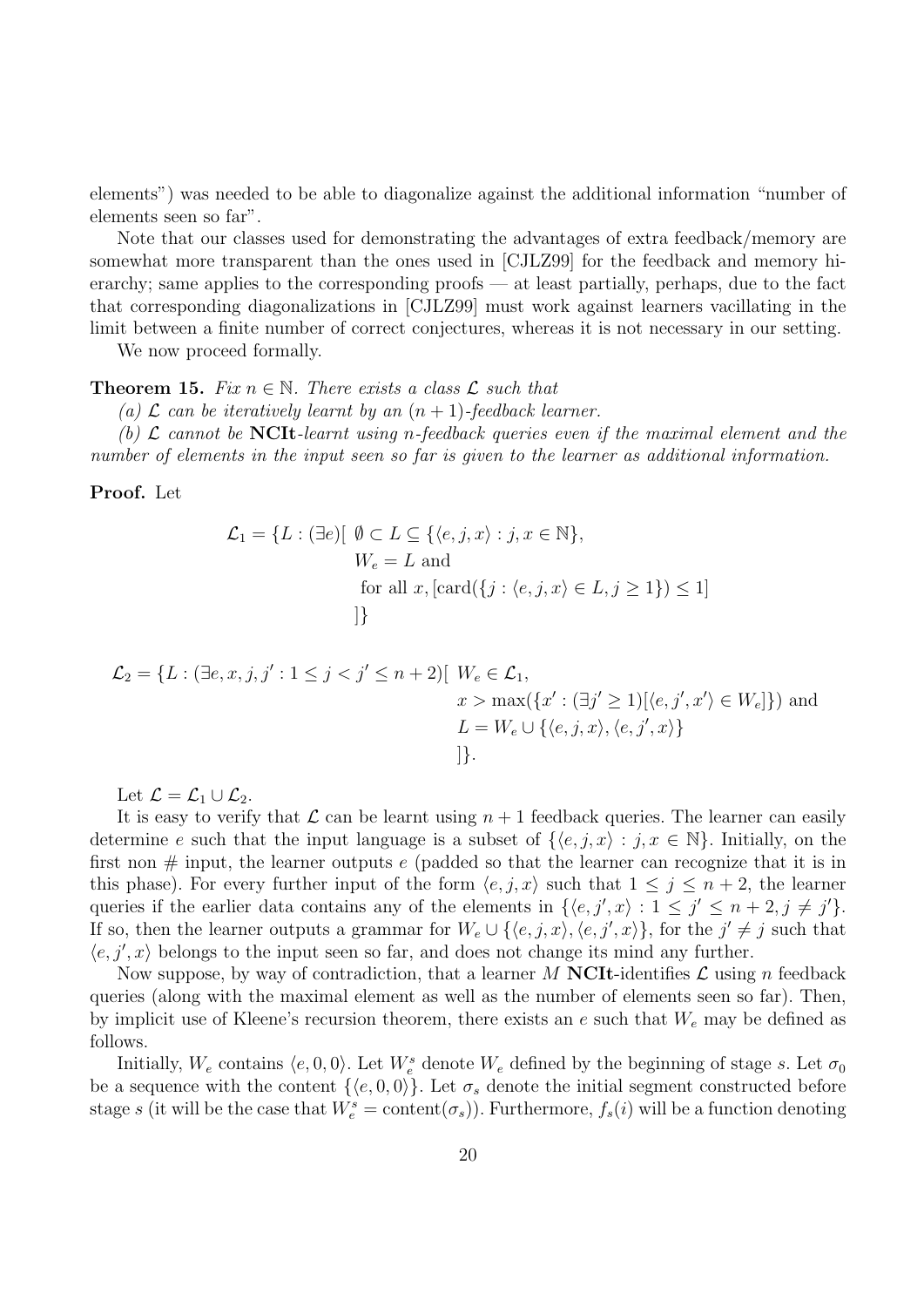elements") was needed to be able to diagonalize against the additional information "number of elements seen so far".

Note that our classes used for demonstrating the advantages of extra feedback/memory are somewhat more transparent than the ones used in [CJLZ99] for the feedback and memory hierarchy; same applies to the corresponding proofs — at least partially, perhaps, due to the fact that corresponding diagonalizations in [CJLZ99] must work against learners vacillating in the limit between a finite number of correct conjectures, whereas it is not necessary in our setting.

We now proceed formally.

**Theorem 15.** *Fix $n \in \mathbb{N}$. There exists a class $\mathcal{L}$ such that*

*(a) $\mathcal{L}$ can be iteratively learnt by an $(n+1)$-feedback learner.*

*(b) $\mathcal{L}$ cannot be* **NCIt***-learnt using $n$-feedback queries even if the maximal element and the number of elements in the input seen so far is given to the learner as additional information.*

**Proof.** Let

$$\begin{aligned}
\mathcal{L}_1 = \{L : (\exists e)[\ & \emptyset \subset L \subseteq \{\langle e, j, x\rangle : j, x \in \mathbb{N}\}, \\
& W_e = L \text{ and} \\
& \text{for all } x, [\text{card}(\{j : \langle e, j, x\rangle \in L, j \geq 1\}) \leq 1] \\
& ]\}
\end{aligned}$$

$$\begin{aligned}
\mathcal{L}_2 = \{L : (\exists e, x, j, j' : 1 \leq j < j' \leq n+2)[\ & W_e \in \mathcal{L}_1, \\
& x > \max(\{x' : (\exists j' \geq 1)[\langle e, j', x'\rangle \in W_e]\}) \text{ and} \\
& L = W_e \cup \{\langle e, j, x\rangle, \langle e, j', x\rangle\} \\
& ]\}.
\end{aligned}$$

Let $\mathcal{L} = \mathcal{L}_1 \cup \mathcal{L}_2$.

It is easy to verify that $\mathcal{L}$ can be learnt using $n+1$ feedback queries. The learner can easily determine $e$ such that the input language is a subset of $\{\langle e, j, x\rangle : j, x \in \mathbb{N}\}$. Initially, on the first non # input, the learner outputs $e$ (padded so that the learner can recognize that it is in this phase). For every further input of the form $\langle e, j, x\rangle$ such that $1 \leq j \leq n+2$, the learner queries if the earlier data contains any of the elements in $\{\langle e, j', x\rangle : 1 \leq j' \leq n+2, j \neq j'\}$. If so, then the learner outputs a grammar for $W_e \cup \{\langle e, j, x\rangle, \langle e, j', x\rangle\}$, for the $j' \neq j$ such that $\langle e, j', x\rangle$ belongs to the input seen so far, and does not change its mind any further.

Now suppose, by way of contradiction, that a learner $M$ **NCIt**-identifies $\mathcal{L}$ using $n$ feedback queries (along with the maximal element as well as the number of elements seen so far). Then, by implicit use of Kleene's recursion theorem, there exists an $e$ such that $W_e$ may be defined as follows.

Initially, $W_e$ contains $\langle e, 0, 0\rangle$. Let $W_e^s$ denote $W_e$ defined by the beginning of stage $s$. Let $\sigma_0$ be a sequence with the content $\{\langle e, 0, 0\rangle\}$. Let $\sigma_s$ denote the initial segment constructed before stage $s$ (it will be the case that $W_e^s = \text{content}(\sigma_s)$). Furthermore, $f_s(i)$ will be a function denoting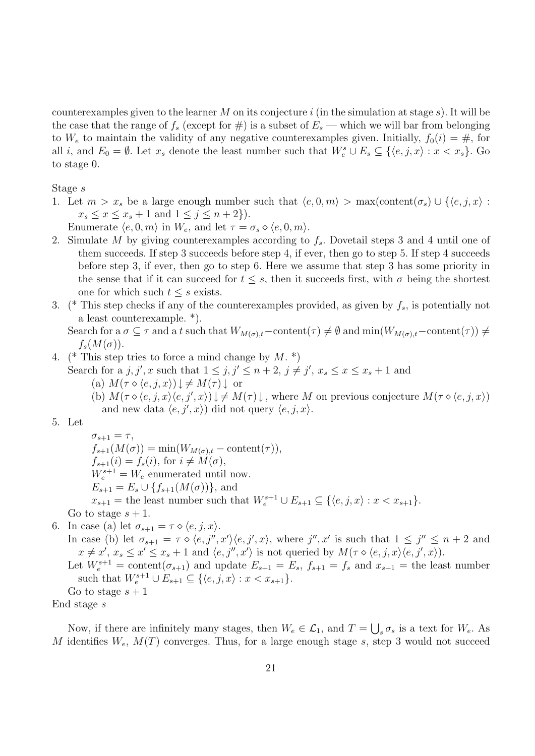counterexamples given to the learner $M$ on its conjecture $i$ (in the simulation at stage $s$). It will be the case that the range of $f_s$ (except for $\#$) is a subset of $E_s$ — which we will bar from belonging to $W_e$ to maintain the validity of any negative counterexamples given. Initially, $f_0(i) = \#$, for all $i$, and $E_0 = \emptyset$. Let $x_s$ denote the least number such that $W_e^s \cup E_s \subseteq \{\langle e, j, x\rangle : x < x_s\}$. Go to stage 0.

Stage $s$

1. Let $m > x_s$ be a large enough number such that $\langle e, 0, m\rangle > \max(\text{content}(\sigma_s) \cup \{\langle e, j, x\rangle : x_s \leq x \leq x_s + 1 \text{ and } 1 \leq j \leq n + 2\})$.
   Enumerate $\langle e, 0, m\rangle$ in $W_e$, and let $\tau = \sigma_s \diamond \langle e, 0, m\rangle$.
2. Simulate $M$ by giving counterexamples according to $f_s$. Dovetail steps 3 and 4 until one of them succeeds. If step 3 succeeds before step 4, if ever, then go to step 5. If step 4 succeeds before step 3, if ever, then go to step 6. Here we assume that step 3 has some priority in the sense that if it can succeed for $t \leq s$, then it succeeds first, with $\sigma$ being the shortest one for which such $t \leq s$ exists.
3. (* This step checks if any of the counterexamples provided, as given by $f_s$, is potentially not a least counterexample. *).
   Search for a $\sigma \subseteq \tau$ and a $t$ such that $W_{M(\sigma),t} - \text{content}(\tau) \neq \emptyset$ and $\min(W_{M(\sigma),t} - \text{content}(\tau)) \neq f_s(M(\sigma))$.
4. (* This step tries to force a mind change by $M$. *)
   Search for a $j, j', x$ such that $1 \leq j, j' \leq n + 2$, $j \neq j'$, $x_s \leq x \leq x_s + 1$ and
   (a) $M(\tau \diamond \langle e, j, x\rangle)\downarrow \neq M(\tau)\downarrow$ or
   (b) $M(\tau \diamond \langle e, j, x\rangle\langle e, j', x\rangle)\downarrow \neq M(\tau)\downarrow$, where $M$ on previous conjecture $M(\tau \diamond \langle e, j, x\rangle)$ and new data $\langle e, j', x\rangle)$ did not query $\langle e, j, x\rangle$.
5. Let
   $\sigma_{s+1} = \tau$,
   $f_{s+1}(M(\sigma)) = \min(W_{M(\sigma),t} - \text{content}(\tau))$,
   $f_{s+1}(i) = f_s(i)$, for $i \neq M(\sigma)$,
   $W_e^{s+1} = W_e$ enumerated until now.
   $E_{s+1} = E_s \cup \{f_{s+1}(M(\sigma))\}$, and
   $x_{s+1} =$ the least number such that $W_e^{s+1} \cup E_{s+1} \subseteq \{\langle e, j, x\rangle : x < x_{s+1}\}$.
   Go to stage $s + 1$.
6. In case (a) let $\sigma_{s+1} = \tau \diamond \langle e, j, x\rangle$.
   In case (b) let $\sigma_{s+1} = \tau \diamond \langle e, j'', x'\rangle\langle e, j', x\rangle$, where $j'', x'$ is such that $1 \leq j'' \leq n + 2$ and $x \neq x'$, $x_s \leq x' \leq x_s + 1$ and $\langle e, j'', x'\rangle$ is not queried by $M(\tau \diamond \langle e, j, x\rangle\langle e, j', x\rangle)$.
   Let $W_e^{s+1} = \text{content}(\sigma_{s+1})$ and update $E_{s+1} = E_s$, $f_{s+1} = f_s$ and $x_{s+1} =$ the least number such that $W_e^{s+1} \cup E_{s+1} \subseteq \{\langle e, j, x\rangle : x < x_{s+1}\}$.
   Go to stage $s + 1$

End stage $s$

Now, if there are infinitely many stages, then $W_e \in \mathcal{L}_1$, and $T = \bigcup_s \sigma_s$ is a text for $W_e$. As $M$ identifies $W_e$, $M(T)$ converges. Thus, for a large enough stage $s$, step 3 would not succeed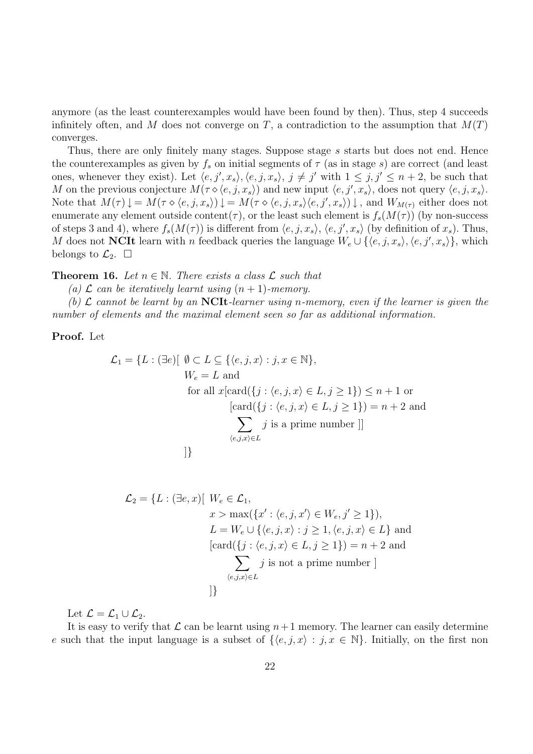anymore (as the least counterexamples would have been found by then). Thus, step 4 succeeds infinitely often, and $M$ does not converge on $T$, a contradiction to the assumption that $M(T)$ converges.

Thus, there are only finitely many stages. Suppose stage $s$ starts but does not end. Hence the counterexamples as given by $f_s$ on initial segments of $\tau$ (as in stage $s$) are correct (and least ones, whenever they exist). Let $\langle e, j', x_s\rangle, \langle e, j, x_s\rangle$, $j \neq j'$ with $1 \leq j, j' \leq n+2$, be such that $M$ on the previous conjecture $M(\tau \diamond \langle e, j, x_s\rangle)$ and new input $\langle e, j', x_s\rangle$, does not query $\langle e, j, x_s\rangle$. Note that $M(\tau)\downarrow = M(\tau \diamond \langle e, j, x_s\rangle)\downarrow = M(\tau \diamond \langle e, j, x_s\rangle\langle e, j', x_s\rangle)\downarrow$, and $W_{M(\tau)}$ either does not enumerate any element outside content$(\tau)$, or the least such element is $f_s(M(\tau))$ (by non-success of steps 3 and 4), where $f_s(M(\tau))$ is different from $\langle e, j, x_s\rangle$, $\langle e, j', x_s\rangle$ (by definition of $x_s$). Thus, $M$ does not **NCIt** learn with $n$ feedback queries the language $W_e \cup \{\langle e, j, x_s\rangle, \langle e, j', x_s\rangle\}$, which belongs to $\mathcal{L}_2$. $\square$

**Theorem 16.** *Let $n \in \mathbb{N}$. There exists a class $\mathcal{L}$ such that*

*(a) $\mathcal{L}$ can be iteratively learnt using $(n+1)$-memory.*

*(b) $\mathcal{L}$ cannot be learnt by an **NCIt**-learner using $n$-memory, even if the learner is given the number of elements and the maximal element seen so far as additional information.*

**Proof.** Let

$$
\begin{aligned}
\mathcal{L}_1 = \{L : (\exists e)[\ & \emptyset \subset L \subseteq \{\langle e, j, x\rangle : j, x \in \mathbb{N}\}, \\
& W_e = L \text{ and} \\
& \text{for all } x[\text{card}(\{j : \langle e, j, x\rangle \in L, j \geq 1\}) \leq n+1 \text{ or} \\
& \qquad [\text{card}(\{j : \langle e, j, x\rangle \in L, j \geq 1\}) = n+2 \text{ and} \\
& \qquad \sum_{\langle e,j,x\rangle \in L} j \text{ is a prime number }]] \\
& ]\}
\end{aligned}
$$

$$
\begin{aligned}
\mathcal{L}_2 = \{L : (\exists e, x)[\ & W_e \in \mathcal{L}_1, \\
& x > \max(\{x' : \langle e, j, x'\rangle \in W_e, j' \geq 1\}), \\
& L = W_e \cup \{\langle e, j, x\rangle : j \geq 1, \langle e, j, x\rangle \in L\} \text{ and} \\
& [\text{card}(\{j : \langle e, j, x\rangle \in L, j \geq 1\}) = n+2 \text{ and} \\
& \qquad \sum_{\langle e,j,x\rangle \in L} j \text{ is not a prime number }] \\
& ]\}
\end{aligned}
$$

Let $\mathcal{L} = \mathcal{L}_1 \cup \mathcal{L}_2$.

It is easy to verify that $\mathcal{L}$ can be learnt using $n+1$ memory. The learner can easily determine $e$ such that the input language is a subset of $\{\langle e, j, x\rangle : j, x \in \mathbb{N}\}$. Initially, on the first non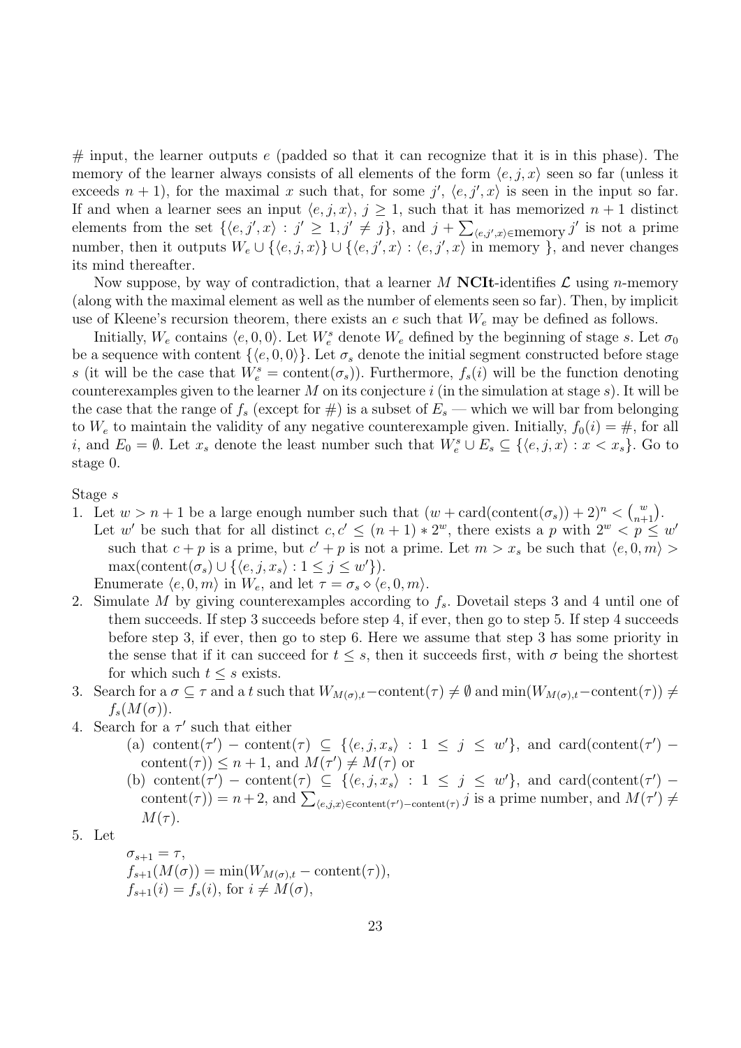$\#$ input, the learner outputs $e$ (padded so that it can recognize that it is in this phase). The memory of the learner always consists of all elements of the form $\langle e, j, x \rangle$ seen so far (unless it exceeds $n + 1$), for the maximal $x$ such that, for some $j'$, $\langle e, j', x \rangle$ is seen in the input so far. If and when a learner sees an input $\langle e, j, x \rangle$, $j \geq 1$, such that it has memorized $n + 1$ distinct elements from the set $\{\langle e, j', x \rangle : j' \geq 1, j' \neq j\}$, and $j + \sum_{\langle e,j',x \rangle \in \text{memory}} j'$ is not a prime number, then it outputs $W_e \cup \{\langle e, j, x \rangle\} \cup \{\langle e, j', x \rangle : \langle e, j', x \rangle \text{ in memory }\}$, and never changes its mind thereafter.

Now suppose, by way of contradiction, that a learner $M$ **NCIt**-identifies $\mathcal{L}$ using $n$-memory (along with the maximal element as well as the number of elements seen so far). Then, by implicit use of Kleene's recursion theorem, there exists an $e$ such that $W_e$ may be defined as follows.

Initially, $W_e$ contains $\langle e, 0, 0 \rangle$. Let $W_e^s$ denote $W_e$ defined by the beginning of stage $s$. Let $\sigma_0$ be a sequence with content $\{\langle e, 0, 0 \rangle\}$. Let $\sigma_s$ denote the initial segment constructed before stage $s$ (it will be the case that $W_e^s = \text{content}(\sigma_s)$). Furthermore, $f_s(i)$ will be the function denoting counterexamples given to the learner $M$ on its conjecture $i$ (in the simulation at stage $s$). It will be the case that the range of $f_s$ (except for $\#$) is a subset of $E_s$ — which we will bar from belonging to $W_e$ to maintain the validity of any negative counterexample given. Initially, $f_0(i) = \#$, for all $i$, and $E_0 = \emptyset$. Let $x_s$ denote the least number such that $W_e^s \cup E_s \subseteq \{\langle e, j, x \rangle : x < x_s\}$. Go to stage 0.

Stage $s$

1. Let $w > n + 1$ be a large enough number such that $(w + \text{card}(\text{content}(\sigma_s)) + 2)^n < \binom{w}{n+1}$.
   Let $w'$ be such that for all distinct $c, c' \leq (n + 1) * 2^w$, there exists a $p$ with $2^w < p \leq w'$ such that $c + p$ is a prime, but $c' + p$ is not a prime. Let $m > x_s$ be such that $\langle e, 0, m \rangle > \max(\text{content}(\sigma_s) \cup \{\langle e, j, x_s \rangle : 1 \leq j \leq w'\})$.
   Enumerate $\langle e, 0, m \rangle$ in $W_e$, and let $\tau = \sigma_s \diamond \langle e, 0, m \rangle$.
2. Simulate $M$ by giving counterexamples according to $f_s$. Dovetail steps 3 and 4 until one of them succeeds. If step 3 succeeds before step 4, if ever, then go to step 5. If step 4 succeeds before step 3, if ever, then go to step 6. Here we assume that step 3 has some priority in the sense that if it can succeed for $t \leq s$, then it succeeds first, with $\sigma$ being the shortest for which such $t \leq s$ exists.
3. Search for a $\sigma \subseteq \tau$ and a $t$ such that $W_{M(\sigma),t} - \text{content}(\tau) \neq \emptyset$ and $\min(W_{M(\sigma),t} - \text{content}(\tau)) \neq f_s(M(\sigma))$.
4. Search for a $\tau'$ such that either
   (a) $\text{content}(\tau') - \text{content}(\tau) \subseteq \{\langle e, j, x_s \rangle : 1 \leq j \leq w'\}$, and $\text{card}(\text{content}(\tau') - \text{content}(\tau)) \leq n + 1$, and $M(\tau') \neq M(\tau)$ or
   (b) $\text{content}(\tau') - \text{content}(\tau) \subseteq \{\langle e, j, x_s \rangle : 1 \leq j \leq w'\}$, and $\text{card}(\text{content}(\tau') - \text{content}(\tau)) = n + 2$, and $\sum_{\langle e,j,x \rangle \in \text{content}(\tau') - \text{content}(\tau)} j$ is a prime number, and $M(\tau') \neq M(\tau)$.
5. Let

   $\sigma_{s+1} = \tau$,
   $f_{s+1}(M(\sigma)) = \min(W_{M(\sigma),t} - \text{content}(\tau))$,
   $f_{s+1}(i) = f_s(i)$, for $i \neq M(\sigma)$,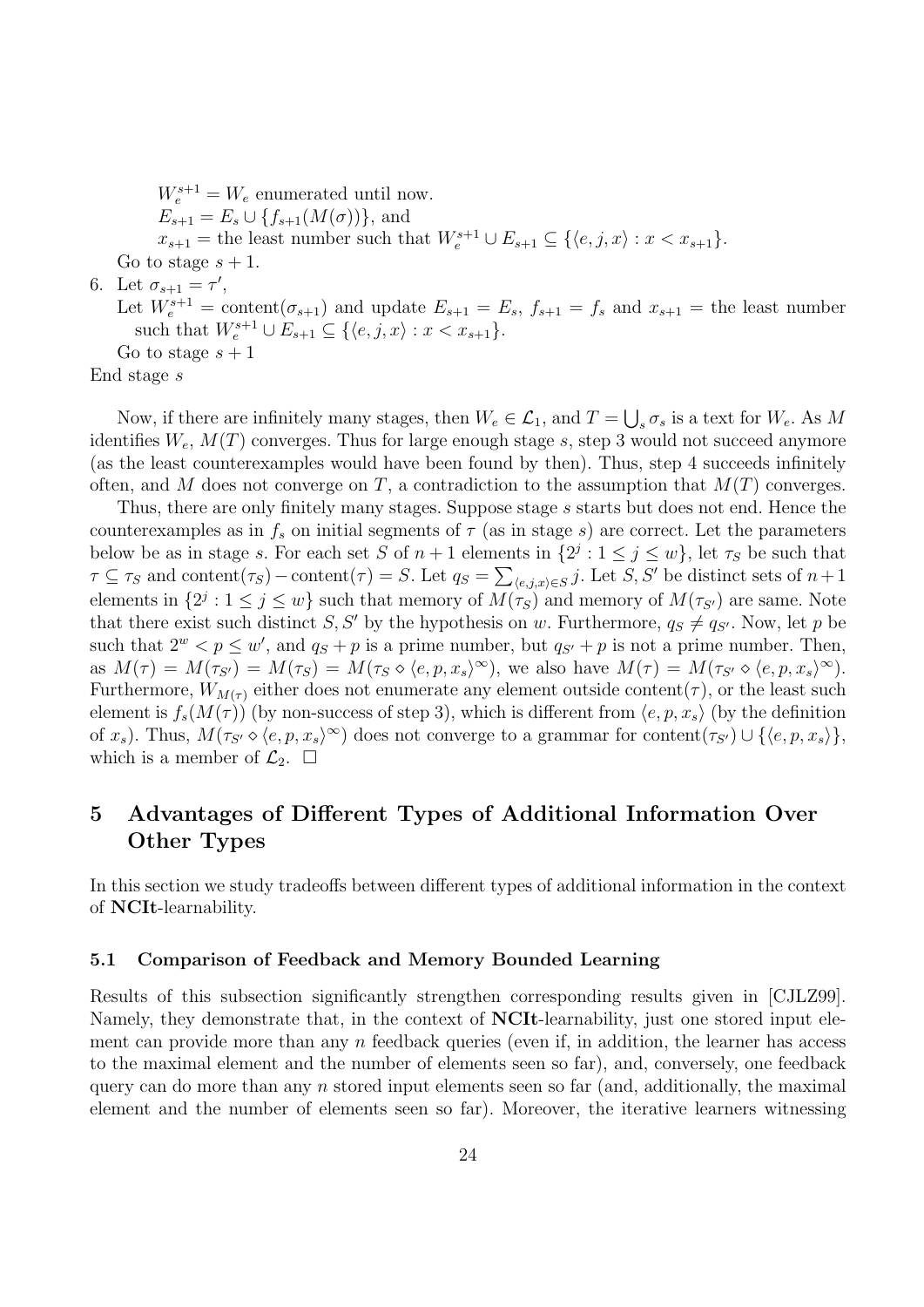$W_e^{s+1} = W_e$ enumerated until now.
$E_{s+1} = E_s \cup \{f_{s+1}(M(\sigma))\}$, and
$x_{s+1} =$ the least number such that $W_e^{s+1} \cup E_{s+1} \subseteq \{\langle e, j, x\rangle : x < x_{s+1}\}$.
Go to stage $s+1$.

6. Let $\sigma_{s+1} = \tau'$,
Let $W_e^{s+1} = \text{content}(\sigma_{s+1})$ and update $E_{s+1} = E_s$, $f_{s+1} = f_s$ and $x_{s+1} =$ the least number such that $W_e^{s+1} \cup E_{s+1} \subseteq \{\langle e, j, x\rangle : x < x_{s+1}\}$.
Go to stage $s+1$

End stage $s$

Now, if there are infinitely many stages, then $W_e \in \mathcal{L}_1$, and $T = \bigcup_s \sigma_s$ is a text for $W_e$. As $M$ identifies $W_e$, $M(T)$ converges. Thus for large enough stage $s$, step 3 would not succeed anymore (as the least counterexamples would have been found by then). Thus, step 4 succeeds infinitely often, and $M$ does not converge on $T$, a contradiction to the assumption that $M(T)$ converges.

Thus, there are only finitely many stages. Suppose stage $s$ starts but does not end. Hence the counterexamples as in $f_s$ on initial segments of $\tau$ (as in stage $s$) are correct. Let the parameters below be as in stage $s$. For each set $S$ of $n+1$ elements in $\{2^j : 1 \leq j \leq w\}$, let $\tau_S$ be such that $\tau \subseteq \tau_S$ and $\text{content}(\tau_S) - \text{content}(\tau) = S$. Let $q_S = \sum_{\langle e,j,x\rangle \in S} j$. Let $S, S'$ be distinct sets of $n+1$ elements in $\{2^j : 1 \leq j \leq w\}$ such that memory of $M(\tau_S)$ and memory of $M(\tau_{S'})$ are same. Note that there exist such distinct $S, S'$ by the hypothesis on $w$. Furthermore, $q_S \neq q_{S'}$. Now, let $p$ be such that $2^w < p \leq w'$, and $q_S + p$ is a prime number, but $q_{S'} + p$ is not a prime number. Then, as $M(\tau) = M(\tau_{S'}) = M(\tau_S) = M(\tau_S \diamond \langle e, p, x_s\rangle^\infty)$, we also have $M(\tau) = M(\tau_{S'} \diamond \langle e, p, x_s\rangle^\infty)$. Furthermore, $W_{M(\tau)}$ either does not enumerate any element outside $\text{content}(\tau)$, or the least such element is $f_s(M(\tau))$ (by non-success of step 3), which is different from $\langle e, p, x_s\rangle$ (by the definition of $x_s$). Thus, $M(\tau_{S'} \diamond \langle e, p, x_s\rangle^\infty)$ does not converge to a grammar for $\text{content}(\tau_{S'}) \cup \{\langle e, p, x_s\rangle\}$, which is a member of $\mathcal{L}_2$. $\square$

# 5 Advantages of Different Types of Additional Information Over Other Types

In this section we study tradeoffs between different types of additional information in the context of **NCIt**-learnability.

## 5.1 Comparison of Feedback and Memory Bounded Learning

Results of this subsection significantly strengthen corresponding results given in [CJLZ99]. Namely, they demonstrate that, in the context of **NCIt**-learnability, just one stored input element can provide more than any $n$ feedback queries (even if, in addition, the learner has access to the maximal element and the number of elements seen so far), and, conversely, one feedback query can do more than any $n$ stored input elements seen so far (and, additionally, the maximal element and the number of elements seen so far). Moreover, the iterative learners witnessing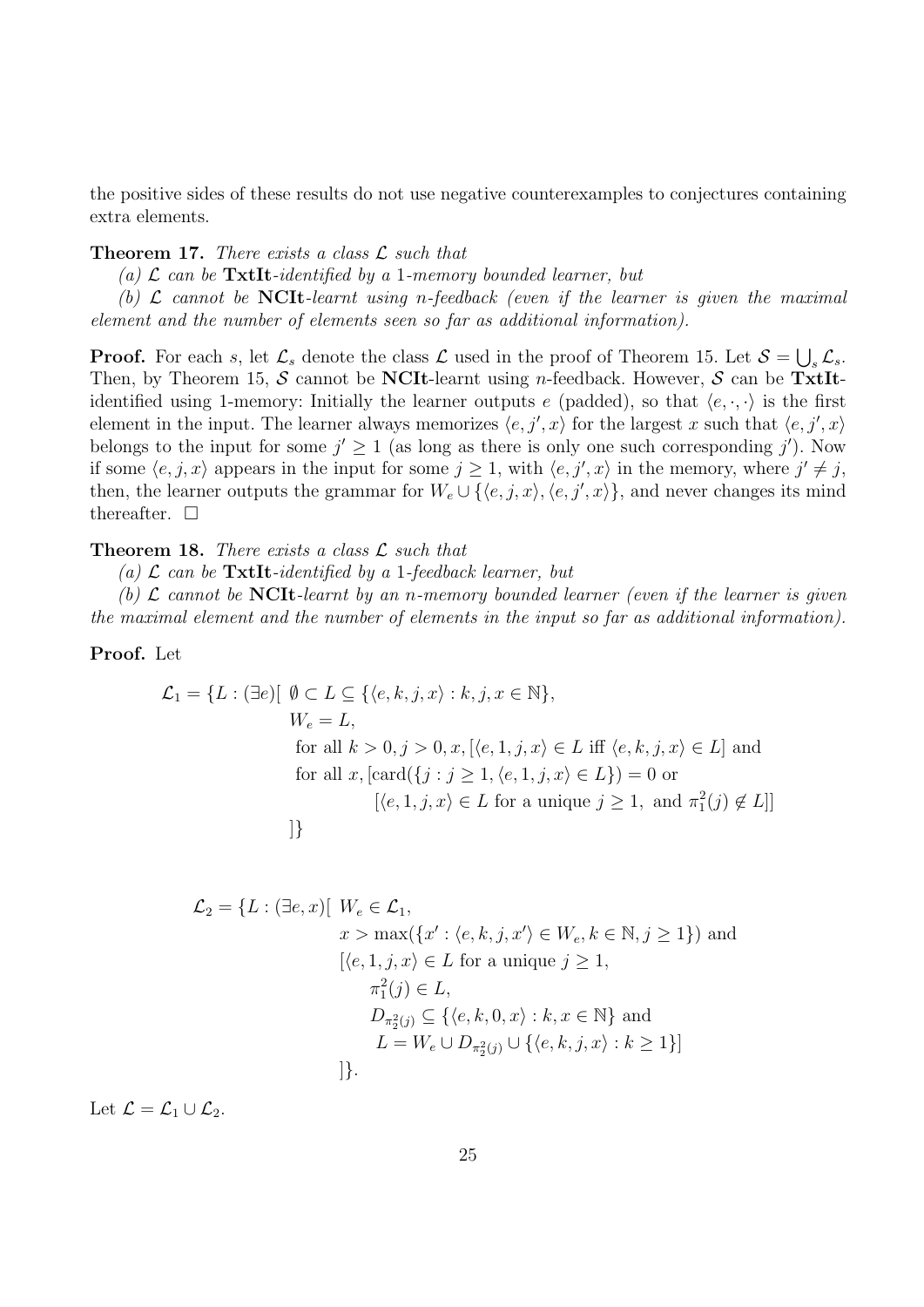the positive sides of these results do not use negative counterexamples to conjectures containing extra elements.

**Theorem 17.** *There exists a class $\mathcal{L}$ such that*

*(a) $\mathcal{L}$ can be* **TxtIt***-identified by a 1-memory bounded learner, but*

*(b) $\mathcal{L}$ cannot be* **NCIt***-learnt using n-feedback (even if the learner is given the maximal element and the number of elements seen so far as additional information).*

**Proof.** For each $s$, let $\mathcal{L}_s$ denote the class $\mathcal{L}$ used in the proof of Theorem 15. Let $\mathcal{S} = \bigcup_s \mathcal{L}_s$. Then, by Theorem 15, $\mathcal{S}$ cannot be **NCIt**-learnt using $n$-feedback. However, $\mathcal{S}$ can be **TxtIt**-identified using 1-memory: Initially the learner outputs $e$ (padded), so that $\langle e, \cdot, \cdot \rangle$ is the first element in the input. The learner always memorizes $\langle e, j', x \rangle$ for the largest $x$ such that $\langle e, j', x \rangle$ belongs to the input for some $j' \geq 1$ (as long as there is only one such corresponding $j'$). Now if some $\langle e, j, x \rangle$ appears in the input for some $j \geq 1$, with $\langle e, j', x \rangle$ in the memory, where $j' \neq j$, then, the learner outputs the grammar for $W_e \cup \{\langle e, j, x \rangle, \langle e, j', x \rangle\}$, and never changes its mind thereafter. $\square$

**Theorem 18.** *There exists a class $\mathcal{L}$ such that*

*(a) $\mathcal{L}$ can be* **TxtIt***-identified by a 1-feedback learner, but*

*(b) $\mathcal{L}$ cannot be* **NCIt***-learnt by an n-memory bounded learner (even if the learner is given the maximal element and the number of elements in the input so far as additional information).*

**Proof.** Let

$$
\begin{aligned}
\mathcal{L}_1 = \{L : (\exists e)[\ & \emptyset \subset L \subseteq \{\langle e, k, j, x \rangle : k, j, x \in \mathbb{N}\}, \\
& W_e = L, \\
& \text{for all } k > 0, j > 0, x, [\langle e, 1, j, x \rangle \in L \text{ iff } \langle e, k, j, x \rangle \in L] \text{ and} \\
& \text{for all } x, [\text{card}(\{j : j \geq 1, \langle e, 1, j, x \rangle \in L\}) = 0 \text{ or} \\
& \qquad [\langle e, 1, j, x \rangle \in L \text{ for a unique } j \geq 1, \text{ and } \pi_1^2(j) \notin L]] \\
& ]\}
\end{aligned}
$$

$$
\begin{aligned}
\mathcal{L}_2 = \{L : (\exists e, x)[\ & W_e \in \mathcal{L}_1, \\
& x > \max(\{x' : \langle e, k, j, x' \rangle \in W_e, k \in \mathbb{N}, j \geq 1\}) \text{ and} \\
& [\langle e, 1, j, x \rangle \in L \text{ for a unique } j \geq 1, \\
& \quad \pi_1^2(j) \in L, \\
& \quad D_{\pi_2^2(j)} \subseteq \{\langle e, k, 0, x \rangle : k, x \in \mathbb{N}\} \text{ and} \\
& \quad L = W_e \cup D_{\pi_2^2(j)} \cup \{\langle e, k, j, x \rangle : k \geq 1\}] \\
& ]\}.
\end{aligned}
$$

Let $\mathcal{L} = \mathcal{L}_1 \cup \mathcal{L}_2$.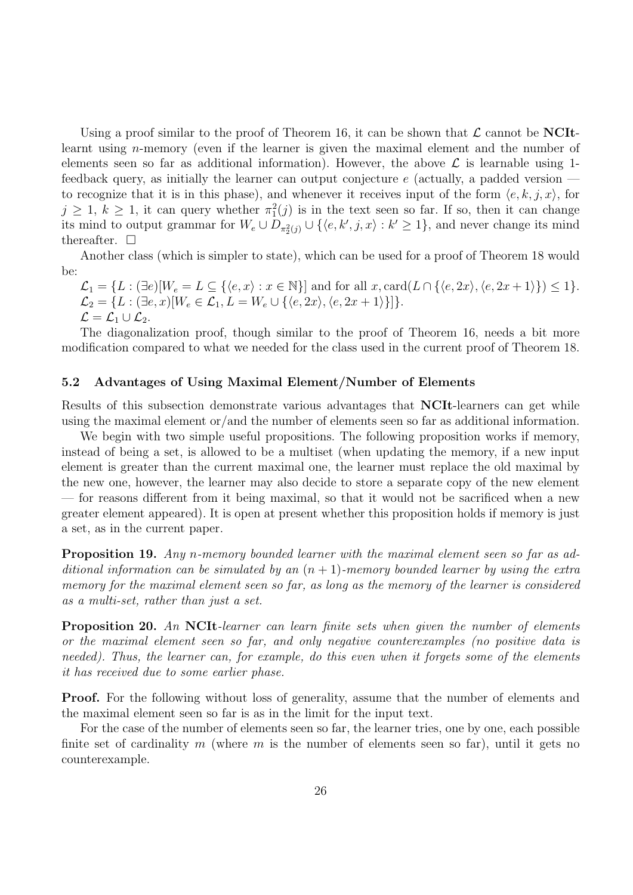Using a proof similar to the proof of Theorem 16, it can be shown that $\mathcal{L}$ cannot be **NCIt**-learnt using $n$-memory (even if the learner is given the maximal element and the number of elements seen so far as additional information). However, the above $\mathcal{L}$ is learnable using 1-feedback query, as initially the learner can output conjecture $e$ (actually, a padded version — to recognize that it is in this phase), and whenever it receives input of the form $\langle e, k, j, x \rangle$, for $j \geq 1$, $k \geq 1$, it can query whether $\pi_1^2(j)$ is in the text seen so far. If so, then it can change its mind to output grammar for $W_e \cup D_{\pi_2^2(j)} \cup \{\langle e, k', j, x \rangle : k' \geq 1\}$, and never change its mind thereafter. $\square$

Another class (which is simpler to state), which can be used for a proof of Theorem 18 would be:

$\mathcal{L}_1 = \{L : (\exists e)[W_e = L \subseteq \{\langle e, x \rangle : x \in \mathbb{N}\}]$ and for all $x$, $\mathrm{card}(L \cap \{\langle e, 2x \rangle, \langle e, 2x+1 \rangle\}) \leq 1\}$.
$\mathcal{L}_2 = \{L : (\exists e, x)[W_e \in \mathcal{L}_1, L = W_e \cup \{\langle e, 2x \rangle, \langle e, 2x+1 \rangle\}]\}$.
$\mathcal{L} = \mathcal{L}_1 \cup \mathcal{L}_2$.

The diagonalization proof, though similar to the proof of Theorem 16, needs a bit more modification compared to what we needed for the class used in the current proof of Theorem 18.

### 5.2 Advantages of Using Maximal Element/Number of Elements

Results of this subsection demonstrate various advantages that **NCIt**-learners can get while using the maximal element or/and the number of elements seen so far as additional information.

We begin with two simple useful propositions. The following proposition works if memory, instead of being a set, is allowed to be a multiset (when updating the memory, if a new input element is greater than the current maximal one, the learner must replace the old maximal by the new one, however, the learner may also decide to store a separate copy of the new element — for reasons different from it being maximal, so that it would not be sacrificed when a new greater element appeared). It is open at present whether this proposition holds if memory is just a set, as in the current paper.

**Proposition 19.** *Any $n$-memory bounded learner with the maximal element seen so far as additional information can be simulated by an $(n+1)$-memory bounded learner by using the extra memory for the maximal element seen so far, as long as the memory of the learner is considered as a multi-set, rather than just a set.*

**Proposition 20.** *An* **NCIt**-*learner can learn finite sets when given the number of elements or the maximal element seen so far, and only negative counterexamples (no positive data is needed). Thus, the learner can, for example, do this even when it forgets some of the elements it has received due to some earlier phase.*

**Proof.** For the following without loss of generality, assume that the number of elements and the maximal element seen so far is as in the limit for the input text.

For the case of the number of elements seen so far, the learner tries, one by one, each possible finite set of cardinality $m$ (where $m$ is the number of elements seen so far), until it gets no counterexample.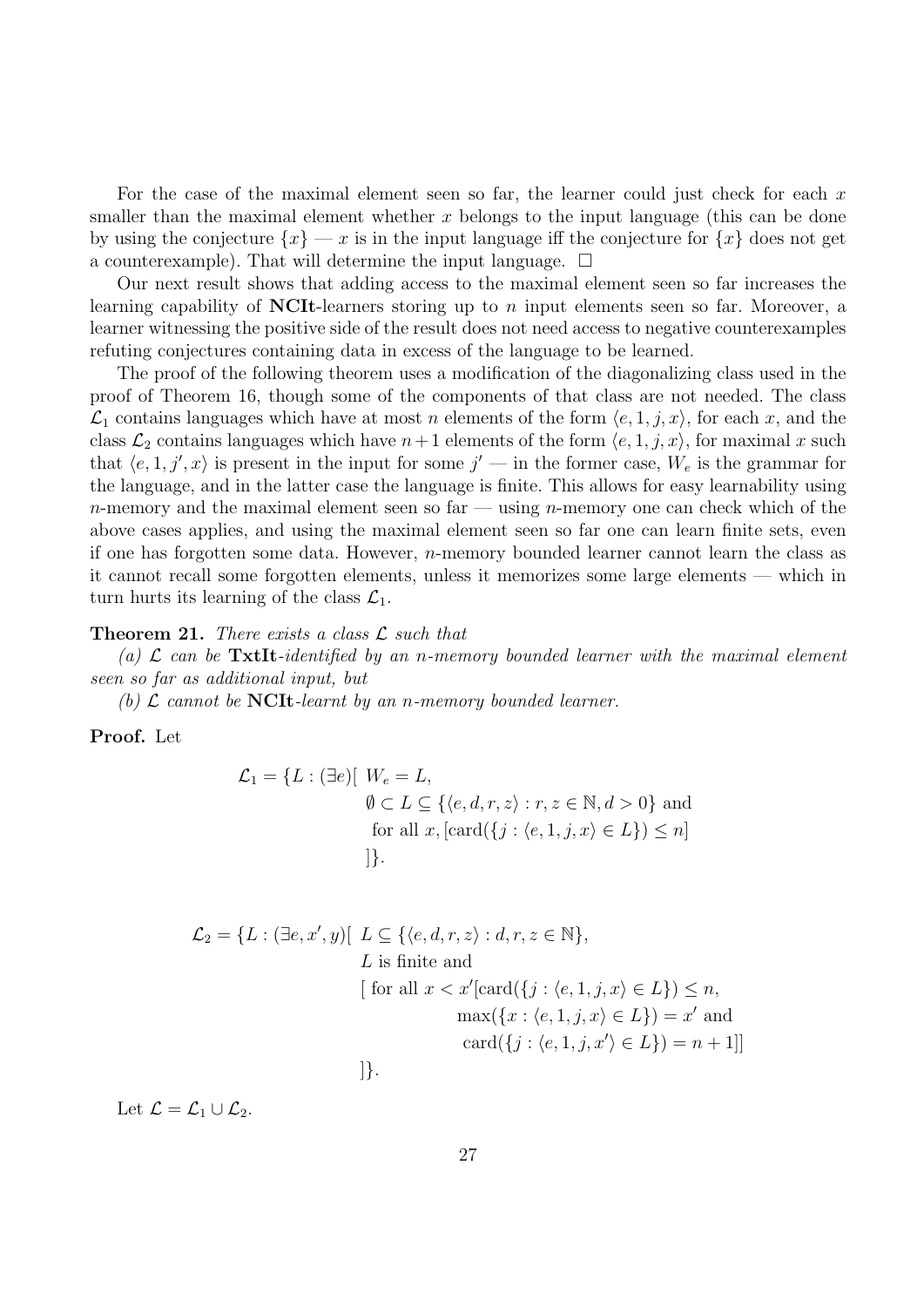For the case of the maximal element seen so far, the learner could just check for each $x$ smaller than the maximal element whether $x$ belongs to the input language (this can be done by using the conjecture $\{x\}$ — $x$ is in the input language iff the conjecture for $\{x\}$ does not get a counterexample). That will determine the input language. $\square$

Our next result shows that adding access to the maximal element seen so far increases the learning capability of **NCIt**-learners storing up to $n$ input elements seen so far. Moreover, a learner witnessing the positive side of the result does not need access to negative counterexamples refuting conjectures containing data in excess of the language to be learned.

The proof of the following theorem uses a modification of the diagonalizing class used in the proof of Theorem 16, though some of the components of that class are not needed. The class $\mathcal{L}_1$ contains languages which have at most $n$ elements of the form $\langle e, 1, j, x\rangle$, for each $x$, and the class $\mathcal{L}_2$ contains languages which have $n+1$ elements of the form $\langle e, 1, j, x\rangle$, for maximal $x$ such that $\langle e, 1, j', x\rangle$ is present in the input for some $j'$ — in the former case, $W_e$ is the grammar for the language, and in the latter case the language is finite. This allows for easy learnability using $n$-memory and the maximal element seen so far — using $n$-memory one can check which of the above cases applies, and using the maximal element seen so far one can learn finite sets, even if one has forgotten some data. However, $n$-memory bounded learner cannot learn the class as it cannot recall some forgotten elements, unless it memorizes some large elements — which in turn hurts its learning of the class $\mathcal{L}_1$.

**Theorem 21.** *There exists a class $\mathcal{L}$ such that*

*(a) $\mathcal{L}$ can be* **TxtIt**-*identified by an $n$-memory bounded learner with the maximal element seen so far as additional input, but*

*(b) $\mathcal{L}$ cannot be* **NCIt**-*learnt by an $n$-memory bounded learner.*

**Proof.** Let

$$
\begin{aligned}
\mathcal{L}_1 = \{L : (\exists e)[\ & W_e = L, \\
& \emptyset \subset L \subseteq \{\langle e, d, r, z\rangle : r, z \in \mathbb{N}, d > 0\} \text{ and} \\
& \text{for all } x, [\mathrm{card}(\{j : \langle e, 1, j, x\rangle \in L\}) \leq n] \\
& ]\}.
\end{aligned}
$$

$$
\begin{aligned}
\mathcal{L}_2 = \{L : (\exists e, x', y)[\ & L \subseteq \{\langle e, d, r, z\rangle : d, r, z \in \mathbb{N}\}, \\
& L \text{ is finite and} \\
& [\text{ for all } x < x'[\mathrm{card}(\{j : \langle e, 1, j, x\rangle \in L\}) \leq n, \\
& \qquad \max(\{x : \langle e, 1, j, x\rangle \in L\}) = x' \text{ and} \\
& \qquad \mathrm{card}(\{j : \langle e, 1, j, x'\rangle \in L\}) = n+1]] \\
& ]\}.
\end{aligned}
$$

Let $\mathcal{L} = \mathcal{L}_1 \cup \mathcal{L}_2$.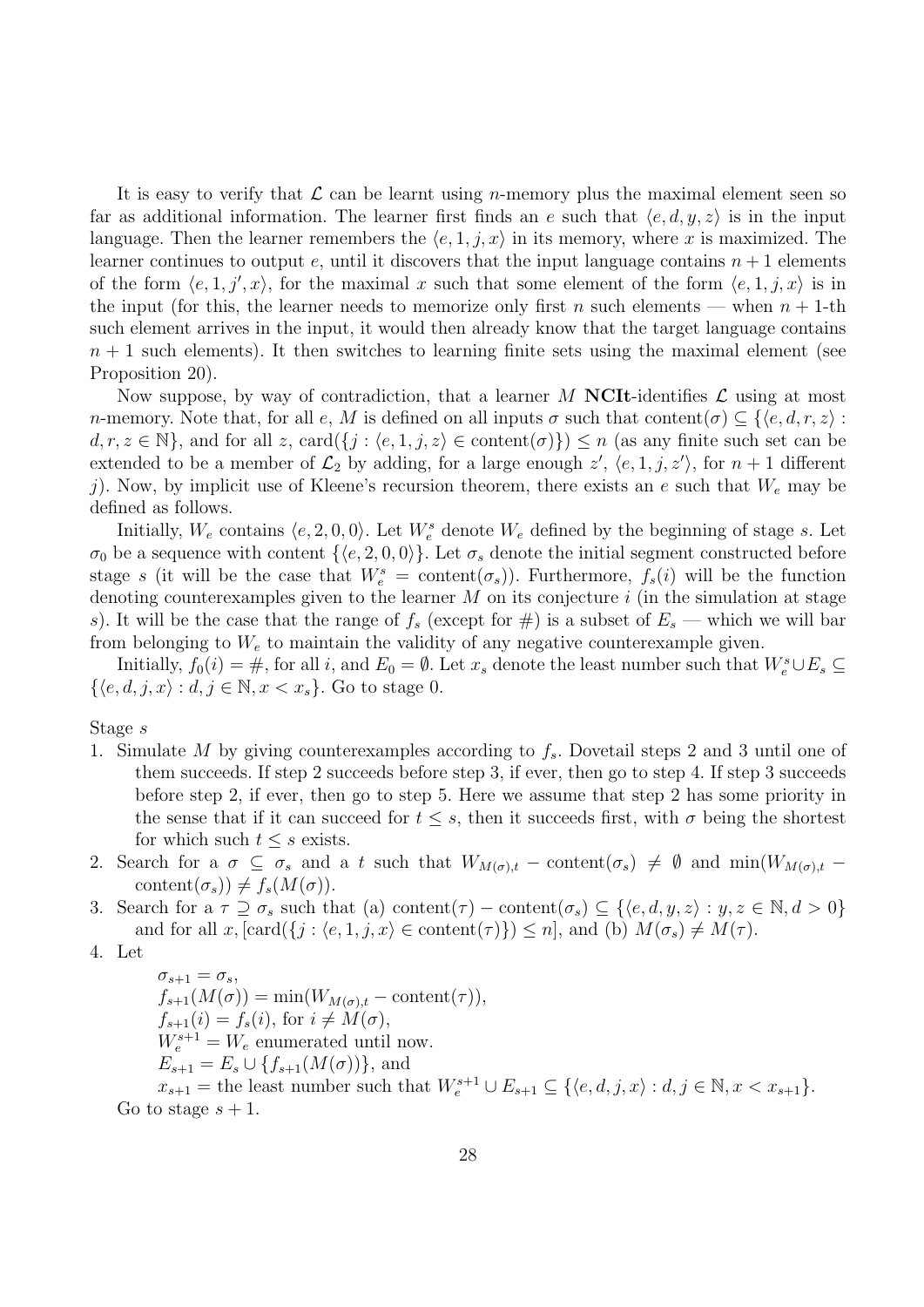It is easy to verify that $\mathcal{L}$ can be learnt using $n$-memory plus the maximal element seen so far as additional information. The learner first finds an $e$ such that $\langle e, d, y, z\rangle$ is in the input language. Then the learner remembers the $\langle e, 1, j, x\rangle$ in its memory, where $x$ is maximized. The learner continues to output $e$, until it discovers that the input language contains $n+1$ elements of the form $\langle e, 1, j', x\rangle$, for the maximal $x$ such that some element of the form $\langle e, 1, j, x\rangle$ is in the input (for this, the learner needs to memorize only first $n$ such elements — when $n+1$-th such element arrives in the input, it would then already know that the target language contains $n+1$ such elements). It then switches to learning finite sets using the maximal element (see Proposition 20).

Now suppose, by way of contradiction, that a learner $M$ **NCIt**-identifies $\mathcal{L}$ using at most $n$-memory. Note that, for all $e$, $M$ is defined on all inputs $\sigma$ such that $\text{content}(\sigma) \subseteq \{\langle e, d, r, z\rangle : d, r, z \in \mathbb{N}\}$, and for all $z$, $\text{card}(\{j : \langle e, 1, j, z\rangle \in \text{content}(\sigma)\}) \leq n$ (as any finite such set can be extended to be a member of $\mathcal{L}_2$ by adding, for a large enough $z'$, $\langle e, 1, j, z'\rangle$, for $n+1$ different $j$). Now, by implicit use of Kleene's recursion theorem, there exists an $e$ such that $W_e$ may be defined as follows.

Initially, $W_e$ contains $\langle e, 2, 0, 0\rangle$. Let $W_e^s$ denote $W_e$ defined by the beginning of stage $s$. Let $\sigma_0$ be a sequence with content $\{\langle e, 2, 0, 0\rangle\}$. Let $\sigma_s$ denote the initial segment constructed before stage $s$ (it will be the case that $W_e^s = \text{content}(\sigma_s)$). Furthermore, $f_s(i)$ will be the function denoting counterexamples given to the learner $M$ on its conjecture $i$ (in the simulation at stage $s$). It will be the case that the range of $f_s$ (except for $\#$) is a subset of $E_s$ — which we will bar from belonging to $W_e$ to maintain the validity of any negative counterexample given.

Initially, $f_0(i) = \#$, for all $i$, and $E_0 = \emptyset$. Let $x_s$ denote the least number such that $W_e^s \cup E_s \subseteq \{\langle e, d, j, x\rangle : d, j \in \mathbb{N}, x < x_s\}$. Go to stage 0.

Stage $s$

1. Simulate $M$ by giving counterexamples according to $f_s$. Dovetail steps 2 and 3 until one of them succeeds. If step 2 succeeds before step 3, if ever, then go to step 4. If step 3 succeeds before step 2, if ever, then go to step 5. Here we assume that step 2 has some priority in the sense that if it can succeed for $t \leq s$, then it succeeds first, with $\sigma$ being the shortest for which such $t \leq s$ exists.
2. Search for a $\sigma \subseteq \sigma_s$ and a $t$ such that $W_{M(\sigma),t} - \text{content}(\sigma_s) \neq \emptyset$ and $\min(W_{M(\sigma),t} - \text{content}(\sigma_s)) \neq f_s(M(\sigma))$.
3. Search for a $\tau \supseteq \sigma_s$ such that (a) $\text{content}(\tau) - \text{content}(\sigma_s) \subseteq \{\langle e, d, y, z\rangle : y, z \in \mathbb{N}, d > 0\}$ and for all $x$, $[\text{card}(\{j : \langle e, 1, j, x\rangle \in \text{content}(\tau)\}) \leq n]$, and (b) $M(\sigma_s) \neq M(\tau)$.
4. Let

   $\sigma_{s+1} = \sigma_s$,
   $f_{s+1}(M(\sigma)) = \min(W_{M(\sigma),t} - \text{content}(\tau))$,
   $f_{s+1}(i) = f_s(i)$, for $i \neq M(\sigma)$,
   $W_e^{s+1} = W_e$ enumerated until now.
   $E_{s+1} = E_s \cup \{f_{s+1}(M(\sigma))\}$, and
   $x_{s+1} =$ the least number such that $W_e^{s+1} \cup E_{s+1} \subseteq \{\langle e, d, j, x\rangle : d, j \in \mathbb{N}, x < x_{s+1}\}$.

   Go to stage $s+1$.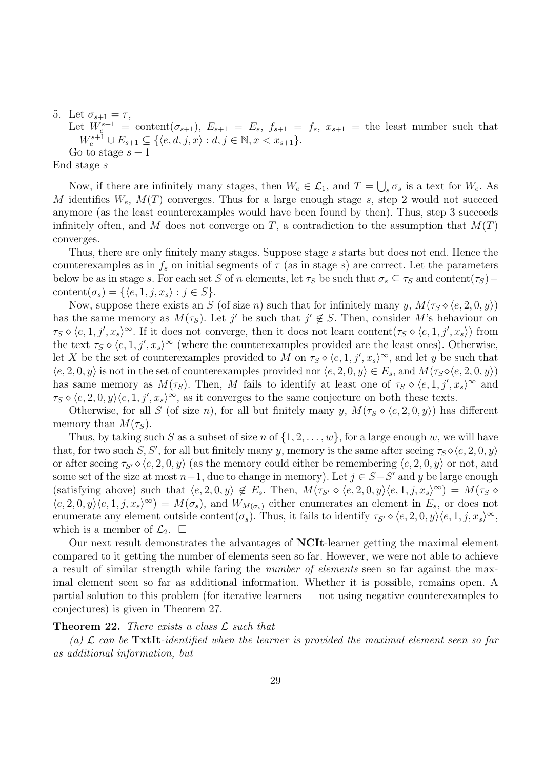5. Let $\sigma_{s+1} = \tau$,
   Let $W_e^{s+1} = \mathrm{content}(\sigma_{s+1})$, $E_{s+1} = E_s$, $f_{s+1} = f_s$, $x_{s+1} =$ the least number such that $W_e^{s+1} \cup E_{s+1} \subseteq \{\langle e, d, j, x\rangle : d, j \in \mathbb{N}, x < x_{s+1}\}$.
   Go to stage $s + 1$

End stage $s$

Now, if there are infinitely many stages, then $W_e \in \mathcal{L}_1$, and $T = \bigcup_s \sigma_s$ is a text for $W_e$. As $M$ identifies $W_e$, $M(T)$ converges. Thus for a large enough stage $s$, step 2 would not succeed anymore (as the least counterexamples would have been found by then). Thus, step 3 succeeds infinitely often, and $M$ does not converge on $T$, a contradiction to the assumption that $M(T)$ converges.

Thus, there are only finitely many stages. Suppose stage $s$ starts but does not end. Hence the counterexamples as in $f_s$ on initial segments of $\tau$ (as in stage $s$) are correct. Let the parameters below be as in stage $s$. For each set $S$ of $n$ elements, let $\tau_S$ be such that $\sigma_s \subseteq \tau_S$ and $\mathrm{content}(\tau_S) - \mathrm{content}(\sigma_s) = \{\langle e, 1, j, x_s\rangle : j \in S\}$.

Now, suppose there exists an $S$ (of size $n$) such that for infinitely many $y$, $M(\tau_S \diamond \langle e, 2, 0, y\rangle)$ has the same memory as $M(\tau_S)$. Let $j'$ be such that $j' \notin S$. Then, consider $M$'s behaviour on $\tau_S \diamond \langle e, 1, j', x_s\rangle^\infty$. If it does not converge, then it does not learn $\mathrm{content}(\tau_S \diamond \langle e, 1, j', x_s\rangle)$ from the text $\tau_S \diamond \langle e, 1, j', x_s\rangle^\infty$ (where the counterexamples provided are the least ones). Otherwise, let $X$ be the set of counterexamples provided to $M$ on $\tau_S \diamond \langle e, 1, j', x_s\rangle^\infty$, and let $y$ be such that $\langle e, 2, 0, y\rangle$ is not in the set of counterexamples provided nor $\langle e, 2, 0, y\rangle \in E_s$, and $M(\tau_S \diamond \langle e, 2, 0, y\rangle)$ has same memory as $M(\tau_S)$. Then, $M$ fails to identify at least one of $\tau_S \diamond \langle e, 1, j', x_s\rangle^\infty$ and $\tau_S \diamond \langle e, 2, 0, y\rangle \langle e, 1, j', x_s\rangle^\infty$, as it converges to the same conjecture on both these texts.

Otherwise, for all $S$ (of size $n$), for all but finitely many $y$, $M(\tau_S \diamond \langle e, 2, 0, y\rangle)$ has different memory than $M(\tau_S)$.

Thus, by taking such $S$ as a subset of size $n$ of $\{1, 2, \ldots, w\}$, for a large enough $w$, we will have that, for two such $S, S'$, for all but finitely many $y$, memory is the same after seeing $\tau_S \diamond \langle e, 2, 0, y\rangle$ or after seeing $\tau_{S'} \diamond \langle e, 2, 0, y\rangle$ (as the memory could either be remembering $\langle e, 2, 0, y\rangle$ or not, and some set of the size at most $n-1$, due to change in memory). Let $j \in S - S'$ and $y$ be large enough (satisfying above) such that $\langle e, 2, 0, y\rangle \notin E_s$. Then, $M(\tau_{S'} \diamond \langle e, 2, 0, y\rangle \langle e, 1, j, x_s\rangle^\infty) = M(\tau_S \diamond \langle e, 2, 0, y\rangle \langle e, 1, j, x_s\rangle^\infty) = M(\sigma_s)$, and $W_{M(\sigma_s)}$ either enumerates an element in $E_s$, or does not enumerate any element outside $\mathrm{content}(\sigma_s)$. Thus, it fails to identify $\tau_{S'} \diamond \langle e, 2, 0, y\rangle \langle e, 1, j, x_s\rangle^\infty$, which is a member of $\mathcal{L}_2$. $\square$

Our next result demonstrates the advantages of **NCIt**-learner getting the maximal element compared to it getting the number of elements seen so far. However, we were not able to achieve a result of similar strength while faring the *number of elements* seen so far against the maximal element seen so far as additional information. Whether it is possible, remains open. A partial solution to this problem (for iterative learners — not using negative counterexamples to conjectures) is given in Theorem 27.

**Theorem 22.** *There exists a class $\mathcal{L}$ such that*

*(a) $\mathcal{L}$ can be* **TxtIt***-identified when the learner is provided the maximal element seen so far as additional information, but*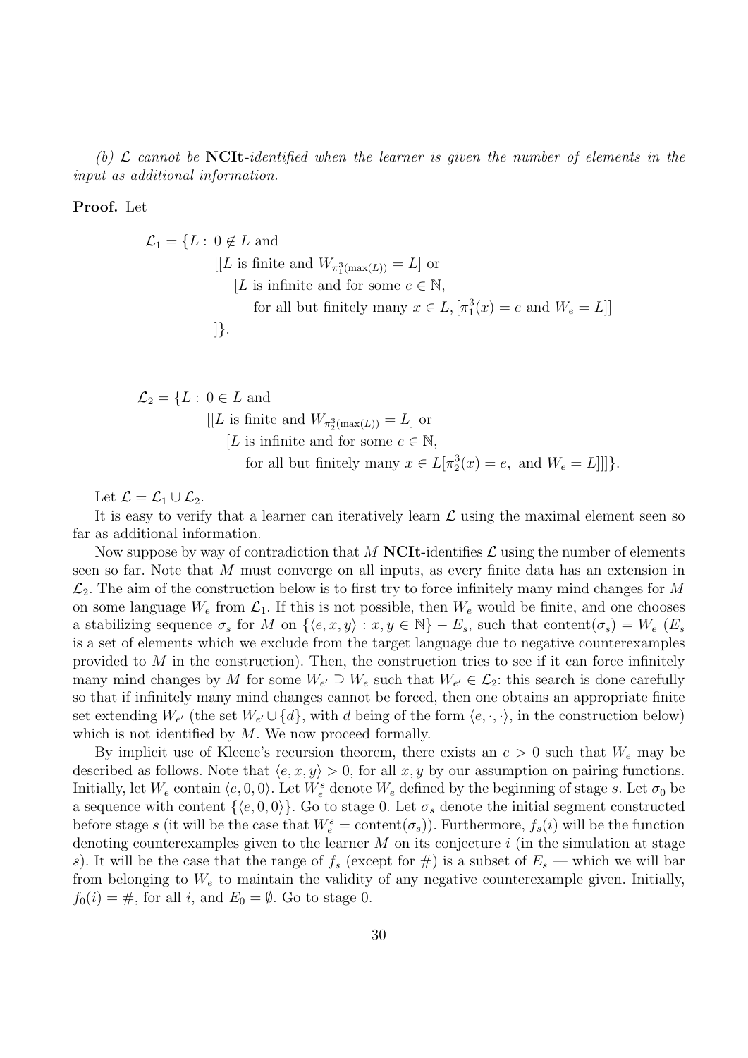*(b) $\mathcal{L}$ cannot be* **NCIt***-identified when the learner is given the number of elements in the input as additional information.*

**Proof.** Let

$$
\begin{aligned}
\mathcal{L}_1 = \{L :\ & 0 \notin L \text{ and} \\
& [[L \text{ is finite and } W_{\pi_1^3(\max(L))} = L] \text{ or} \\
& \quad [L \text{ is infinite and for some } e \in \mathbb{N}, \\
& \qquad \text{for all but finitely many } x \in L, [\pi_1^3(x) = e \text{ and } W_e = L]] \\
& ]\}.
\end{aligned}
$$

$$
\begin{aligned}
\mathcal{L}_2 = \{L :\ & 0 \in L \text{ and} \\
& [[L \text{ is finite and } W_{\pi_2^3(\max(L))} = L] \text{ or} \\
& \quad [L \text{ is infinite and for some } e \in \mathbb{N}, \\
& \qquad \text{for all but finitely many } x \in L[\pi_2^3(x) = e, \text{ and } W_e = L]]]\}.
\end{aligned}
$$

Let $\mathcal{L} = \mathcal{L}_1 \cup \mathcal{L}_2$.

It is easy to verify that a learner can iteratively learn $\mathcal{L}$ using the maximal element seen so far as additional information.

Now suppose by way of contradiction that $M$ **NCIt**-identifies $\mathcal{L}$ using the number of elements seen so far. Note that $M$ must converge on all inputs, as every finite data has an extension in $\mathcal{L}_2$. The aim of the construction below is to first try to force infinitely many mind changes for $M$ on some language $W_e$ from $\mathcal{L}_1$. If this is not possible, then $W_e$ would be finite, and one chooses a stabilizing sequence $\sigma_s$ for $M$ on $\{\langle e, x, y\rangle : x, y \in \mathbb{N}\} - E_s$, such that content$(\sigma_s) = W_e$ ($E_s$ is a set of elements which we exclude from the target language due to negative counterexamples provided to $M$ in the construction). Then, the construction tries to see if it can force infinitely many mind changes by $M$ for some $W_{e'} \supseteq W_e$ such that $W_{e'} \in \mathcal{L}_2$: this search is done carefully so that if infinitely many mind changes cannot be forced, then one obtains an appropriate finite set extending $W_{e'}$ (the set $W_{e'} \cup \{d\}$, with $d$ being of the form $\langle e, \cdot, \cdot\rangle$, in the construction below) which is not identified by $M$. We now proceed formally.

By implicit use of Kleene's recursion theorem, there exists an $e > 0$ such that $W_e$ may be described as follows. Note that $\langle e, x, y\rangle > 0$, for all $x, y$ by our assumption on pairing functions. Initially, let $W_e$ contain $\langle e, 0, 0\rangle$. Let $W_e^s$ denote $W_e$ defined by the beginning of stage $s$. Let $\sigma_0$ be a sequence with content $\{\langle e, 0, 0\rangle\}$. Go to stage 0. Let $\sigma_s$ denote the initial segment constructed before stage $s$ (it will be the case that $W_e^s = \text{content}(\sigma_s)$). Furthermore, $f_s(i)$ will be the function denoting counterexamples given to the learner $M$ on its conjecture $i$ (in the simulation at stage $s$). It will be the case that the range of $f_s$ (except for #) is a subset of $E_s$ — which we will bar from belonging to $W_e$ to maintain the validity of any negative counterexample given. Initially, $f_0(i) = \#$, for all $i$, and $E_0 = \emptyset$. Go to stage 0.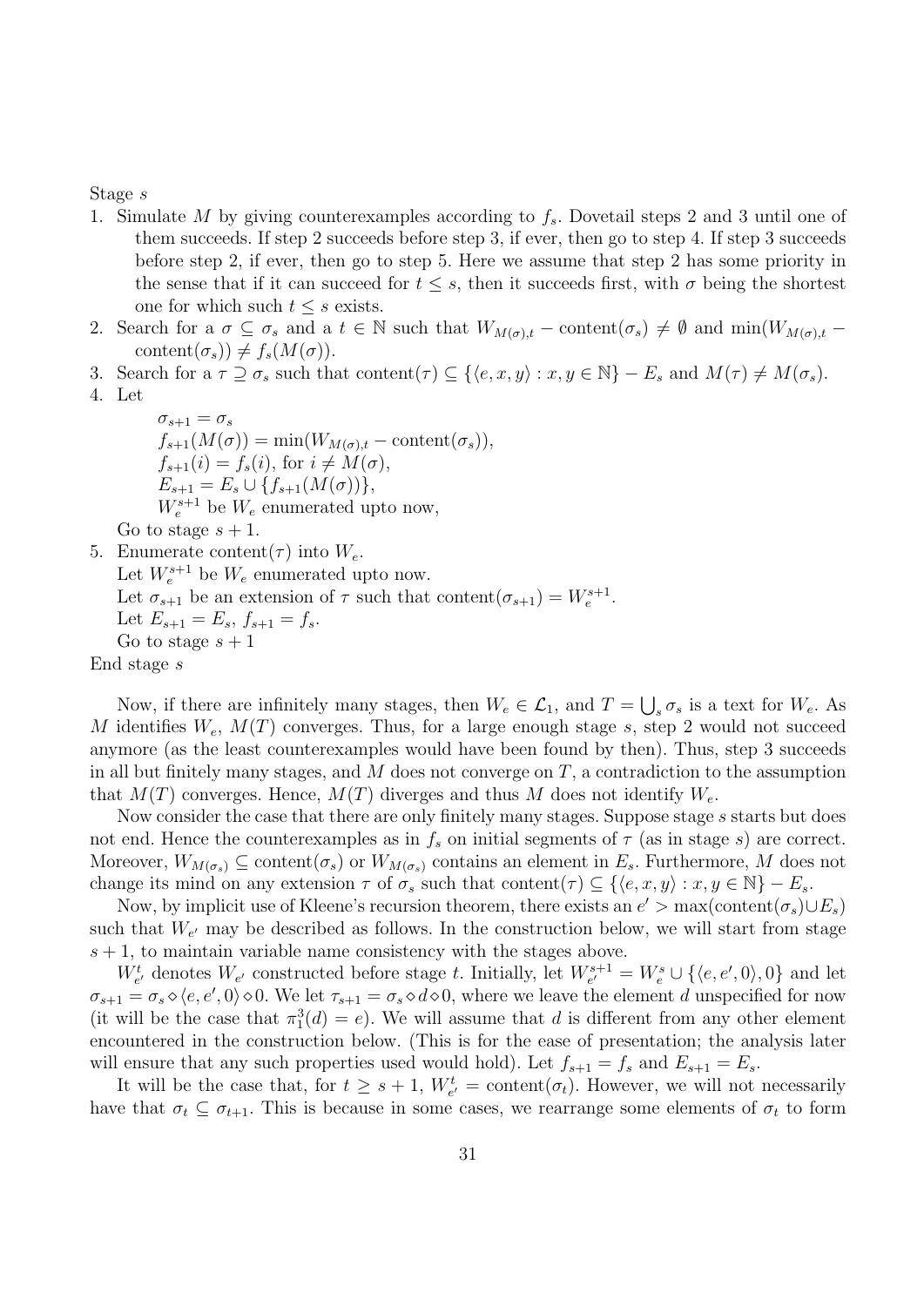Stage $s$

1. Simulate $M$ by giving counterexamples according to $f_s$. Dovetail steps 2 and 3 until one of them succeeds. If step 2 succeeds before step 3, if ever, then go to step 4. If step 3 succeeds before step 2, if ever, then go to step 5. Here we assume that step 2 has some priority in the sense that if it can succeed for $t \leq s$, then it succeeds first, with $\sigma$ being the shortest one for which such $t \leq s$ exists.
2. Search for a $\sigma \subseteq \sigma_s$ and a $t \in \mathbb{N}$ such that $W_{M(\sigma),t} - \text{content}(\sigma_s) \neq \emptyset$ and $\min(W_{M(\sigma),t} - \text{content}(\sigma_s)) \neq f_s(M(\sigma))$.
3. Search for a $\tau \supseteq \sigma_s$ such that $\text{content}(\tau) \subseteq \{\langle e, x, y\rangle : x, y \in \mathbb{N}\} - E_s$ and $M(\tau) \neq M(\sigma_s)$.
4. Let

   $\sigma_{s+1} = \sigma_s$
   $f_{s+1}(M(\sigma)) = \min(W_{M(\sigma),t} - \text{content}(\sigma_s))$,
   $f_{s+1}(i) = f_s(i)$, for $i \neq M(\sigma)$,
   $E_{s+1} = E_s \cup \{f_{s+1}(M(\sigma))\}$,
   $W_e^{s+1}$ be $W_e$ enumerated upto now,

   Go to stage $s + 1$.
5. Enumerate content($\tau$) into $W_e$.
   Let $W_e^{s+1}$ be $W_e$ enumerated upto now.
   Let $\sigma_{s+1}$ be an extension of $\tau$ such that $\text{content}(\sigma_{s+1}) = W_e^{s+1}$.
   Let $E_{s+1} = E_s$, $f_{s+1} = f_s$.
   Go to stage $s + 1$

End stage $s$

Now, if there are infinitely many stages, then $W_e \in \mathcal{L}_1$, and $T = \bigcup_s \sigma_s$ is a text for $W_e$. As $M$ identifies $W_e$, $M(T)$ converges. Thus, for a large enough stage $s$, step 2 would not succeed anymore (as the least counterexamples would have been found by then). Thus, step 3 succeeds in all but finitely many stages, and $M$ does not converge on $T$, a contradiction to the assumption that $M(T)$ converges. Hence, $M(T)$ diverges and thus $M$ does not identify $W_e$.

Now consider the case that there are only finitely many stages. Suppose stage $s$ starts but does not end. Hence the counterexamples as in $f_s$ on initial segments of $\tau$ (as in stage $s$) are correct. Moreover, $W_{M(\sigma_s)} \subseteq \text{content}(\sigma_s)$ or $W_{M(\sigma_s)}$ contains an element in $E_s$. Furthermore, $M$ does not change its mind on any extension $\tau$ of $\sigma_s$ such that $\text{content}(\tau) \subseteq \{\langle e, x, y\rangle : x, y \in \mathbb{N}\} - E_s$.

Now, by implicit use of Kleene's recursion theorem, there exists an $e' > \max(\text{content}(\sigma_s) \cup E_s)$ such that $W_{e'}$ may be described as follows. In the construction below, we will start from stage $s + 1$, to maintain variable name consistency with the stages above.

$W_{e'}^t$ denotes $W_{e'}$ constructed before stage $t$. Initially, let $W_{e'}^{s+1} = W_e^s \cup \{\langle e, e', 0\rangle, 0\}$ and let $\sigma_{s+1} = \sigma_s \diamond \langle e, e', 0\rangle \diamond 0$. We let $\tau_{s+1} = \sigma_s \diamond d \diamond 0$, where we leave the element $d$ unspecified for now (it will be the case that $\pi_1^3(d) = e$). We will assume that $d$ is different from any other element encountered in the construction below. (This is for the ease of presentation; the analysis later will ensure that any such properties used would hold). Let $f_{s+1} = f_s$ and $E_{s+1} = E_s$.

It will be the case that, for $t \geq s + 1$, $W_{e'}^t = \text{content}(\sigma_t)$. However, we will not necessarily have that $\sigma_t \subseteq \sigma_{t+1}$. This is because in some cases, we rearrange some elements of $\sigma_t$ to form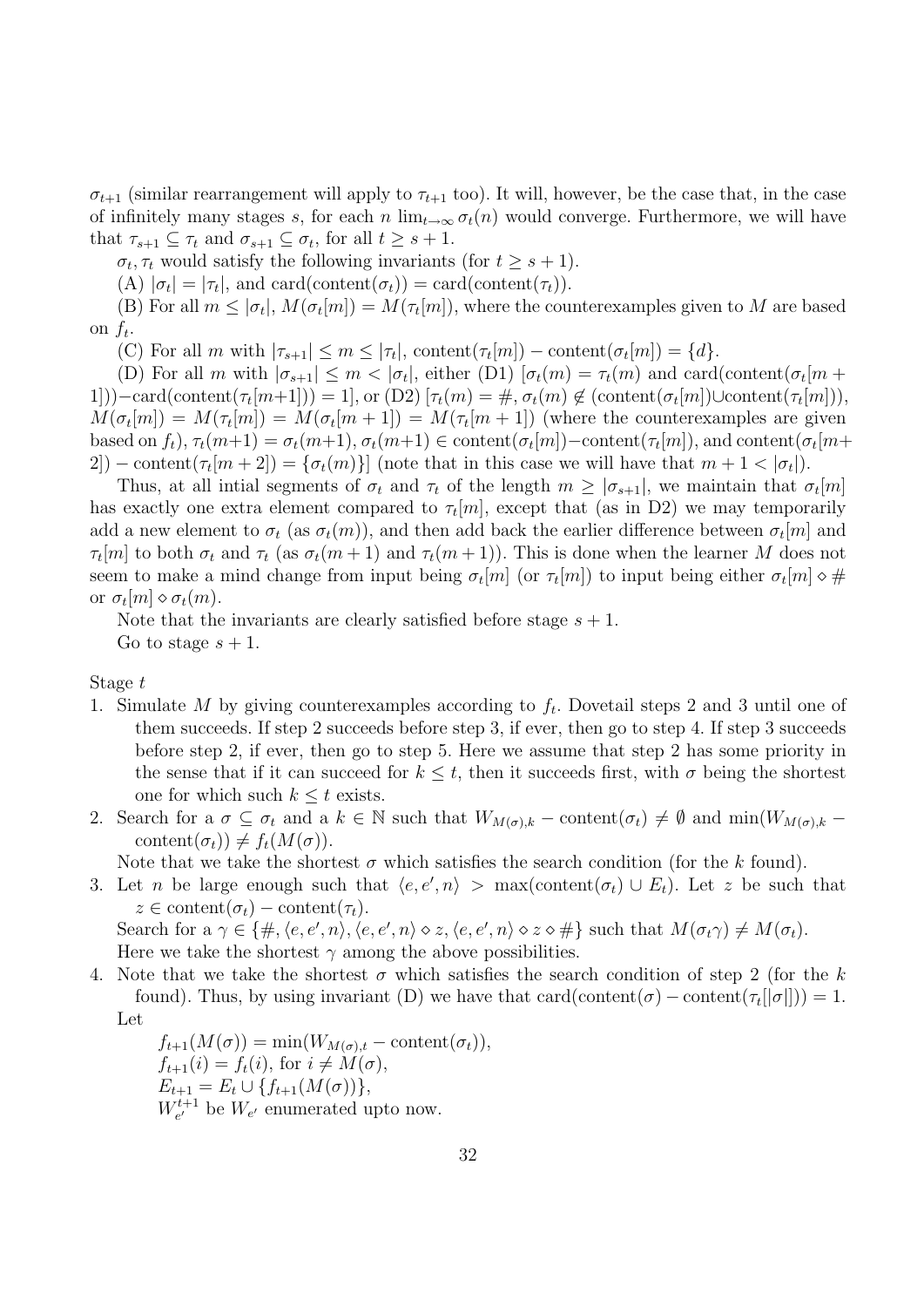$\sigma_{t+1}$ (similar rearrangement will apply to $\tau_{t+1}$ too). It will, however, be the case that, in the case of infinitely many stages $s$, for each $n$ $\lim_{t\to\infty} \sigma_t(n)$ would converge. Furthermore, we will have that $\tau_{s+1} \subseteq \tau_t$ and $\sigma_{s+1} \subseteq \sigma_t$, for all $t \geq s+1$.

$\sigma_t, \tau_t$ would satisfy the following invariants (for $t \geq s+1$).

(A) $|\sigma_t| = |\tau_t|$, and $\text{card}(\text{content}(\sigma_t)) = \text{card}(\text{content}(\tau_t))$.

(B) For all $m \leq |\sigma_t|$, $M(\sigma_t[m]) = M(\tau_t[m])$, where the counterexamples given to $M$ are based on $f_t$.

(C) For all $m$ with $|\tau_{s+1}| \leq m \leq |\tau_t|$, $\text{content}(\tau_t[m]) - \text{content}(\sigma_t[m]) = \{d\}$.

(D) For all $m$ with $|\sigma_{s+1}| \leq m < |\sigma_t|$, either (D1) $[\sigma_t(m) = \tau_t(m)$ and $\text{card}(\text{content}(\sigma_t[m+1])) - \text{card}(\text{content}(\tau_t[m+1])) = 1]$, or (D2) $[\tau_t(m) = \#$, $\sigma_t(m) \notin (\text{content}(\sigma_t[m]) \cup \text{content}(\tau_t[m]))$, $M(\sigma_t[m]) = M(\tau_t[m]) = M(\sigma_t[m+1]) = M(\tau_t[m+1])$ (where the counterexamples are given based on $f_t$), $\tau_t(m+1) = \sigma_t(m+1)$, $\sigma_t(m+1) \in \text{content}(\sigma_t[m]) - \text{content}(\tau_t[m])$, and $\text{content}(\sigma_t[m+2]) - \text{content}(\tau_t[m+2]) = \{\sigma_t(m)\}]$ (note that in this case we will have that $m+1 < |\sigma_t|$).

Thus, at all intial segments of $\sigma_t$ and $\tau_t$ of the length $m \geq |\sigma_{s+1}|$, we maintain that $\sigma_t[m]$ has exactly one extra element compared to $\tau_t[m]$, except that (as in D2) we may temporarily add a new element to $\sigma_t$ (as $\sigma_t(m)$), and then add back the earlier difference between $\sigma_t[m]$ and $\tau_t[m]$ to both $\sigma_t$ and $\tau_t$ (as $\sigma_t(m+1)$ and $\tau_t(m+1)$). This is done when the learner $M$ does not seem to make a mind change from input being $\sigma_t[m]$ (or $\tau_t[m]$) to input being either $\sigma_t[m] \diamond \#$ or $\sigma_t[m] \diamond \sigma_t(m)$.

Note that the invariants are clearly satisfied before stage $s+1$.

Go to stage $s+1$.

Stage $t$

1. Simulate $M$ by giving counterexamples according to $f_t$. Dovetail steps 2 and 3 until one of them succeeds. If step 2 succeeds before step 3, if ever, then go to step 4. If step 3 succeeds before step 2, if ever, then go to step 5. Here we assume that step 2 has some priority in the sense that if it can succeed for $k \leq t$, then it succeeds first, with $\sigma$ being the shortest one for which such $k \leq t$ exists.
2. Search for a $\sigma \subseteq \sigma_t$ and a $k \in \mathbb{N}$ such that $W_{M(\sigma),k} - \text{content}(\sigma_t) \neq \emptyset$ and $\min(W_{M(\sigma),k} - \text{content}(\sigma_t)) \neq f_t(M(\sigma))$.
   Note that we take the shortest $\sigma$ which satisfies the search condition (for the $k$ found).
3. Let $n$ be large enough such that $\langle e, e', n\rangle > \max(\text{content}(\sigma_t) \cup E_t)$. Let $z$ be such that $z \in \text{content}(\sigma_t) - \text{content}(\tau_t)$.
   Search for a $\gamma \in \{\#, \langle e, e', n\rangle, \langle e, e', n\rangle \diamond z, \langle e, e', n\rangle \diamond z \diamond \#\}$ such that $M(\sigma_t\gamma) \neq M(\sigma_t)$.
   Here we take the shortest $\gamma$ among the above possibilities.
4. Note that we take the shortest $\sigma$ which satisfies the search condition of step 2 (for the $k$ found). Thus, by using invariant (D) we have that $\text{card}(\text{content}(\sigma) - \text{content}(\tau_t[|\sigma|])) = 1$.
   Let
   $f_{t+1}(M(\sigma)) = \min(W_{M(\sigma),t} - \text{content}(\sigma_t))$,
   $f_{t+1}(i) = f_t(i)$, for $i \neq M(\sigma)$,
   $E_{t+1} = E_t \cup \{f_{t+1}(M(\sigma))\}$,
   $W_{e'}^{t+1}$ be $W_{e'}$ enumerated upto now.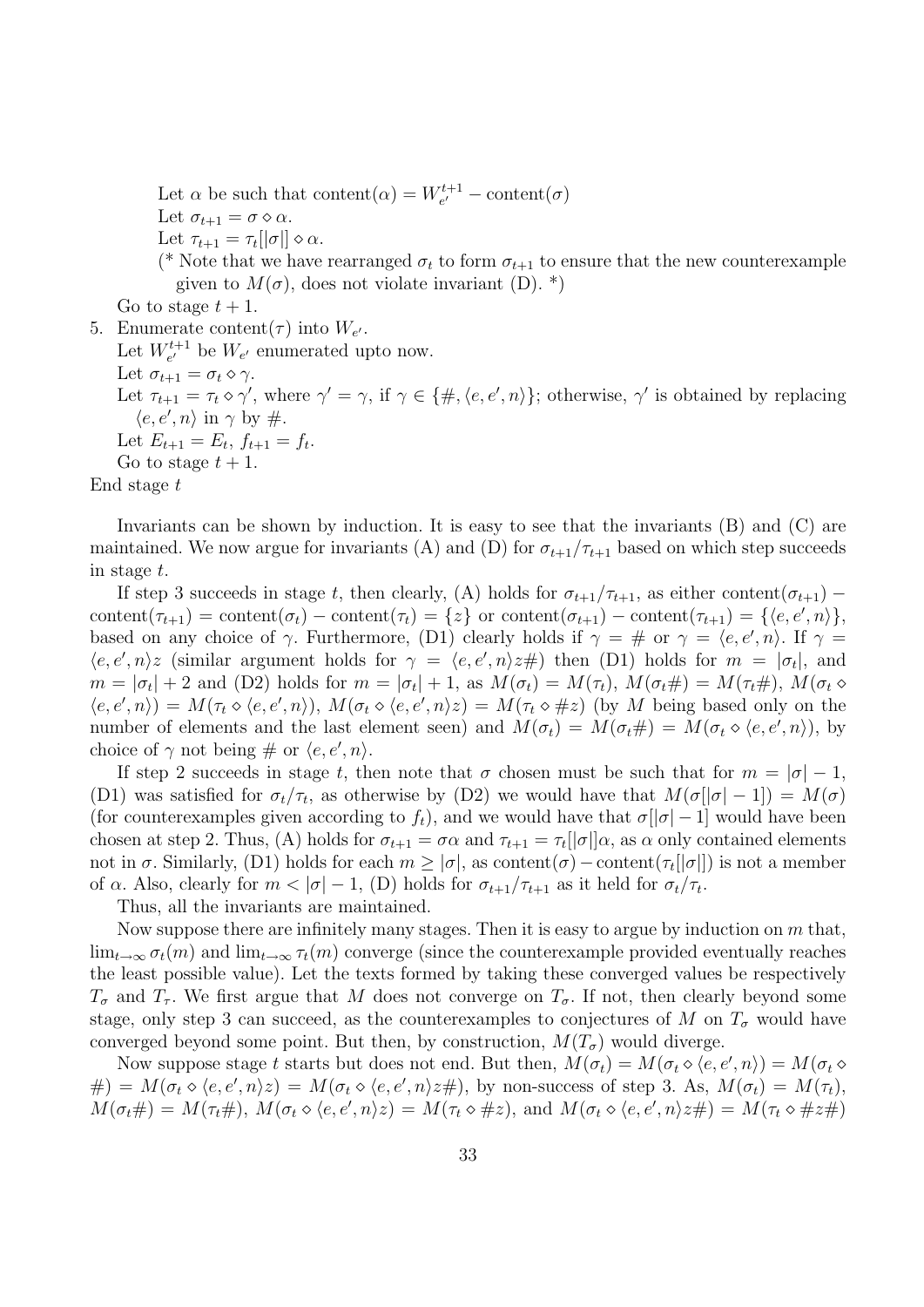Let $\alpha$ be such that $\text{content}(\alpha) = W_{e'}^{t+1} - \text{content}(\sigma)$

Let $\sigma_{t+1} = \sigma \diamond \alpha$.

Let $\tau_{t+1} = \tau_t[|\sigma|] \diamond \alpha$.

(* Note that we have rearranged $\sigma_t$ to form $\sigma_{t+1}$ to ensure that the new counterexample given to $M(\sigma)$, does not violate invariant (D). *)

Go to stage $t + 1$.

5. Enumerate content($\tau$) into $W_{e'}$.

   Let $W_{e'}^{t+1}$ be $W_{e'}$ enumerated upto now.

   Let $\sigma_{t+1} = \sigma_t \diamond \gamma$.

   Let $\tau_{t+1} = \tau_t \diamond \gamma'$, where $\gamma' = \gamma$, if $\gamma \in \{\#, \langle e, e', n\rangle\}$; otherwise, $\gamma'$ is obtained by replacing $\langle e, e', n\rangle$ in $\gamma$ by $\#$.

   Let $E_{t+1} = E_t$, $f_{t+1} = f_t$.

   Go to stage $t + 1$.

End stage $t$

Invariants can be shown by induction. It is easy to see that the invariants (B) and (C) are maintained. We now argue for invariants (A) and (D) for $\sigma_{t+1}/\tau_{t+1}$ based on which step succeeds in stage $t$.

If step 3 succeeds in stage $t$, then clearly, (A) holds for $\sigma_{t+1}/\tau_{t+1}$, as either $\text{content}(\sigma_{t+1}) - \text{content}(\tau_{t+1}) = \text{content}(\sigma_t) - \text{content}(\tau_t) = \{z\}$ or $\text{content}(\sigma_{t+1}) - \text{content}(\tau_{t+1}) = \{\langle e, e', n\rangle\}$, based on any choice of $\gamma$. Furthermore, (D1) clearly holds if $\gamma = \#$ or $\gamma = \langle e, e', n\rangle$. If $\gamma = \langle e, e', n\rangle z$ (similar argument holds for $\gamma = \langle e, e', n\rangle z\#$) then (D1) holds for $m = |\sigma_t|$, and $m = |\sigma_t| + 2$ and (D2) holds for $m = |\sigma_t| + 1$, as $M(\sigma_t) = M(\tau_t)$, $M(\sigma_t\#) = M(\tau_t\#)$, $M(\sigma_t \diamond \langle e, e', n\rangle) = M(\tau_t \diamond \langle e, e', n\rangle)$, $M(\sigma_t \diamond \langle e, e', n\rangle z) = M(\tau_t \diamond \#z)$ (by $M$ being based only on the number of elements and the last element seen) and $M(\sigma_t) = M(\sigma_t\#) = M(\sigma_t \diamond \langle e, e', n\rangle)$, by choice of $\gamma$ not being $\#$ or $\langle e, e', n\rangle$.

If step 2 succeeds in stage $t$, then note that $\sigma$ chosen must be such that for $m = |\sigma| - 1$, (D1) was satisfied for $\sigma_t/\tau_t$, as otherwise by (D2) we would have that $M(\sigma[|\sigma| - 1]) = M(\sigma)$ (for counterexamples given according to $f_t$), and we would have that $\sigma[|\sigma| - 1]$ would have been chosen at step 2. Thus, (A) holds for $\sigma_{t+1} = \sigma\alpha$ and $\tau_{t+1} = \tau_t[|\sigma|]\alpha$, as $\alpha$ only contained elements not in $\sigma$. Similarly, (D1) holds for each $m \geq |\sigma|$, as $\text{content}(\sigma) - \text{content}(\tau_t[|\sigma|])$ is not a member of $\alpha$. Also, clearly for $m < |\sigma| - 1$, (D) holds for $\sigma_{t+1}/\tau_{t+1}$ as it held for $\sigma_t/\tau_t$.

Thus, all the invariants are maintained.

Now suppose there are infinitely many stages. Then it is easy to argue by induction on $m$ that, $\lim_{t\to\infty} \sigma_t(m)$ and $\lim_{t\to\infty} \tau_t(m)$ converge (since the counterexample provided eventually reaches the least possible value). Let the texts formed by taking these converged values be respectively $T_\sigma$ and $T_\tau$. We first argue that $M$ does not converge on $T_\sigma$. If not, then clearly beyond some stage, only step 3 can succeed, as the counterexamples to conjectures of $M$ on $T_\sigma$ would have converged beyond some point. But then, by construction, $M(T_\sigma)$ would diverge.

Now suppose stage $t$ starts but does not end. But then, $M(\sigma_t) = M(\sigma_t \diamond \langle e, e', n\rangle) = M(\sigma_t \diamond \#) = M(\sigma_t \diamond \langle e, e', n\rangle z) = M(\sigma_t \diamond \langle e, e', n\rangle z\#)$, by non-success of step 3. As, $M(\sigma_t) = M(\tau_t)$, $M(\sigma_t\#) = M(\tau_t\#)$, $M(\sigma_t \diamond \langle e, e', n\rangle z) = M(\tau_t \diamond \#z)$, and $M(\sigma_t \diamond \langle e, e', n\rangle z\#) = M(\tau_t \diamond \#z\#)$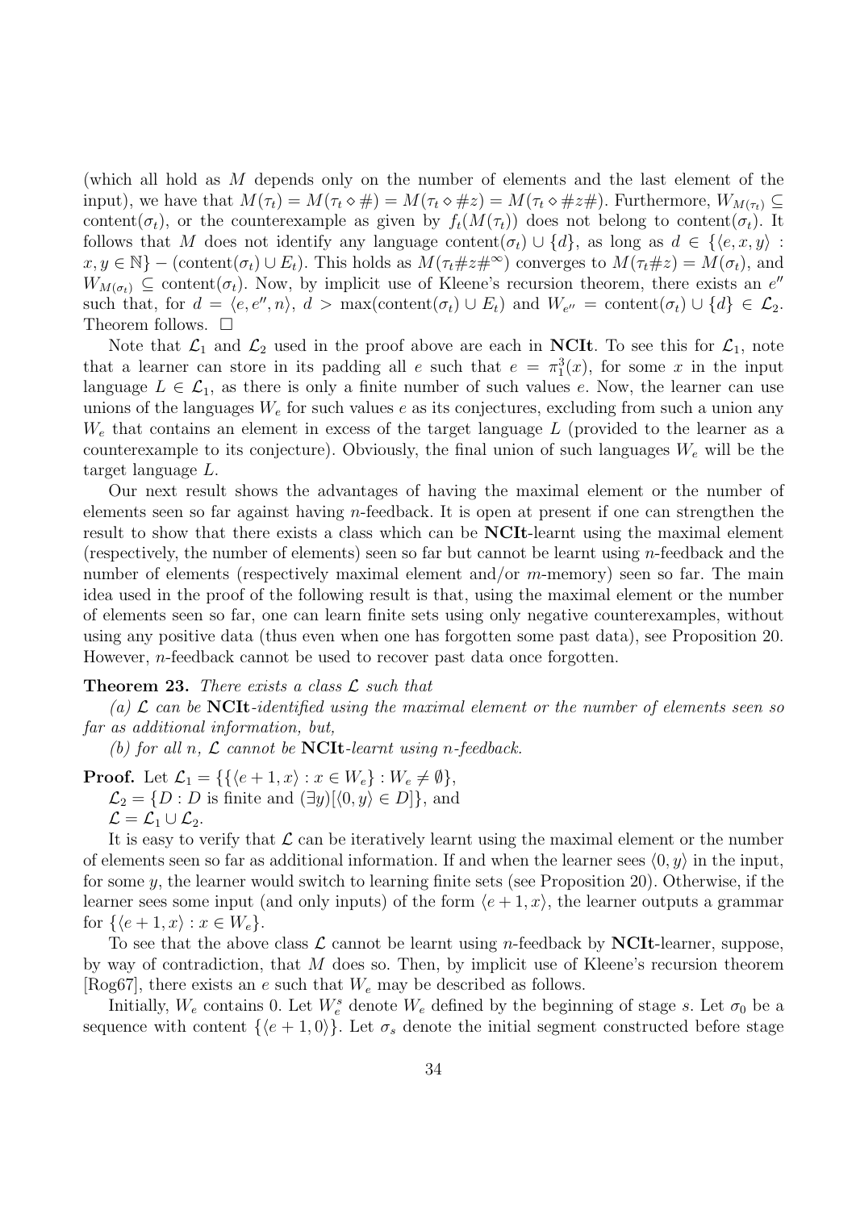(which all hold as $M$ depends only on the number of elements and the last element of the input), we have that $M(\tau_t) = M(\tau_t \diamond \#) = M(\tau_t \diamond \#z) = M(\tau_t \diamond \#z\#)$. Furthermore, $W_{M(\tau_t)} \subseteq \text{content}(\sigma_t)$, or the counterexample as given by $f_t(M(\tau_t))$ does not belong to content$(\sigma_t)$. It follows that $M$ does not identify any language content$(\sigma_t) \cup \{d\}$, as long as $d \in \{\langle e, x, y\rangle : x, y \in \mathbb{N}\} - (\text{content}(\sigma_t) \cup E_t)$. This holds as $M(\tau_t \# z \#^\infty)$ converges to $M(\tau_t \# z) = M(\sigma_t)$, and $W_{M(\sigma_t)} \subseteq \text{content}(\sigma_t)$. Now, by implicit use of Kleene's recursion theorem, there exists an $e''$ such that, for $d = \langle e, e'', n\rangle$, $d > \max(\text{content}(\sigma_t) \cup E_t)$ and $W_{e''} = \text{content}(\sigma_t) \cup \{d\} \in \mathcal{L}_2$. Theorem follows. $\Box$

Note that $\mathcal{L}_1$ and $\mathcal{L}_2$ used in the proof above are each in **NCIt**. To see this for $\mathcal{L}_1$, note that a learner can store in its padding all $e$ such that $e = \pi_1^3(x)$, for some $x$ in the input language $L \in \mathcal{L}_1$, as there is only a finite number of such values $e$. Now, the learner can use unions of the languages $W_e$ for such values $e$ as its conjectures, excluding from such a union any $W_e$ that contains an element in excess of the target language $L$ (provided to the learner as a counterexample to its conjecture). Obviously, the final union of such languages $W_e$ will be the target language $L$.

Our next result shows the advantages of having the maximal element or the number of elements seen so far against having $n$-feedback. It is open at present if one can strengthen the result to show that there exists a class which can be **NCIt**-learnt using the maximal element (respectively, the number of elements) seen so far but cannot be learnt using $n$-feedback and the number of elements (respectively maximal element and/or $m$-memory) seen so far. The main idea used in the proof of the following result is that, using the maximal element or the number of elements seen so far, one can learn finite sets using only negative counterexamples, without using any positive data (thus even when one has forgotten some past data), see Proposition 20. However, $n$-feedback cannot be used to recover past data once forgotten.

**Theorem 23.** *There exists a class $\mathcal{L}$ such that*

*(a) $\mathcal{L}$ can be* **NCIt***-identified using the maximal element or the number of elements seen so far as additional information, but,*

*(b) for all $n$, $\mathcal{L}$ cannot be* **NCIt***-learnt using $n$-feedback.*

**Proof.** Let $\mathcal{L}_1 = \{\{\langle e+1, x\rangle : x \in W_e\} : W_e \neq \emptyset\}$,

$\mathcal{L}_2 = \{D : D \text{ is finite and } (\exists y)[\langle 0, y\rangle \in D]\}$, and

$\mathcal{L} = \mathcal{L}_1 \cup \mathcal{L}_2$.

It is easy to verify that $\mathcal{L}$ can be iteratively learnt using the maximal element or the number of elements seen so far as additional information. If and when the learner sees $\langle 0, y\rangle$ in the input, for some $y$, the learner would switch to learning finite sets (see Proposition 20). Otherwise, if the learner sees some input (and only inputs) of the form $\langle e+1, x\rangle$, the learner outputs a grammar for $\{\langle e+1, x\rangle : x \in W_e\}$.

To see that the above class $\mathcal{L}$ cannot be learnt using $n$-feedback by **NCIt**-learner, suppose, by way of contradiction, that $M$ does so. Then, by implicit use of Kleene's recursion theorem [Rog67], there exists an $e$ such that $W_e$ may be described as follows.

Initially, $W_e$ contains 0. Let $W_e^s$ denote $W_e$ defined by the beginning of stage $s$. Let $\sigma_0$ be a sequence with content $\{\langle e+1, 0\rangle\}$. Let $\sigma_s$ denote the initial segment constructed before stage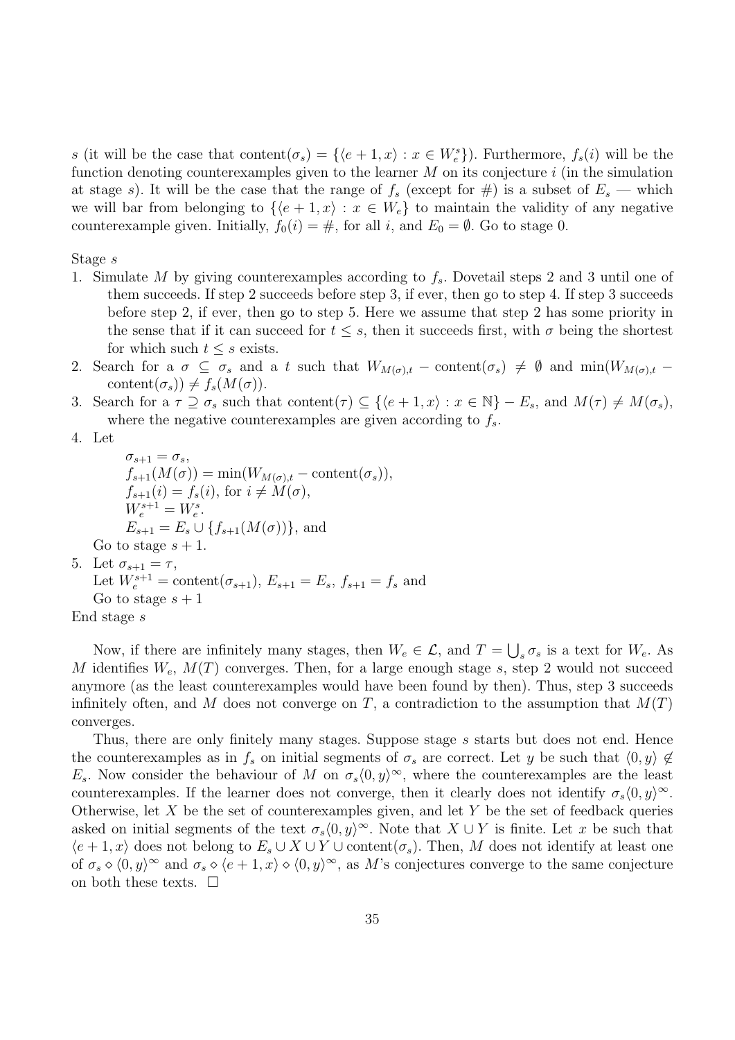$s$ (it will be the case that $\mathrm{content}(\sigma_s) = \{\langle e+1, x\rangle : x \in W_e^s\}$). Furthermore, $f_s(i)$ will be the function denoting counterexamples given to the learner $M$ on its conjecture $i$ (in the simulation at stage $s$). It will be the case that the range of $f_s$ (except for $\#$) is a subset of $E_s$ — which we will bar from belonging to $\{\langle e+1, x\rangle : x \in W_e\}$ to maintain the validity of any negative counterexample given. Initially, $f_0(i) = \#$, for all $i$, and $E_0 = \emptyset$. Go to stage 0.

Stage $s$

1. Simulate $M$ by giving counterexamples according to $f_s$. Dovetail steps 2 and 3 until one of them succeeds. If step 2 succeeds before step 3, if ever, then go to step 4. If step 3 succeeds before step 2, if ever, then go to step 5. Here we assume that step 2 has some priority in the sense that if it can succeed for $t \leq s$, then it succeeds first, with $\sigma$ being the shortest for which such $t \leq s$ exists.
2. Search for a $\sigma \subseteq \sigma_s$ and a $t$ such that $W_{M(\sigma),t} - \mathrm{content}(\sigma_s) \neq \emptyset$ and $\min(W_{M(\sigma),t} - \mathrm{content}(\sigma_s)) \neq f_s(M(\sigma))$.
3. Search for a $\tau \supseteq \sigma_s$ such that $\mathrm{content}(\tau) \subseteq \{\langle e+1, x\rangle : x \in \mathbb{N}\} - E_s$, and $M(\tau) \neq M(\sigma_s)$, where the negative counterexamples are given according to $f_s$.
4. Let
   $\sigma_{s+1} = \sigma_s$,
   $f_{s+1}(M(\sigma)) = \min(W_{M(\sigma),t} - \mathrm{content}(\sigma_s))$,
   $f_{s+1}(i) = f_s(i)$, for $i \neq M(\sigma)$,
   $W_e^{s+1} = W_e^s$.
   $E_{s+1} = E_s \cup \{f_{s+1}(M(\sigma))\}$, and
   Go to stage $s+1$.
5. Let $\sigma_{s+1} = \tau$,
   Let $W_e^{s+1} = \mathrm{content}(\sigma_{s+1})$, $E_{s+1} = E_s$, $f_{s+1} = f_s$ and
   Go to stage $s+1$

End stage $s$

Now, if there are infinitely many stages, then $W_e \in \mathcal{L}$, and $T = \bigcup_s \sigma_s$ is a text for $W_e$. As $M$ identifies $W_e$, $M(T)$ converges. Then, for a large enough stage $s$, step 2 would not succeed anymore (as the least counterexamples would have been found by then). Thus, step 3 succeeds infinitely often, and $M$ does not converge on $T$, a contradiction to the assumption that $M(T)$ converges.

Thus, there are only finitely many stages. Suppose stage $s$ starts but does not end. Hence the counterexamples as in $f_s$ on initial segments of $\sigma_s$ are correct. Let $y$ be such that $\langle 0, y\rangle \notin E_s$. Now consider the behaviour of $M$ on $\sigma_s\langle 0, y\rangle^\infty$, where the counterexamples are the least counterexamples. If the learner does not converge, then it clearly does not identify $\sigma_s\langle 0, y\rangle^\infty$. Otherwise, let $X$ be the set of counterexamples given, and let $Y$ be the set of feedback queries asked on initial segments of the text $\sigma_s\langle 0, y\rangle^\infty$. Note that $X \cup Y$ is finite. Let $x$ be such that $\langle e+1, x\rangle$ does not belong to $E_s \cup X \cup Y \cup \mathrm{content}(\sigma_s)$. Then, $M$ does not identify at least one of $\sigma_s \diamond \langle 0, y\rangle^\infty$ and $\sigma_s \diamond \langle e+1, x\rangle \diamond \langle 0, y\rangle^\infty$, as $M$'s conjectures converge to the same conjecture on both these texts. $\square$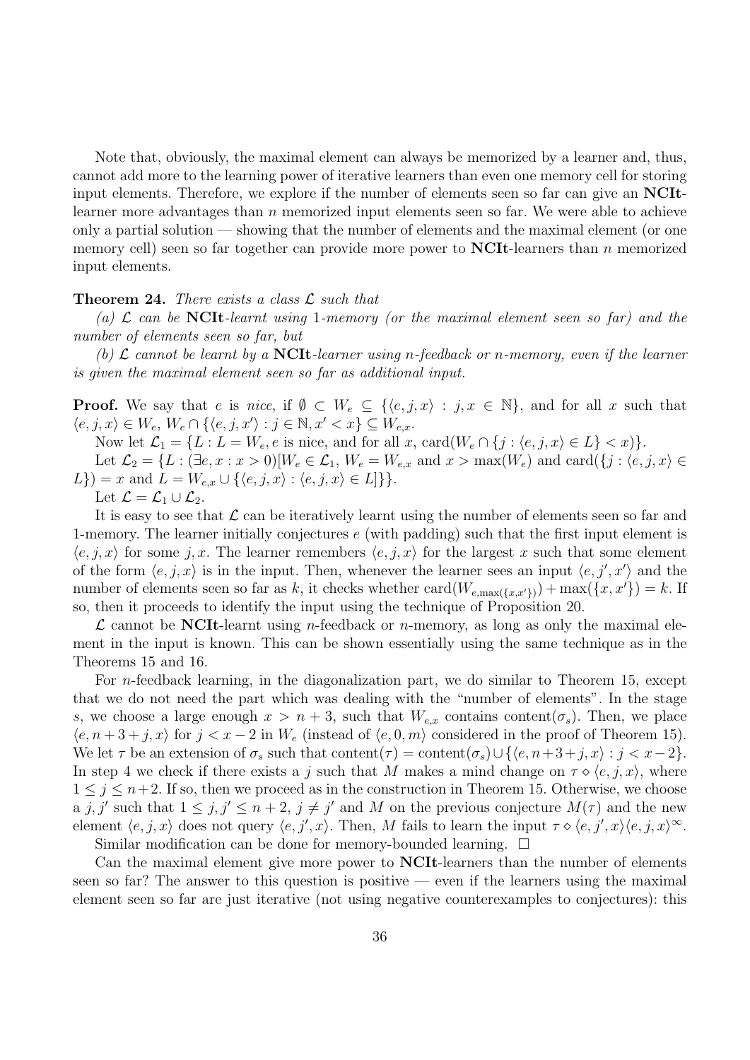Note that, obviously, the maximal element can always be memorized by a learner and, thus, cannot add more to the learning power of iterative learners than even one memory cell for storing input elements. Therefore, we explore if the number of elements seen so far can give an **NCIt**-learner more advantages than $n$ memorized input elements seen so far. We were able to achieve only a partial solution — showing that the number of elements and the maximal element (or one memory cell) seen so far together can provide more power to **NCIt**-learners than $n$ memorized input elements.

**Theorem 24.** *There exists a class $\mathcal{L}$ such that*

*(a) $\mathcal{L}$ can be* **NCIt***-learnt using* 1*-memory (or the maximal element seen so far) and the number of elements seen so far, but*

*(b) $\mathcal{L}$ cannot be learnt by a* **NCIt***-learner using $n$-feedback or $n$-memory, even if the learner is given the maximal element seen so far as additional input.*

**Proof.** We say that $e$ is *nice*, if $\emptyset \subset W_e \subseteq \{\langle e, j, x\rangle : j, x \in \mathbb{N}\}$, and for all $x$ such that $\langle e, j, x\rangle \in W_e$, $W_e \cap \{\langle e, j, x'\rangle : j \in \mathbb{N}, x' < x\} \subseteq W_{e,x}$.

Now let $\mathcal{L}_1 = \{L : L = W_e, e \text{ is nice, and for all } x, \text{card}(W_e \cap \{j : \langle e, j, x\rangle \in L\} < x)\}$.

Let $\mathcal{L}_2 = \{L : (\exists e, x : x > 0)[W_e \in \mathcal{L}_1, W_e = W_{e,x} \text{ and } x > \max(W_e) \text{ and } \text{card}(\{j : \langle e, j, x\rangle \in L\}) = x \text{ and } L = W_{e,x} \cup \{\langle e, j, x\rangle : \langle e, j, x\rangle \in L]\}\}$.

Let $\mathcal{L} = \mathcal{L}_1 \cup \mathcal{L}_2$.

It is easy to see that $\mathcal{L}$ can be iteratively learnt using the number of elements seen so far and 1-memory. The learner initially conjectures $e$ (with padding) such that the first input element is $\langle e, j, x\rangle$ for some $j, x$. The learner remembers $\langle e, j, x\rangle$ for the largest $x$ such that some element of the form $\langle e, j, x\rangle$ is in the input. Then, whenever the learner sees an input $\langle e, j', x'\rangle$ and the number of elements seen so far as $k$, it checks whether $\text{card}(W_{e,\max(\{x,x'\})}) + \max(\{x, x'\}) = k$. If so, then it proceeds to identify the input using the technique of Proposition 20.

$\mathcal{L}$ cannot be **NCIt**-learnt using $n$-feedback or $n$-memory, as long as only the maximal element in the input is known. This can be shown essentially using the same technique as in the Theorems 15 and 16.

For $n$-feedback learning, in the diagonalization part, we do similar to Theorem 15, except that we do not need the part which was dealing with the "number of elements". In the stage $s$, we choose a large enough $x > n + 3$, such that $W_{e,x}$ contains $\text{content}(\sigma_s)$. Then, we place $\langle e, n + 3 + j, x\rangle$ for $j < x - 2$ in $W_e$ (instead of $\langle e, 0, m\rangle$ considered in the proof of Theorem 15). We let $\tau$ be an extension of $\sigma_s$ such that $\text{content}(\tau) = \text{content}(\sigma_s) \cup \{\langle e, n+3+j, x\rangle : j < x-2\}$. In step 4 we check if there exists a $j$ such that $M$ makes a mind change on $\tau \diamond \langle e, j, x\rangle$, where $1 \leq j \leq n+2$. If so, then we proceed as in the construction in Theorem 15. Otherwise, we choose a $j, j'$ such that $1 \leq j, j' \leq n + 2$, $j \neq j'$ and $M$ on the previous conjecture $M(\tau)$ and the new element $\langle e, j, x\rangle$ does not query $\langle e, j', x\rangle$. Then, $M$ fails to learn the input $\tau \diamond \langle e, j', x\rangle\langle e, j, x\rangle^\infty$.

Similar modification can be done for memory-bounded learning. $\square$

Can the maximal element give more power to **NCIt**-learners than the number of elements seen so far? The answer to this question is positive — even if the learners using the maximal element seen so far are just iterative (not using negative counterexamples to conjectures): this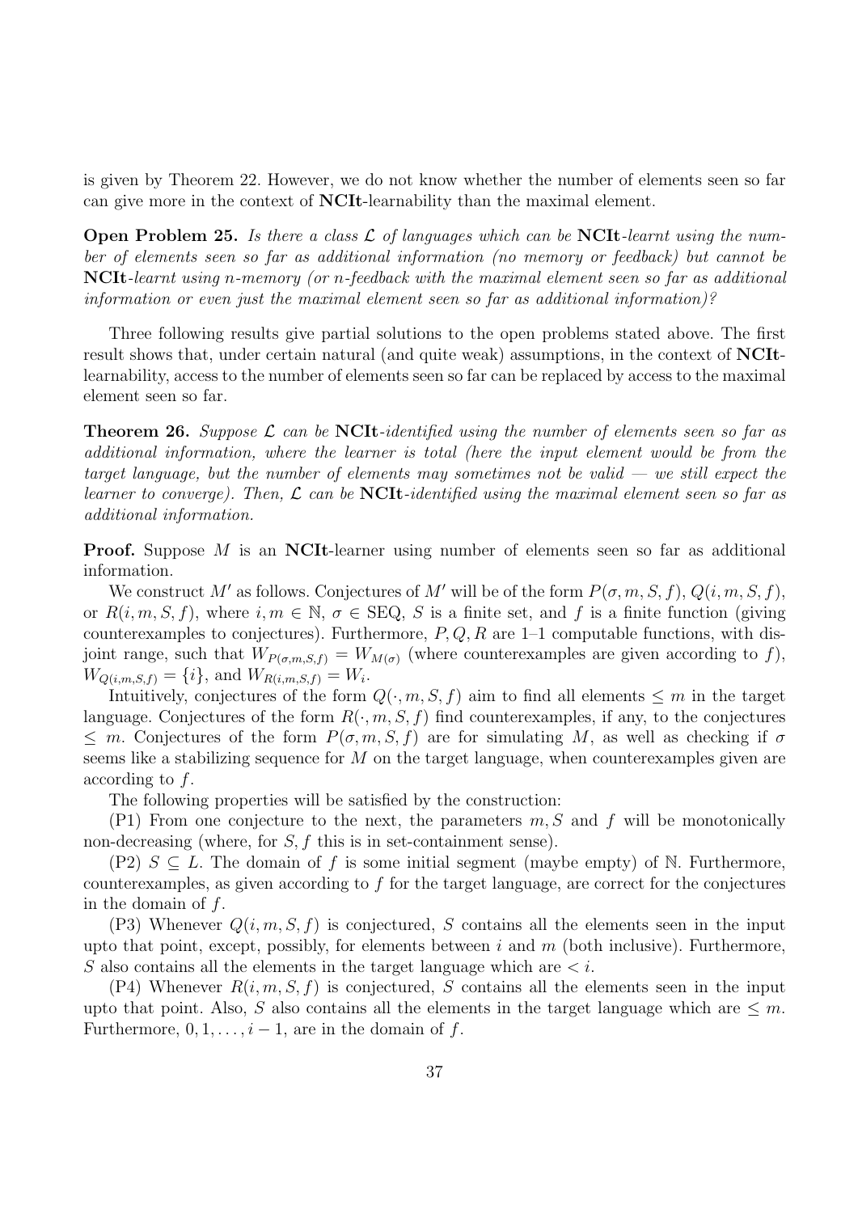is given by Theorem 22. However, we do not know whether the number of elements seen so far can give more in the context of **NCIt**-learnability than the maximal element.

**Open Problem 25.** *Is there a class $\mathcal{L}$ of languages which can be* **NCIt***-learnt using the number of elements seen so far as additional information (no memory or feedback) but cannot be* **NCIt***-learnt using $n$-memory (or $n$-feedback with the maximal element seen so far as additional information or even just the maximal element seen so far as additional information)?*

Three following results give partial solutions to the open problems stated above. The first result shows that, under certain natural (and quite weak) assumptions, in the context of **NCIt**-learnability, access to the number of elements seen so far can be replaced by access to the maximal element seen so far.

**Theorem 26.** *Suppose $\mathcal{L}$ can be* **NCIt***-identified using the number of elements seen so far as additional information, where the learner is total (here the input element would be from the target language, but the number of elements may sometimes not be valid — we still expect the learner to converge). Then, $\mathcal{L}$ can be* **NCIt***-identified using the maximal element seen so far as additional information.*

**Proof.** Suppose $M$ is an **NCIt**-learner using number of elements seen so far as additional information.

We construct $M'$ as follows. Conjectures of $M'$ will be of the form $P(\sigma, m, S, f)$, $Q(i, m, S, f)$, or $R(i, m, S, f)$, where $i, m \in \mathbb{N}$, $\sigma \in \mathrm{SEQ}$, $S$ is a finite set, and $f$ is a finite function (giving counterexamples to conjectures). Furthermore, $P, Q, R$ are 1–1 computable functions, with disjoint range, such that $W_{P(\sigma,m,S,f)} = W_{M(\sigma)}$ (where counterexamples are given according to $f$), $W_{Q(i,m,S,f)} = \{i\}$, and $W_{R(i,m,S,f)} = W_i$.

Intuitively, conjectures of the form $Q(\cdot, m, S, f)$ aim to find all elements $\leq m$ in the target language. Conjectures of the form $R(\cdot, m, S, f)$ find counterexamples, if any, to the conjectures $\leq m$. Conjectures of the form $P(\sigma, m, S, f)$ are for simulating $M$, as well as checking if $\sigma$ seems like a stabilizing sequence for $M$ on the target language, when counterexamples given are according to $f$.

The following properties will be satisfied by the construction:

(P1) From one conjecture to the next, the parameters $m, S$ and $f$ will be monotonically non-decreasing (where, for $S, f$ this is in set-containment sense).

(P2) $S \subseteq L$. The domain of $f$ is some initial segment (maybe empty) of $\mathbb{N}$. Furthermore, counterexamples, as given according to $f$ for the target language, are correct for the conjectures in the domain of $f$.

(P3) Whenever $Q(i, m, S, f)$ is conjectured, $S$ contains all the elements seen in the input upto that point, except, possibly, for elements between $i$ and $m$ (both inclusive). Furthermore, $S$ also contains all the elements in the target language which are $< i$.

(P4) Whenever $R(i, m, S, f)$ is conjectured, $S$ contains all the elements seen in the input upto that point. Also, $S$ also contains all the elements in the target language which are $\leq m$. Furthermore, $0, 1, \ldots, i - 1$, are in the domain of $f$.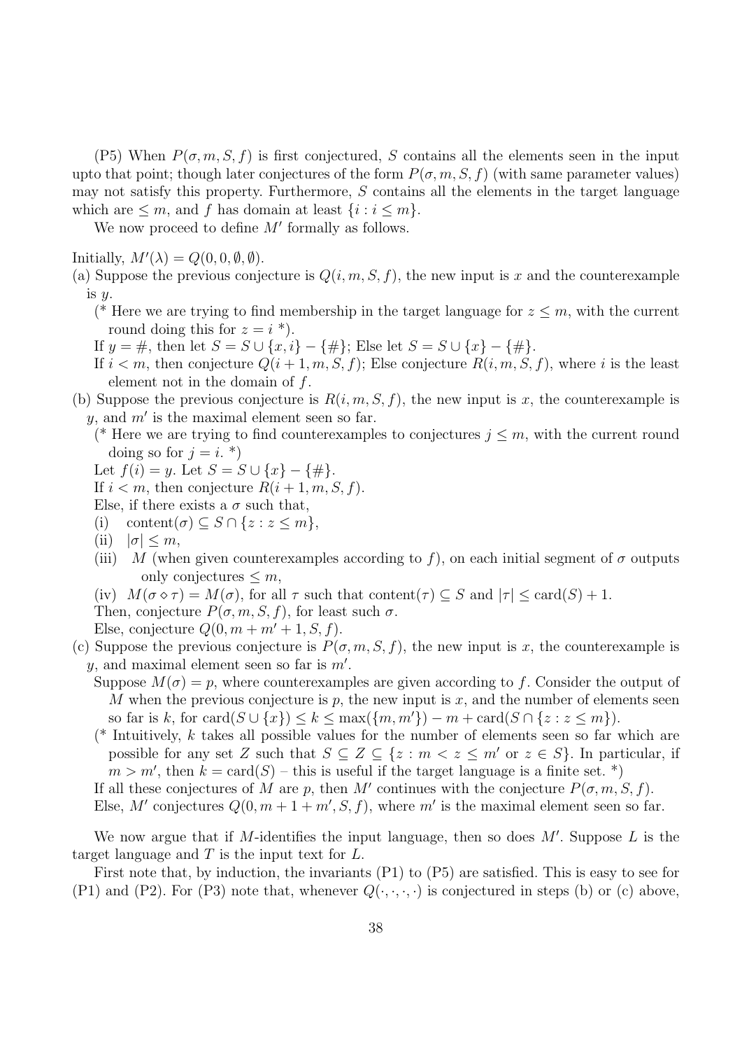(P5) When $P(\sigma, m, S, f)$ is first conjectured, $S$ contains all the elements seen in the input upto that point; though later conjectures of the form $P(\sigma, m, S, f)$ (with same parameter values) may not satisfy this property. Furthermore, $S$ contains all the elements in the target language which are $\leq m$, and $f$ has domain at least $\{i : i \leq m\}$.

We now proceed to define $M'$ formally as follows.

Initially, $M'(\lambda) = Q(0, 0, \emptyset, \emptyset)$.

(a) Suppose the previous conjecture is $Q(i, m, S, f)$, the new input is $x$ and the counterexample is $y$.
 (* Here we are trying to find membership in the target language for $z \leq m$, with the current round doing this for $z = i$ *).
 If $y = \#$, then let $S = S \cup \{x, i\} - \{\#\}$; Else let $S = S \cup \{x\} - \{\#\}$.
 If $i < m$, then conjecture $Q(i + 1, m, S, f)$; Else conjecture $R(i, m, S, f)$, where $i$ is the least element not in the domain of $f$.

(b) Suppose the previous conjecture is $R(i, m, S, f)$, the new input is $x$, the counterexample is $y$, and $m'$ is the maximal element seen so far.
 (* Here we are trying to find counterexamples to conjectures $j \leq m$, with the current round doing so for $j = i$. *)
 Let $f(i) = y$. Let $S = S \cup \{x\} - \{\#\}$.
 If $i < m$, then conjecture $R(i + 1, m, S, f)$.
 Else, if there exists a $\sigma$ such that,
 (i) content$(\sigma) \subseteq S \cap \{z : z \leq m\}$,
 (ii) $|\sigma| \leq m$,
 (iii) $M$ (when given counterexamples according to $f$), on each initial segment of $\sigma$ outputs only conjectures $\leq m$,
 (iv) $M(\sigma \diamond \tau) = M(\sigma)$, for all $\tau$ such that content$(\tau) \subseteq S$ and $|\tau| \leq$ card$(S) + 1$.
 Then, conjecture $P(\sigma, m, S, f)$, for least such $\sigma$.
 Else, conjecture $Q(0, m + m' + 1, S, f)$.

(c) Suppose the previous conjecture is $P(\sigma, m, S, f)$, the new input is $x$, the counterexample is $y$, and maximal element seen so far is $m'$.
 Suppose $M(\sigma) = p$, where counterexamples are given according to $f$. Consider the output of $M$ when the previous conjecture is $p$, the new input is $x$, and the number of elements seen so far is $k$, for card$(S \cup \{x\}) \leq k \leq \max(\{m, m'\}) - m +$ card$(S \cap \{z : z \leq m\})$.
 (* Intuitively, $k$ takes all possible values for the number of elements seen so far which are possible for any set $Z$ such that $S \subseteq Z \subseteq \{z : m < z \leq m'$ or $z \in S\}$. In particular, if $m > m'$, then $k =$ card$(S)$ – this is useful if the target language is a finite set. *)
 If all these conjectures of $M$ are $p$, then $M'$ continues with the conjecture $P(\sigma, m, S, f)$.
 Else, $M'$ conjectures $Q(0, m + 1 + m', S, f)$, where $m'$ is the maximal element seen so far.

We now argue that if $M$-identifies the input language, then so does $M'$. Suppose $L$ is the target language and $T$ is the input text for $L$.

First note that, by induction, the invariants (P1) to (P5) are satisfied. This is easy to see for (P1) and (P2). For (P3) note that, whenever $Q(\cdot, \cdot, \cdot, \cdot)$ is conjectured in steps (b) or (c) above,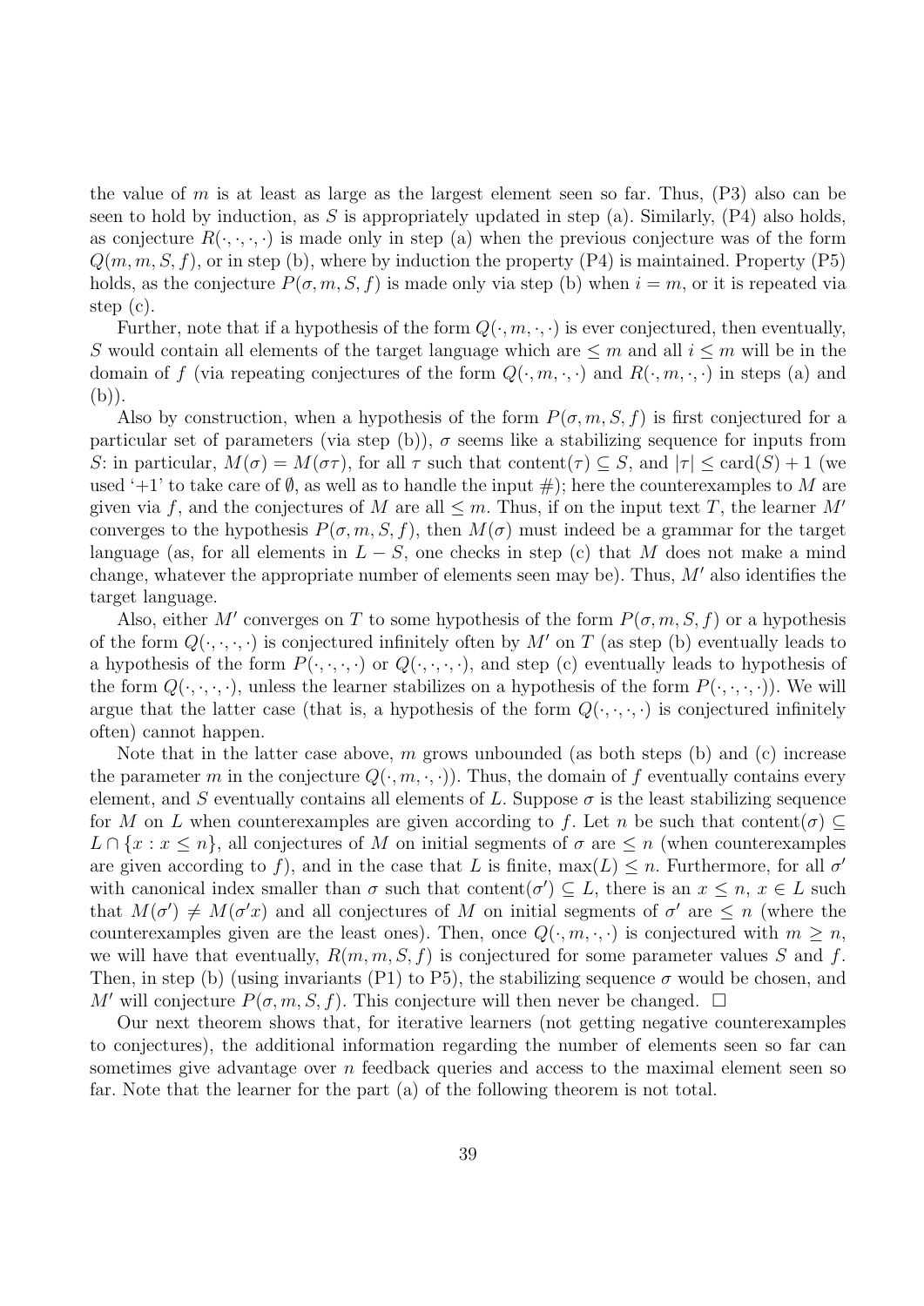the value of $m$ is at least as large as the largest element seen so far. Thus, (P3) also can be seen to hold by induction, as $S$ is appropriately updated in step (a). Similarly, (P4) also holds, as conjecture $R(\cdot,\cdot,\cdot,\cdot)$ is made only in step (a) when the previous conjecture was of the form $Q(m,m,S,f)$, or in step (b), where by induction the property (P4) is maintained. Property (P5) holds, as the conjecture $P(\sigma,m,S,f)$ is made only via step (b) when $i=m$, or it is repeated via step (c).

Further, note that if a hypothesis of the form $Q(\cdot,m,\cdot,\cdot)$ is ever conjectured, then eventually, $S$ would contain all elements of the target language which are $\leq m$ and all $i \leq m$ will be in the domain of $f$ (via repeating conjectures of the form $Q(\cdot,m,\cdot,\cdot)$ and $R(\cdot,m,\cdot,\cdot)$ in steps (a) and (b)).

Also by construction, when a hypothesis of the form $P(\sigma,m,S,f)$ is first conjectured for a particular set of parameters (via step (b)), $\sigma$ seems like a stabilizing sequence for inputs from $S$: in particular, $M(\sigma) = M(\sigma\tau)$, for all $\tau$ such that $\text{content}(\tau) \subseteq S$, and $|\tau| \leq \text{card}(S)+1$ (we used '+1' to take care of $\emptyset$, as well as to handle the input $\#$); here the counterexamples to $M$ are given via $f$, and the conjectures of $M$ are all $\leq m$. Thus, if on the input text $T$, the learner $M'$ converges to the hypothesis $P(\sigma,m,S,f)$, then $M(\sigma)$ must indeed be a grammar for the target language (as, for all elements in $L - S$, one checks in step (c) that $M$ does not make a mind change, whatever the appropriate number of elements seen may be). Thus, $M'$ also identifies the target language.

Also, either $M'$ converges on $T$ to some hypothesis of the form $P(\sigma,m,S,f)$ or a hypothesis of the form $Q(\cdot,\cdot,\cdot,\cdot)$ is conjectured infinitely often by $M'$ on $T$ (as step (b) eventually leads to a hypothesis of the form $P(\cdot,\cdot,\cdot,\cdot)$ or $Q(\cdot,\cdot,\cdot,\cdot)$, and step (c) eventually leads to hypothesis of the form $Q(\cdot,\cdot,\cdot,\cdot)$, unless the learner stabilizes on a hypothesis of the form $P(\cdot,\cdot,\cdot,\cdot)$). We will argue that the latter case (that is, a hypothesis of the form $Q(\cdot,\cdot,\cdot,\cdot)$ is conjectured infinitely often) cannot happen.

Note that in the latter case above, $m$ grows unbounded (as both steps (b) and (c) increase the parameter $m$ in the conjecture $Q(\cdot,m,\cdot,\cdot)$). Thus, the domain of $f$ eventually contains every element, and $S$ eventually contains all elements of $L$. Suppose $\sigma$ is the least stabilizing sequence for $M$ on $L$ when counterexamples are given according to $f$. Let $n$ be such that $\text{content}(\sigma) \subseteq L \cap \{x : x \leq n\}$, all conjectures of $M$ on initial segments of $\sigma$ are $\leq n$ (when counterexamples are given according to $f$), and in the case that $L$ is finite, $\max(L) \leq n$. Furthermore, for all $\sigma'$ with canonical index smaller than $\sigma$ such that $\text{content}(\sigma') \subseteq L$, there is an $x \leq n$, $x \in L$ such that $M(\sigma') \neq M(\sigma' x)$ and all conjectures of $M$ on initial segments of $\sigma'$ are $\leq n$ (where the counterexamples given are the least ones). Then, once $Q(\cdot,m,\cdot,\cdot)$ is conjectured with $m \geq n$, we will have that eventually, $R(m,m,S,f)$ is conjectured for some parameter values $S$ and $f$. Then, in step (b) (using invariants (P1) to P5), the stabilizing sequence $\sigma$ would be chosen, and $M'$ will conjecture $P(\sigma,m,S,f)$. This conjecture will then never be changed. $\square$

Our next theorem shows that, for iterative learners (not getting negative counterexamples to conjectures), the additional information regarding the number of elements seen so far can sometimes give advantage over $n$ feedback queries and access to the maximal element seen so far. Note that the learner for the part (a) of the following theorem is not total.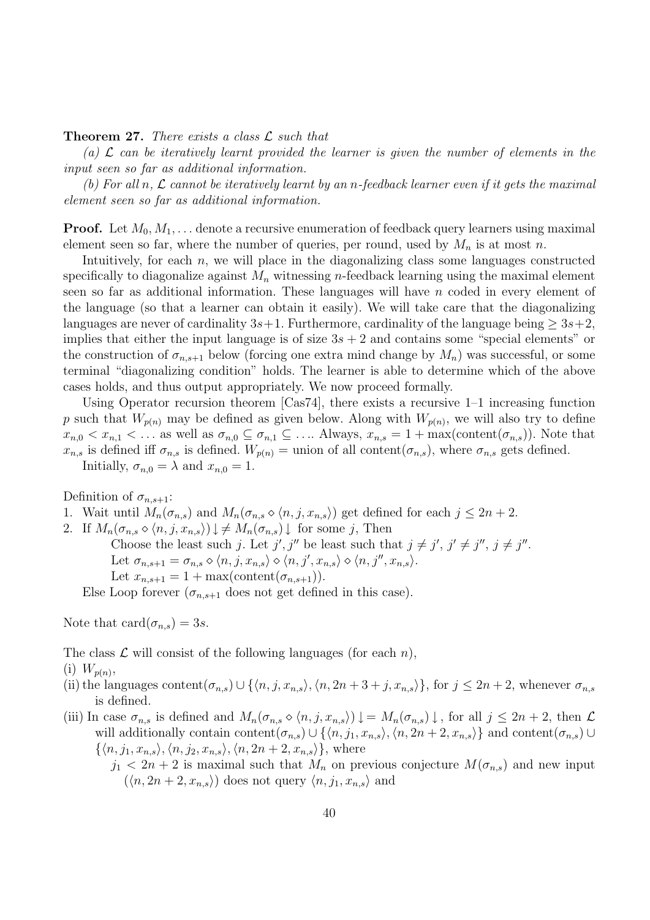**Theorem 27.** *There exists a class $\mathcal{L}$ such that*

*(a) $\mathcal{L}$ can be iteratively learnt provided the learner is given the number of elements in the input seen so far as additional information.*

*(b) For all $n$, $\mathcal{L}$ cannot be iteratively learnt by an $n$-feedback learner even if it gets the maximal element seen so far as additional information.*

**Proof.** Let $M_0, M_1, \ldots$ denote a recursive enumeration of feedback query learners using maximal element seen so far, where the number of queries, per round, used by $M_n$ is at most $n$.

Intuitively, for each $n$, we will place in the diagonalizing class some languages constructed specifically to diagonalize against $M_n$ witnessing $n$-feedback learning using the maximal element seen so far as additional information. These languages will have $n$ coded in every element of the language (so that a learner can obtain it easily). We will take care that the diagonalizing languages are never of cardinality $3s+1$. Furthermore, cardinality of the language being $\geq 3s+2$, implies that either the input language is of size $3s+2$ and contains some "special elements" or the construction of $\sigma_{n,s+1}$ below (forcing one extra mind change by $M_n$) was successful, or some terminal "diagonalizing condition" holds. The learner is able to determine which of the above cases holds, and thus output appropriately. We now proceed formally.

Using Operator recursion theorem [Cas74], there exists a recursive 1–1 increasing function $p$ such that $W_{p(n)}$ may be defined as given below. Along with $W_{p(n)}$, we will also try to define $x_{n,0} < x_{n,1} < \ldots$ as well as $\sigma_{n,0} \subseteq \sigma_{n,1} \subseteq \ldots$. Always, $x_{n,s} = 1 + \max(\text{content}(\sigma_{n,s}))$. Note that $x_{n,s}$ is defined iff $\sigma_{n,s}$ is defined. $W_{p(n)} =$ union of all content$(\sigma_{n,s})$, where $\sigma_{n,s}$ gets defined.

Initially, $\sigma_{n,0} = \lambda$ and $x_{n,0} = 1$.

Definition of $\sigma_{n,s+1}$:

1. Wait until $M_n(\sigma_{n,s})$ and $M_n(\sigma_{n,s} \diamond \langle n, j, x_{n,s}\rangle)$ get defined for each $j \leq 2n+2$.
2. If $M_n(\sigma_{n,s} \diamond \langle n, j, x_{n,s}\rangle){\downarrow} \neq M_n(\sigma_{n,s}){\downarrow}$ for some $j$, Then
   Choose the least such $j$. Let $j', j''$ be least such that $j \neq j'$, $j' \neq j''$, $j \neq j''$.
   Let $\sigma_{n,s+1} = \sigma_{n,s} \diamond \langle n, j, x_{n,s}\rangle \diamond \langle n, j', x_{n,s}\rangle \diamond \langle n, j'', x_{n,s}\rangle$.
   Let $x_{n,s+1} = 1 + \max(\text{content}(\sigma_{n,s+1}))$.

   Else Loop forever ($\sigma_{n,s+1}$ does not get defined in this case).

Note that $\text{card}(\sigma_{n,s}) = 3s$.

The class $\mathcal{L}$ will consist of the following languages (for each $n$),

(i) $W_{p(n)}$,

(ii) the languages content$(\sigma_{n,s}) \cup \{\langle n, j, x_{n,s}\rangle, \langle n, 2n+3+j, x_{n,s}\rangle\}$, for $j \leq 2n+2$, whenever $\sigma_{n,s}$ is defined.

(iii) In case $\sigma_{n,s}$ is defined and $M_n(\sigma_{n,s} \diamond \langle n, j, x_{n,s}\rangle){\downarrow} = M_n(\sigma_{n,s}){\downarrow}$, for all $j \leq 2n+2$, then $\mathcal{L}$ will additionally contain content$(\sigma_{n,s}) \cup \{\langle n, j_1, x_{n,s}\rangle, \langle n, 2n+2, x_{n,s}\rangle\}$ and content$(\sigma_{n,s}) \cup \{\langle n, j_1, x_{n,s}\rangle, \langle n, j_2, x_{n,s}\rangle, \langle n, 2n+2, x_{n,s}\rangle\}$, where

   $j_1 < 2n+2$ is maximal such that $M_n$ on previous conjecture $M(\sigma_{n,s})$ and new input $(\langle n, 2n+2, x_{n,s}\rangle)$ does not query $\langle n, j_1, x_{n,s}\rangle$ and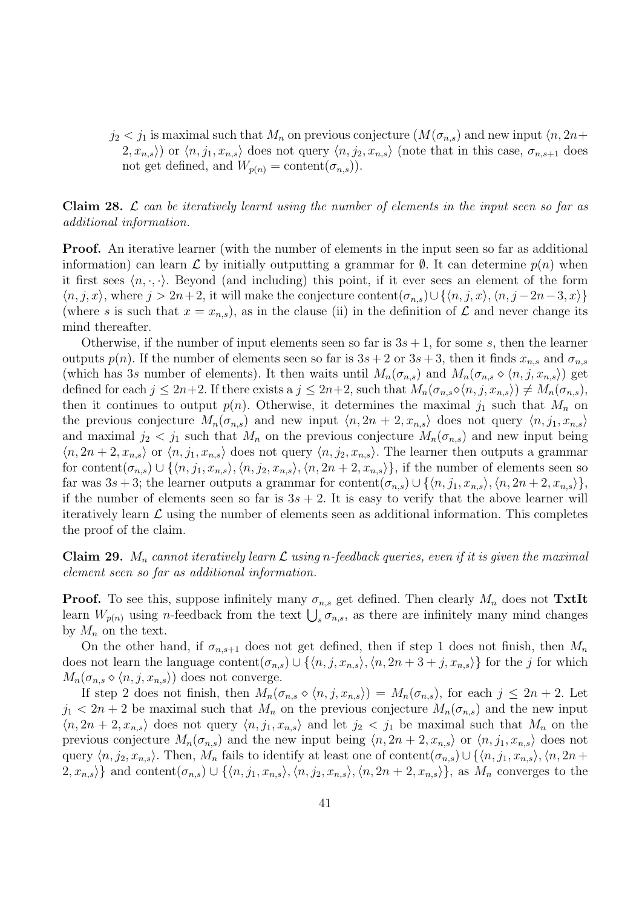$j_2 < j_1$ is maximal such that $M_n$ on previous conjecture ($M(\sigma_{n,s})$ and new input $\langle n, 2n+2, x_{n,s}\rangle$) or $\langle n, j_1, x_{n,s}\rangle$ does not query $\langle n, j_2, x_{n,s}\rangle$ (note that in this case, $\sigma_{n,s+1}$ does not get defined, and $W_{p(n)} = \text{content}(\sigma_{n,s})$).

**Claim 28.** *$\mathcal{L}$ can be iteratively learnt using the number of elements in the input seen so far as additional information.*

**Proof.** An iterative learner (with the number of elements in the input seen so far as additional information) can learn $\mathcal{L}$ by initially outputting a grammar for $\emptyset$. It can determine $p(n)$ when it first sees $\langle n, \cdot, \cdot\rangle$. Beyond (and including) this point, if it ever sees an element of the form $\langle n, j, x\rangle$, where $j > 2n+2$, it will make the conjecture $\text{content}(\sigma_{n,s}) \cup \{\langle n, j, x\rangle, \langle n, j-2n-3, x\rangle\}$ (where $s$ is such that $x = x_{n,s}$), as in the clause (ii) in the definition of $\mathcal{L}$ and never change its mind thereafter.

Otherwise, if the number of input elements seen so far is $3s+1$, for some $s$, then the learner outputs $p(n)$. If the number of elements seen so far is $3s+2$ or $3s+3$, then it finds $x_{n,s}$ and $\sigma_{n,s}$ (which has $3s$ number of elements). It then waits until $M_n(\sigma_{n,s})$ and $M_n(\sigma_{n,s} \diamond \langle n, j, x_{n,s}\rangle)$ get defined for each $j \leq 2n+2$. If there exists a $j \leq 2n+2$, such that $M_n(\sigma_{n,s} \diamond \langle n, j, x_{n,s}\rangle) \neq M_n(\sigma_{n,s})$, then it continues to output $p(n)$. Otherwise, it determines the maximal $j_1$ such that $M_n$ on the previous conjecture $M_n(\sigma_{n,s})$ and new input $\langle n, 2n+2, x_{n,s}\rangle$ does not query $\langle n, j_1, x_{n,s}\rangle$ and maximal $j_2 < j_1$ such that $M_n$ on the previous conjecture $M_n(\sigma_{n,s})$ and new input being $\langle n, 2n+2, x_{n,s}\rangle$ or $\langle n, j_1, x_{n,s}\rangle$ does not query $\langle n, j_2, x_{n,s}\rangle$. The learner then outputs a grammar for $\text{content}(\sigma_{n,s}) \cup \{\langle n, j_1, x_{n,s}\rangle, \langle n, j_2, x_{n,s}\rangle, \langle n, 2n+2, x_{n,s}\rangle\}$, if the number of elements seen so far was $3s+3$; the learner outputs a grammar for $\text{content}(\sigma_{n,s}) \cup \{\langle n, j_1, x_{n,s}\rangle, \langle n, 2n+2, x_{n,s}\rangle\}$, if the number of elements seen so far is $3s+2$. It is easy to verify that the above learner will iteratively learn $\mathcal{L}$ using the number of elements seen as additional information. This completes the proof of the claim.

**Claim 29.** *$M_n$ cannot iteratively learn $\mathcal{L}$ using $n$-feedback queries, even if it is given the maximal element seen so far as additional information.*

**Proof.** To see this, suppose infinitely many $\sigma_{n,s}$ get defined. Then clearly $M_n$ does not **TxtIt** learn $W_{p(n)}$ using $n$-feedback from the text $\bigcup_s \sigma_{n,s}$, as there are infinitely many mind changes by $M_n$ on the text.

On the other hand, if $\sigma_{n,s+1}$ does not get defined, then if step 1 does not finish, then $M_n$ does not learn the language $\text{content}(\sigma_{n,s}) \cup \{\langle n, j, x_{n,s}\rangle, \langle n, 2n+3+j, x_{n,s}\rangle\}$ for the $j$ for which $M_n(\sigma_{n,s} \diamond \langle n, j, x_{n,s}\rangle)$ does not converge.

If step 2 does not finish, then $M_n(\sigma_{n,s} \diamond \langle n, j, x_{n,s}\rangle) = M_n(\sigma_{n,s})$, for each $j \leq 2n+2$. Let $j_1 < 2n+2$ be maximal such that $M_n$ on the previous conjecture $M_n(\sigma_{n,s})$ and the new input $\langle n, 2n+2, x_{n,s}\rangle$ does not query $\langle n, j_1, x_{n,s}\rangle$ and let $j_2 < j_1$ be maximal such that $M_n$ on the previous conjecture $M_n(\sigma_{n,s})$ and the new input being $\langle n, 2n+2, x_{n,s}\rangle$ or $\langle n, j_1, x_{n,s}\rangle$ does not query $\langle n, j_2, x_{n,s}\rangle$. Then, $M_n$ fails to identify at least one of $\text{content}(\sigma_{n,s}) \cup \{\langle n, j_1, x_{n,s}\rangle, \langle n, 2n+2, x_{n,s}\rangle\}$ and $\text{content}(\sigma_{n,s}) \cup \{\langle n, j_1, x_{n,s}\rangle, \langle n, j_2, x_{n,s}\rangle, \langle n, 2n+2, x_{n,s}\rangle\}$, as $M_n$ converges to the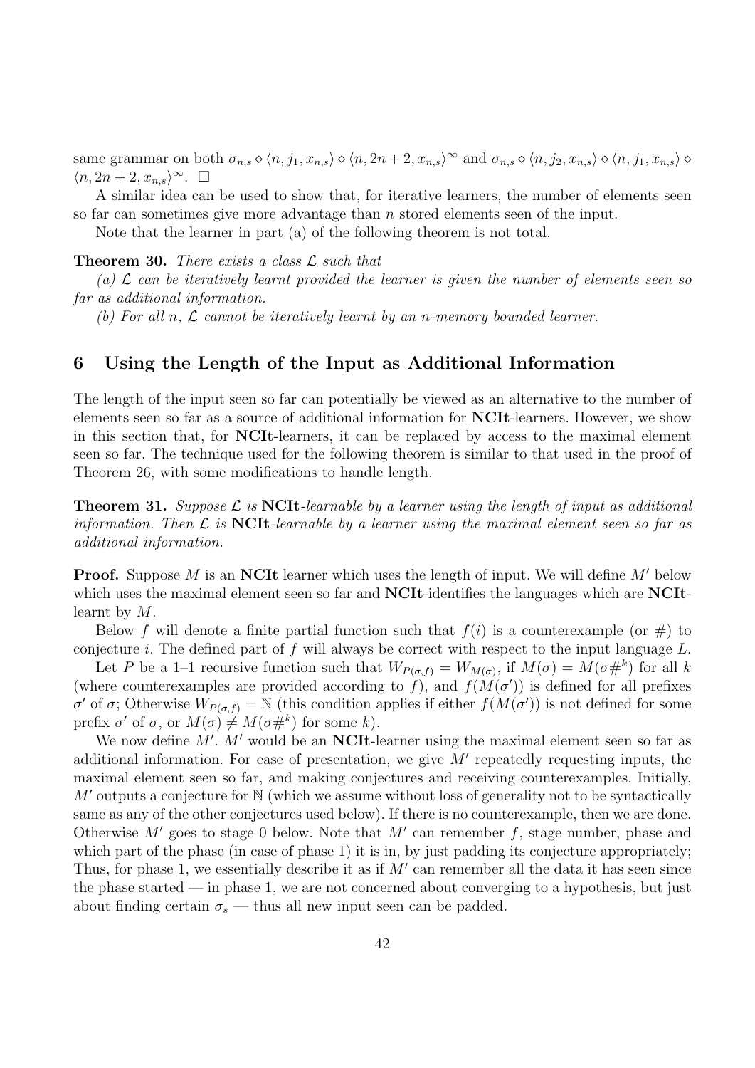same grammar on both $\sigma_{n,s} \diamond \langle n, j_1, x_{n,s}\rangle \diamond \langle n, 2n+2, x_{n,s}\rangle^\infty$ and $\sigma_{n,s} \diamond \langle n, j_2, x_{n,s}\rangle \diamond \langle n, j_1, x_{n,s}\rangle \diamond \langle n, 2n+2, x_{n,s}\rangle^\infty$. $\square$

A similar idea can be used to show that, for iterative learners, the number of elements seen so far can sometimes give more advantage than $n$ stored elements seen of the input.

Note that the learner in part (a) of the following theorem is not total.

**Theorem 30.** *There exists a class $\mathcal{L}$ such that*

*(a) $\mathcal{L}$ can be iteratively learnt provided the learner is given the number of elements seen so far as additional information.*

*(b) For all $n$, $\mathcal{L}$ cannot be iteratively learnt by an $n$-memory bounded learner.*

## 6 Using the Length of the Input as Additional Information

The length of the input seen so far can potentially be viewed as an alternative to the number of elements seen so far as a source of additional information for **NCIt**-learners. However, we show in this section that, for **NCIt**-learners, it can be replaced by access to the maximal element seen so far. The technique used for the following theorem is similar to that used in the proof of Theorem 26, with some modifications to handle length.

**Theorem 31.** *Suppose $\mathcal{L}$ is* **NCIt***-learnable by a learner using the length of input as additional information. Then $\mathcal{L}$ is* **NCIt***-learnable by a learner using the maximal element seen so far as additional information.*

**Proof.** Suppose $M$ is an **NCIt** learner which uses the length of input. We will define $M'$ below which uses the maximal element seen so far and **NCIt**-identifies the languages which are **NCIt**-learnt by $M$.

Below $f$ will denote a finite partial function such that $f(i)$ is a counterexample (or $\#$) to conjecture $i$. The defined part of $f$ will always be correct with respect to the input language $L$.

Let $P$ be a 1–1 recursive function such that $W_{P(\sigma,f)} = W_{M(\sigma)}$, if $M(\sigma) = M(\sigma\#^k)$ for all $k$ (where counterexamples are provided according to $f$), and $f(M(\sigma'))$ is defined for all prefixes $\sigma'$ of $\sigma$; Otherwise $W_{P(\sigma,f)} = \mathbb{N}$ (this condition applies if either $f(M(\sigma'))$ is not defined for some prefix $\sigma'$ of $\sigma$, or $M(\sigma) \neq M(\sigma\#^k)$ for some $k$).

We now define $M'$. $M'$ would be an **NCIt**-learner using the maximal element seen so far as additional information. For ease of presentation, we give $M'$ repeatedly requesting inputs, the maximal element seen so far, and making conjectures and receiving counterexamples. Initially, $M'$ outputs a conjecture for $\mathbb{N}$ (which we assume without loss of generality not to be syntactically same as any of the other conjectures used below). If there is no counterexample, then we are done. Otherwise $M'$ goes to stage 0 below. Note that $M'$ can remember $f$, stage number, phase and which part of the phase (in case of phase 1) it is in, by just padding its conjecture appropriately; Thus, for phase 1, we essentially describe it as if $M'$ can remember all the data it has seen since the phase started — in phase 1, we are not concerned about converging to a hypothesis, but just about finding certain $\sigma_s$ — thus all new input seen can be padded.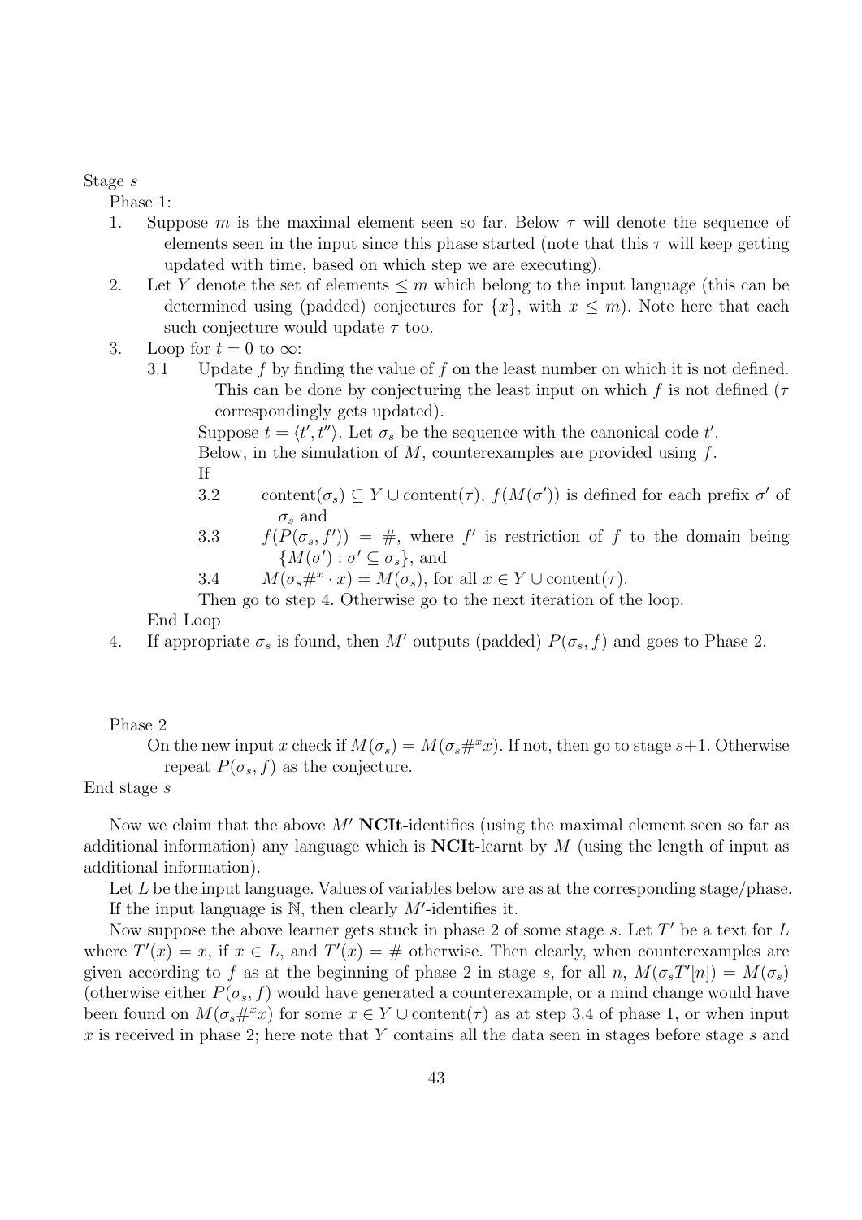Stage $s$

Phase 1:

1. Suppose $m$ is the maximal element seen so far. Below $\tau$ will denote the sequence of elements seen in the input since this phase started (note that this $\tau$ will keep getting updated with time, based on which step we are executing).
2. Let $Y$ denote the set of elements $\leq m$ which belong to the input language (this can be determined using (padded) conjectures for $\{x\}$, with $x \leq m$). Note here that each such conjecture would update $\tau$ too.
3. Loop for $t = 0$ to $\infty$:
   - 3.1 Update $f$ by finding the value of $f$ on the least number on which it is not defined. This can be done by conjecturing the least input on which $f$ is not defined ($\tau$ correspondingly gets updated).

     Suppose $t = \langle t', t'' \rangle$. Let $\sigma_s$ be the sequence with the canonical code $t'$.

     Below, in the simulation of $M$, counterexamples are provided using $f$.

     If
   - 3.2 $\text{content}(\sigma_s) \subseteq Y \cup \text{content}(\tau)$, $f(M(\sigma'))$ is defined for each prefix $\sigma'$ of $\sigma_s$ and
   - 3.3 $f(P(\sigma_s, f')) = \#$, where $f'$ is restriction of $f$ to the domain being $\{M(\sigma') : \sigma' \subseteq \sigma_s\}$, and
   - 3.4 $M(\sigma_s \#^x \cdot x) = M(\sigma_s)$, for all $x \in Y \cup \text{content}(\tau)$.

     Then go to step 4. Otherwise go to the next iteration of the loop.

   End Loop
4. If appropriate $\sigma_s$ is found, then $M'$ outputs (padded) $P(\sigma_s, f)$ and goes to Phase 2.

Phase 2

On the new input $x$ check if $M(\sigma_s) = M(\sigma_s \#^x x)$. If not, then go to stage $s+1$. Otherwise repeat $P(\sigma_s, f)$ as the conjecture.

End stage $s$

Now we claim that the above $M'$ **NCIt**-identifies (using the maximal element seen so far as additional information) any language which is **NCIt**-learnt by $M$ (using the length of input as additional information).

Let $L$ be the input language. Values of variables below are as at the corresponding stage/phase. If the input language is $\mathbb{N}$, then clearly $M'$-identifies it.

Now suppose the above learner gets stuck in phase 2 of some stage $s$. Let $T'$ be a text for $L$ where $T'(x) = x$, if $x \in L$, and $T'(x) = \#$ otherwise. Then clearly, when counterexamples are given according to $f$ as at the beginning of phase 2 in stage $s$, for all $n$, $M(\sigma_s T'[n]) = M(\sigma_s)$ (otherwise either $P(\sigma_s, f)$ would have generated a counterexample, or a mind change would have been found on $M(\sigma_s \#^x x)$ for some $x \in Y \cup \text{content}(\tau)$ as at step 3.4 of phase 1, or when input $x$ is received in phase 2; here note that $Y$ contains all the data seen in stages before stage $s$ and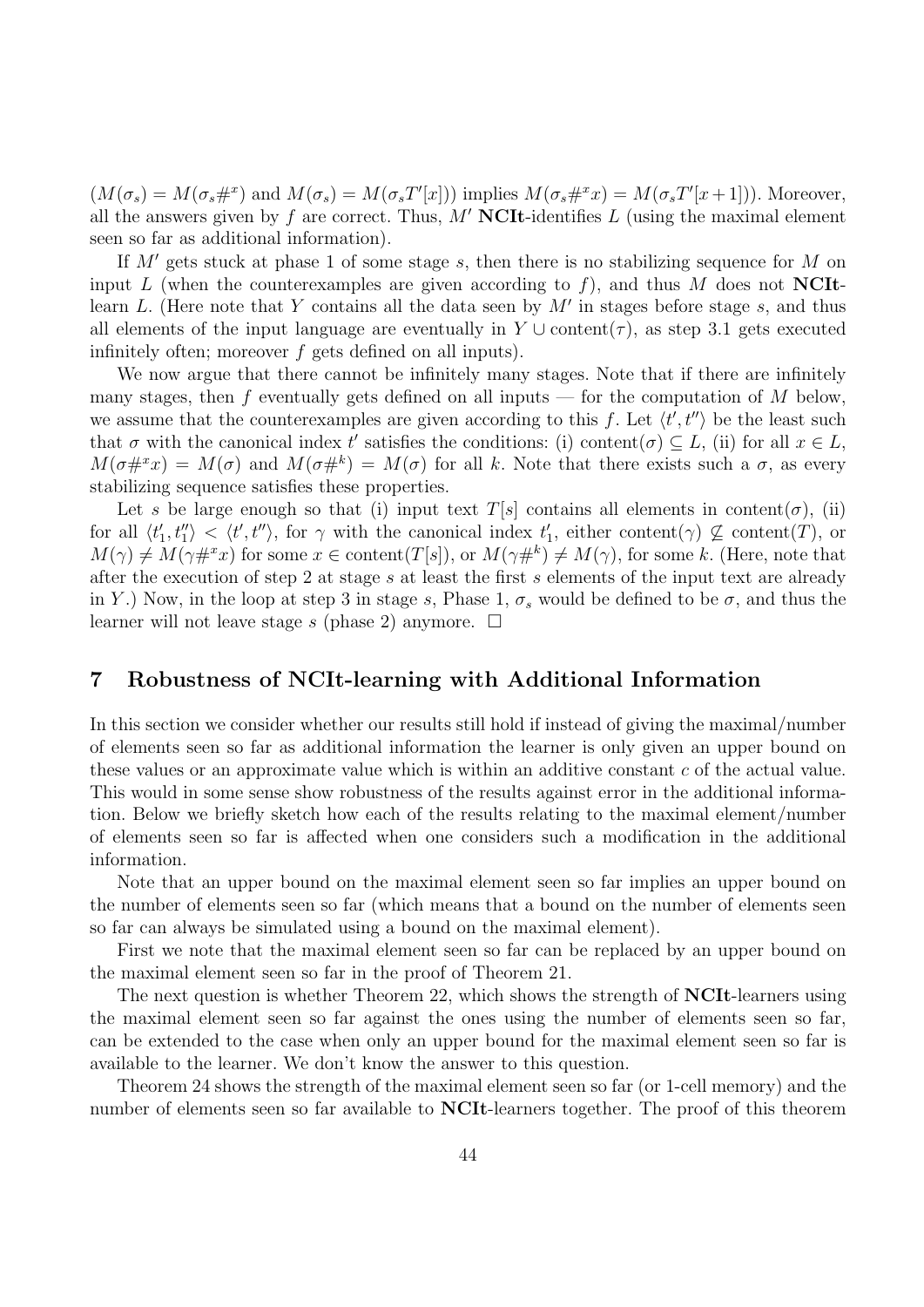$(M(\sigma_s) = M(\sigma_s\#^x)$ and $M(\sigma_s) = M(\sigma_s T'[x]))$ implies $M(\sigma_s\#^x x) = M(\sigma_s T'[x+1]))$. Moreover, all the answers given by $f$ are correct. Thus, $M'$ **NCIt**-identifies $L$ (using the maximal element seen so far as additional information).

If $M'$ gets stuck at phase 1 of some stage $s$, then there is no stabilizing sequence for $M$ on input $L$ (when the counterexamples are given according to $f$), and thus $M$ does not **NCIt**-learn $L$. (Here note that $Y$ contains all the data seen by $M'$ in stages before stage $s$, and thus all elements of the input language are eventually in $Y \cup \text{content}(\tau)$, as step 3.1 gets executed infinitely often; moreover $f$ gets defined on all inputs).

We now argue that there cannot be infinitely many stages. Note that if there are infinitely many stages, then $f$ eventually gets defined on all inputs — for the computation of $M$ below, we assume that the counterexamples are given according to this $f$. Let $\langle t', t'' \rangle$ be the least such that $\sigma$ with the canonical index $t'$ satisfies the conditions: (i) $\text{content}(\sigma) \subseteq L$, (ii) for all $x \in L$, $M(\sigma\#^x x) = M(\sigma)$ and $M(\sigma\#^k) = M(\sigma)$ for all $k$. Note that there exists such a $\sigma$, as every stabilizing sequence satisfies these properties.

Let $s$ be large enough so that (i) input text $T[s]$ contains all elements in $\text{content}(\sigma)$, (ii) for all $\langle t'_1, t''_1 \rangle < \langle t', t'' \rangle$, for $\gamma$ with the canonical index $t'_1$, either $\text{content}(\gamma) \not\subseteq \text{content}(T)$, or $M(\gamma) \neq M(\gamma\#^x x)$ for some $x \in \text{content}(T[s])$, or $M(\gamma\#^k) \neq M(\gamma)$, for some $k$. (Here, note that after the execution of step 2 at stage $s$ at least the first $s$ elements of the input text are already in $Y$.) Now, in the loop at step 3 in stage $s$, Phase 1, $\sigma_s$ would be defined to be $\sigma$, and thus the learner will not leave stage $s$ (phase 2) anymore. □

## 7 Robustness of NCIt-learning with Additional Information

In this section we consider whether our results still hold if instead of giving the maximal/number of elements seen so far as additional information the learner is only given an upper bound on these values or an approximate value which is within an additive constant $c$ of the actual value. This would in some sense show robustness of the results against error in the additional information. Below we briefly sketch how each of the results relating to the maximal element/number of elements seen so far is affected when one considers such a modification in the additional information.

Note that an upper bound on the maximal element seen so far implies an upper bound on the number of elements seen so far (which means that a bound on the number of elements seen so far can always be simulated using a bound on the maximal element).

First we note that the maximal element seen so far can be replaced by an upper bound on the maximal element seen so far in the proof of Theorem 21.

The next question is whether Theorem 22, which shows the strength of **NCIt**-learners using the maximal element seen so far against the ones using the number of elements seen so far, can be extended to the case when only an upper bound for the maximal element seen so far is available to the learner. We don't know the answer to this question.

Theorem 24 shows the strength of the maximal element seen so far (or 1-cell memory) and the number of elements seen so far available to **NCIt**-learners together. The proof of this theorem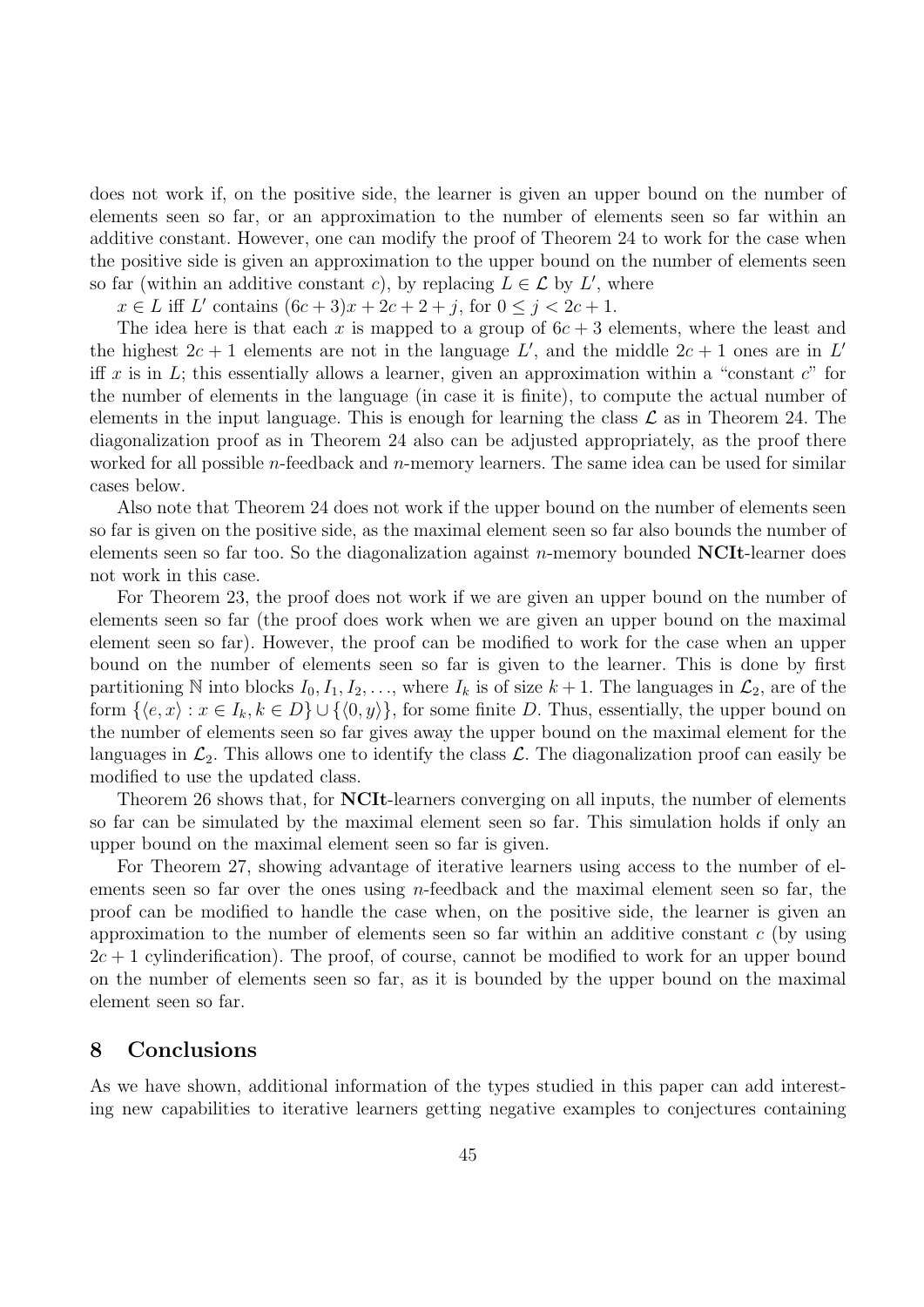does not work if, on the positive side, the learner is given an upper bound on the number of elements seen so far, or an approximation to the number of elements seen so far within an additive constant. However, one can modify the proof of Theorem 24 to work for the case when the positive side is given an approximation to the upper bound on the number of elements seen so far (within an additive constant $c$), by replacing $L \in \mathcal{L}$ by $L'$, where

$x \in L$ iff $L'$ contains $(6c+3)x + 2c + 2 + j$, for $0 \leq j < 2c + 1$.

The idea here is that each $x$ is mapped to a group of $6c+3$ elements, where the least and the highest $2c+1$ elements are not in the language $L'$, and the middle $2c+1$ ones are in $L'$ iff $x$ is in $L$; this essentially allows a learner, given an approximation within a "constant $c$" for the number of elements in the language (in case it is finite), to compute the actual number of elements in the input language. This is enough for learning the class $\mathcal{L}$ as in Theorem 24. The diagonalization proof as in Theorem 24 also can be adjusted appropriately, as the proof there worked for all possible $n$-feedback and $n$-memory learners. The same idea can be used for similar cases below.

Also note that Theorem 24 does not work if the upper bound on the number of elements seen so far is given on the positive side, as the maximal element seen so far also bounds the number of elements seen so far too. So the diagonalization against $n$-memory bounded **NCIt**-learner does not work in this case.

For Theorem 23, the proof does not work if we are given an upper bound on the number of elements seen so far (the proof does work when we are given an upper bound on the maximal element seen so far). However, the proof can be modified to work for the case when an upper bound on the number of elements seen so far is given to the learner. This is done by first partitioning $\mathbb{N}$ into blocks $I_0, I_1, I_2, \ldots$, where $I_k$ is of size $k+1$. The languages in $\mathcal{L}_2$, are of the form $\{\langle e, x\rangle : x \in I_k, k \in D\} \cup \{\langle 0, y\rangle\}$, for some finite $D$. Thus, essentially, the upper bound on the number of elements seen so far gives away the upper bound on the maximal element for the languages in $\mathcal{L}_2$. This allows one to identify the class $\mathcal{L}$. The diagonalization proof can easily be modified to use the updated class.

Theorem 26 shows that, for **NCIt**-learners converging on all inputs, the number of elements so far can be simulated by the maximal element seen so far. This simulation holds if only an upper bound on the maximal element seen so far is given.

For Theorem 27, showing advantage of iterative learners using access to the number of elements seen so far over the ones using $n$-feedback and the maximal element seen so far, the proof can be modified to handle the case when, on the positive side, the learner is given an approximation to the number of elements seen so far within an additive constant $c$ (by using $2c+1$ cylinderification). The proof, of course, cannot be modified to work for an upper bound on the number of elements seen so far, as it is bounded by the upper bound on the maximal element seen so far.

## 8 Conclusions

As we have shown, additional information of the types studied in this paper can add interesting new capabilities to iterative learners getting negative examples to conjectures containing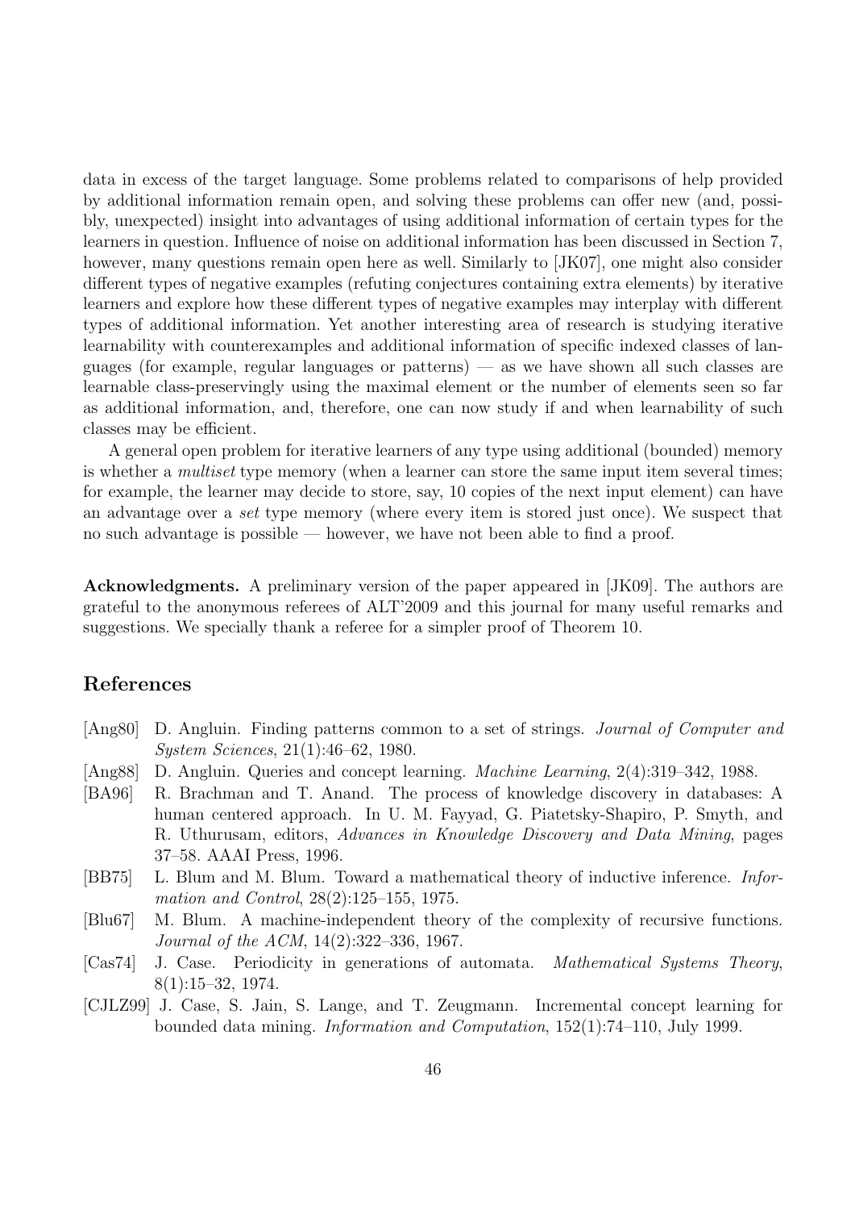data in excess of the target language. Some problems related to comparisons of help provided by additional information remain open, and solving these problems can offer new (and, possibly, unexpected) insight into advantages of using additional information of certain types for the learners in question. Influence of noise on additional information has been discussed in Section 7, however, many questions remain open here as well. Similarly to [JK07], one might also consider different types of negative examples (refuting conjectures containing extra elements) by iterative learners and explore how these different types of negative examples may interplay with different types of additional information. Yet another interesting area of research is studying iterative learnability with counterexamples and additional information of specific indexed classes of languages (for example, regular languages or patterns) — as we have shown all such classes are learnable class-preservingly using the maximal element or the number of elements seen so far as additional information, and, therefore, one can now study if and when learnability of such classes may be efficient.

A general open problem for iterative learners of any type using additional (bounded) memory is whether a *multiset* type memory (when a learner can store the same input item several times; for example, the learner may decide to store, say, 10 copies of the next input element) can have an advantage over a *set* type memory (where every item is stored just once). We suspect that no such advantage is possible — however, we have not been able to find a proof.

**Acknowledgments.** A preliminary version of the paper appeared in [JK09]. The authors are grateful to the anonymous referees of ALT'2009 and this journal for many useful remarks and suggestions. We specially thank a referee for a simpler proof of Theorem 10.

## References

[Ang80] D. Angluin. Finding patterns common to a set of strings. *Journal of Computer and System Sciences*, 21(1):46–62, 1980.

[Ang88] D. Angluin. Queries and concept learning. *Machine Learning*, 2(4):319–342, 1988.

[BA96] R. Brachman and T. Anand. The process of knowledge discovery in databases: A human centered approach. In U. M. Fayyad, G. Piatetsky-Shapiro, P. Smyth, and R. Uthurusam, editors, *Advances in Knowledge Discovery and Data Mining*, pages 37–58. AAAI Press, 1996.

[BB75] L. Blum and M. Blum. Toward a mathematical theory of inductive inference. *Information and Control*, 28(2):125–155, 1975.

[Blu67] M. Blum. A machine-independent theory of the complexity of recursive functions. *Journal of the ACM*, 14(2):322–336, 1967.

[Cas74] J. Case. Periodicity in generations of automata. *Mathematical Systems Theory*, 8(1):15–32, 1974.

[CJLZ99] J. Case, S. Jain, S. Lange, and T. Zeugmann. Incremental concept learning for bounded data mining. *Information and Computation*, 152(1):74–110, July 1999.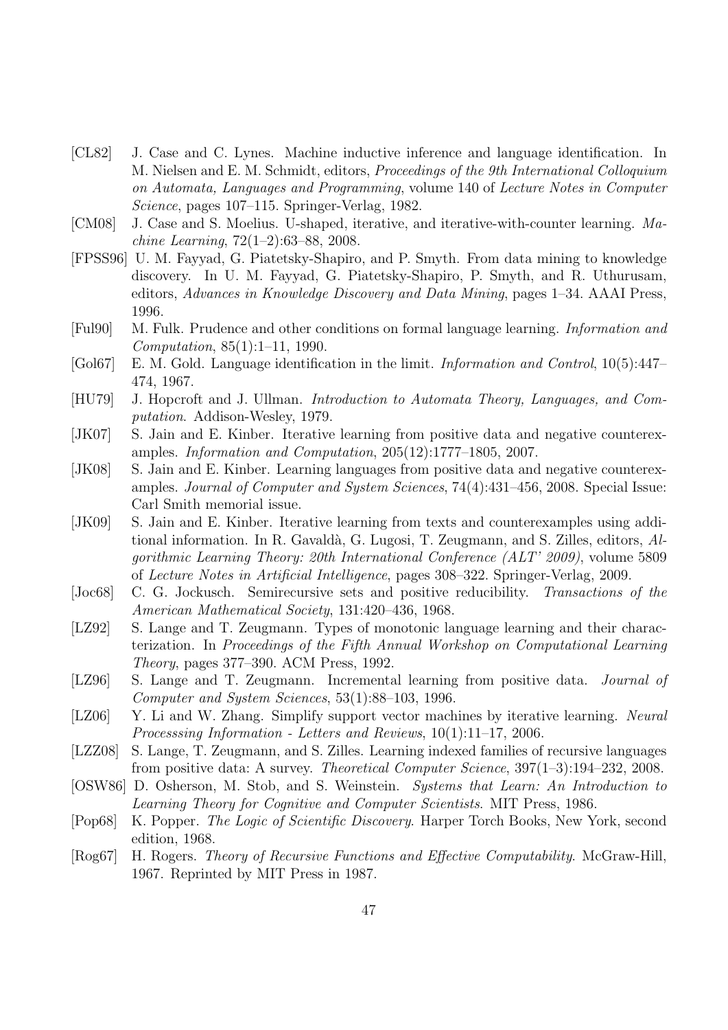- [CL82] J. Case and C. Lynes. Machine inductive inference and language identification. In M. Nielsen and E. M. Schmidt, editors, *Proceedings of the 9th International Colloquium on Automata, Languages and Programming*, volume 140 of *Lecture Notes in Computer Science*, pages 107–115. Springer-Verlag, 1982.
- [CM08] J. Case and S. Moelius. U-shaped, iterative, and iterative-with-counter learning. *Machine Learning*, 72(1–2):63–88, 2008.
- [FPSS96] U. M. Fayyad, G. Piatetsky-Shapiro, and P. Smyth. From data mining to knowledge discovery. In U. M. Fayyad, G. Piatetsky-Shapiro, P. Smyth, and R. Uthurusam, editors, *Advances in Knowledge Discovery and Data Mining*, pages 1–34. AAAI Press, 1996.
- [Ful90] M. Fulk. Prudence and other conditions on formal language learning. *Information and Computation*, 85(1):1–11, 1990.
- [Gol67] E. M. Gold. Language identification in the limit. *Information and Control*, 10(5):447–474, 1967.
- [HU79] J. Hopcroft and J. Ullman. *Introduction to Automata Theory, Languages, and Computation*. Addison-Wesley, 1979.
- [JK07] S. Jain and E. Kinber. Iterative learning from positive data and negative counterexamples. *Information and Computation*, 205(12):1777–1805, 2007.
- [JK08] S. Jain and E. Kinber. Learning languages from positive data and negative counterexamples. *Journal of Computer and System Sciences*, 74(4):431–456, 2008. Special Issue: Carl Smith memorial issue.
- [JK09] S. Jain and E. Kinber. Iterative learning from texts and counterexamples using additional information. In R. Gavaldà, G. Lugosi, T. Zeugmann, and S. Zilles, editors, *Algorithmic Learning Theory: 20th International Conference (ALT' 2009)*, volume 5809 of *Lecture Notes in Artificial Intelligence*, pages 308–322. Springer-Verlag, 2009.
- [Joc68] C. G. Jockusch. Semirecursive sets and positive reducibility. *Transactions of the American Mathematical Society*, 131:420–436, 1968.
- [LZ92] S. Lange and T. Zeugmann. Types of monotonic language learning and their characterization. In *Proceedings of the Fifth Annual Workshop on Computational Learning Theory*, pages 377–390. ACM Press, 1992.
- [LZ96] S. Lange and T. Zeugmann. Incremental learning from positive data. *Journal of Computer and System Sciences*, 53(1):88–103, 1996.
- [LZ06] Y. Li and W. Zhang. Simplify support vector machines by iterative learning. *Neural Processsing Information - Letters and Reviews*, 10(1):11–17, 2006.
- [LZZ08] S. Lange, T. Zeugmann, and S. Zilles. Learning indexed families of recursive languages from positive data: A survey. *Theoretical Computer Science*, 397(1–3):194–232, 2008.
- [OSW86] D. Osherson, M. Stob, and S. Weinstein. *Systems that Learn: An Introduction to Learning Theory for Cognitive and Computer Scientists*. MIT Press, 1986.
- [Pop68] K. Popper. *The Logic of Scientific Discovery*. Harper Torch Books, New York, second edition, 1968.
- [Rog67] H. Rogers. *Theory of Recursive Functions and Effective Computability*. McGraw-Hill, 1967. Reprinted by MIT Press in 1987.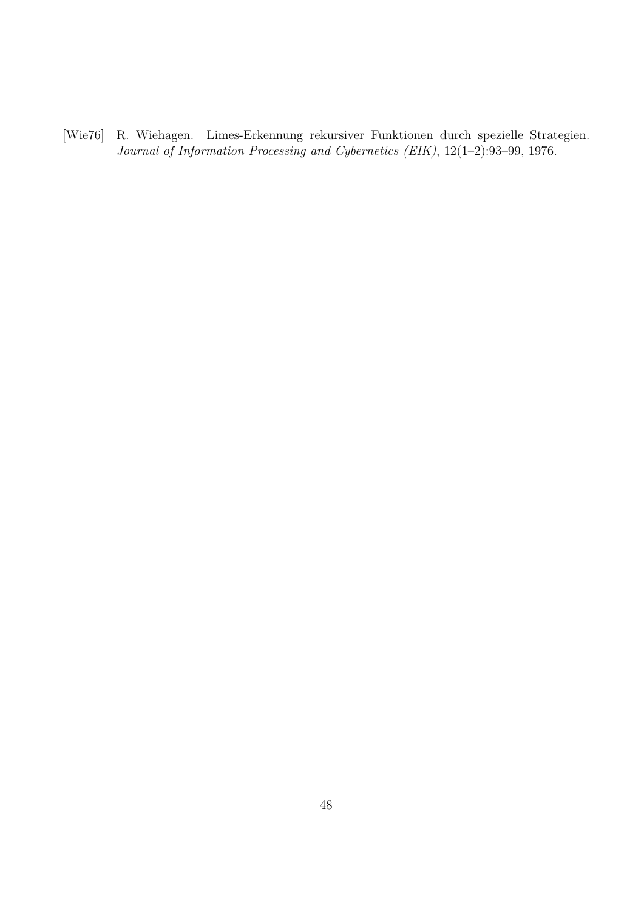[Wie76] R. Wiehagen. Limes-Erkennung rekursiver Funktionen durch spezielle Strategien. *Journal of Information Processing and Cybernetics (EIK)*, 12(1–2):93–99, 1976.